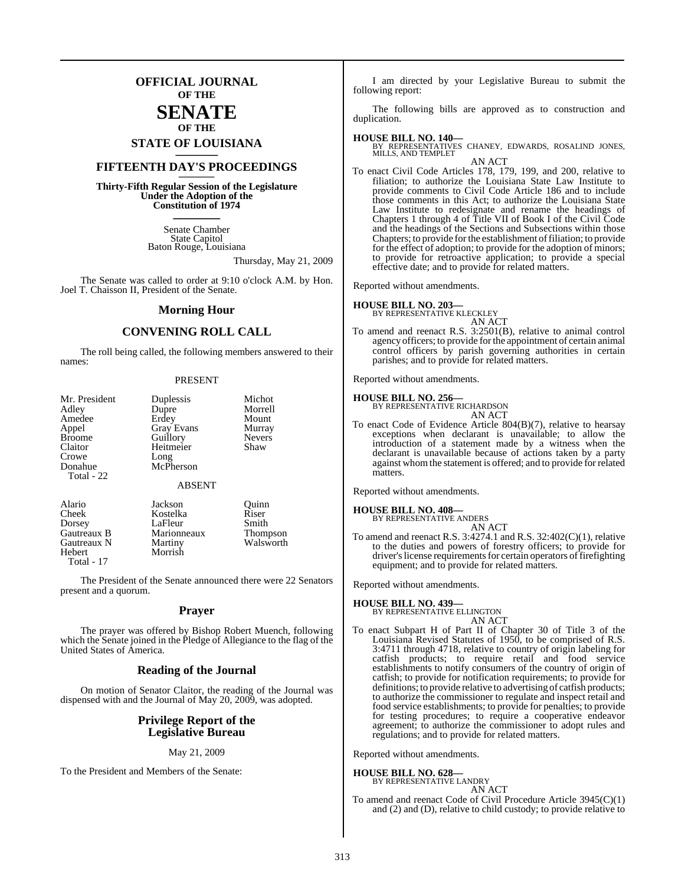# OFFICIAL JOURNAL
## OF THE
# SENATE
## OF THE
## STATE OF LOUISIANA

## FIFTEENTH DAY'S PROCEEDINGS

**Thirty-Fifth Regular Session of the Legislature Under the Adoption of the Constitution of 1974**

Senate Chamber
State Capitol
Baton Rouge, Louisiana

Thursday, May 21, 2009

The Senate was called to order at 9:10 o'clock A.M. by Hon. Joel T. Chaisson II, President of the Senate.

## Morning Hour

## CONVENING ROLL CALL

The roll being called, the following members answered to their names:

PRESENT

| | | |
|---|---|---|
| Mr. President | Duplessis | Michot |
| Adley | Dupre | Morrell |
| Amedee | Erdey | Mount |
| Appel | Gray Evans | Murray |
| Broome | Guillory | Nevers |
| Claitor | Heitmeier | Shaw |
| Crowe | Long | |
| Donahue | McPherson | |
| Total - 22 | | |

ABSENT

| | | |
|---|---|---|
| Alario | Jackson | Quinn |
| Cheek | Kostelka | Riser |
| Dorsey | LaFleur | Smith |
| Gautreaux B | Marionneaux | Thompson |
| Gautreaux N | Martiny | Walsworth |
| Hebert | Morrish | |
| Total - 17 | | |

The President of the Senate announced there were 22 Senators present and a quorum.

## Prayer

The prayer was offered by Bishop Robert Muench, following which the Senate joined in the Pledge of Allegiance to the flag of the United States of America.

## Reading of the Journal

On motion of Senator Claitor, the reading of the Journal was dispensed with and the Journal of May 20, 2009, was adopted.

## Privilege Report of the Legislative Bureau

May 21, 2009

To the President and Members of the Senate:

I am directed by your Legislative Bureau to submit the following report:

The following bills are approved as to construction and duplication.

**HOUSE BILL NO. 140—**
BY REPRESENTATIVES CHANEY, EDWARDS, ROSALIND JONES, MILLS, AND TEMPLET

AN ACT

To enact Civil Code Articles 178, 179, 199, and 200, relative to filiation; to authorize the Louisiana State Law Institute to provide comments to Civil Code Article 186 and to include those comments in this Act; to authorize the Louisiana State Law Institute to redesignate and rename the headings of Chapters 1 through 4 of Title VII of Book I of the Civil Code and the headings of the Sections and Subsections within those Chapters; to provide for the establishment of filiation; to provide for the effect of adoption; to provide for the adoption of minors; to provide for retroactive application; to provide a special effective date; and to provide for related matters.

Reported without amendments.

**HOUSE BILL NO. 203—**
BY REPRESENTATIVE KLECKLEY

AN ACT

To amend and reenact R.S. 3:2501(B), relative to animal control agency officers; to provide for the appointment of certain animal control officers by parish governing authorities in certain parishes; and to provide for related matters.

Reported without amendments.

**HOUSE BILL NO. 256—**
BY REPRESENTATIVE RICHARDSON

AN ACT

To enact Code of Evidence Article 804(B)(7), relative to hearsay exceptions when declarant is unavailable; to allow the introduction of a statement made by a witness when the declarant is unavailable because of actions taken by a party against whom the statement is offered; and to provide for related matters.

Reported without amendments.

**HOUSE BILL NO. 408—**
BY REPRESENTATIVE ANDERS

AN ACT

To amend and reenact R.S. 3:4274.1 and R.S. 32:402(C)(1), relative to the duties and powers of forestry officers; to provide for driver's license requirements for certain operators of firefighting equipment; and to provide for related matters.

Reported without amendments.

**HOUSE BILL NO. 439—**
BY REPRESENTATIVE ELLINGTON

AN ACT

To enact Subpart H of Part II of Chapter 30 of Title 3 of the Louisiana Revised Statutes of 1950, to be comprised of R.S. 3:4711 through 4718, relative to country of origin labeling for catfish products; to require retail and food service establishments to notify consumers of the country of origin of catfish; to provide for notification requirements; to provide for definitions; to provide relative to advertising of catfish products; to authorize the commissioner to regulate and inspect retail and food service establishments; to provide for penalties; to provide for testing procedures; to require a cooperative endeavor agreement; to authorize the commissioner to adopt rules and regulations; and to provide for related matters.

Reported without amendments.

**HOUSE BILL NO. 628—**
BY REPRESENTATIVE LANDRY

AN ACT

To amend and reenact Code of Civil Procedure Article 3945(C)(1) and (2) and (D), relative to child custody; to provide relative to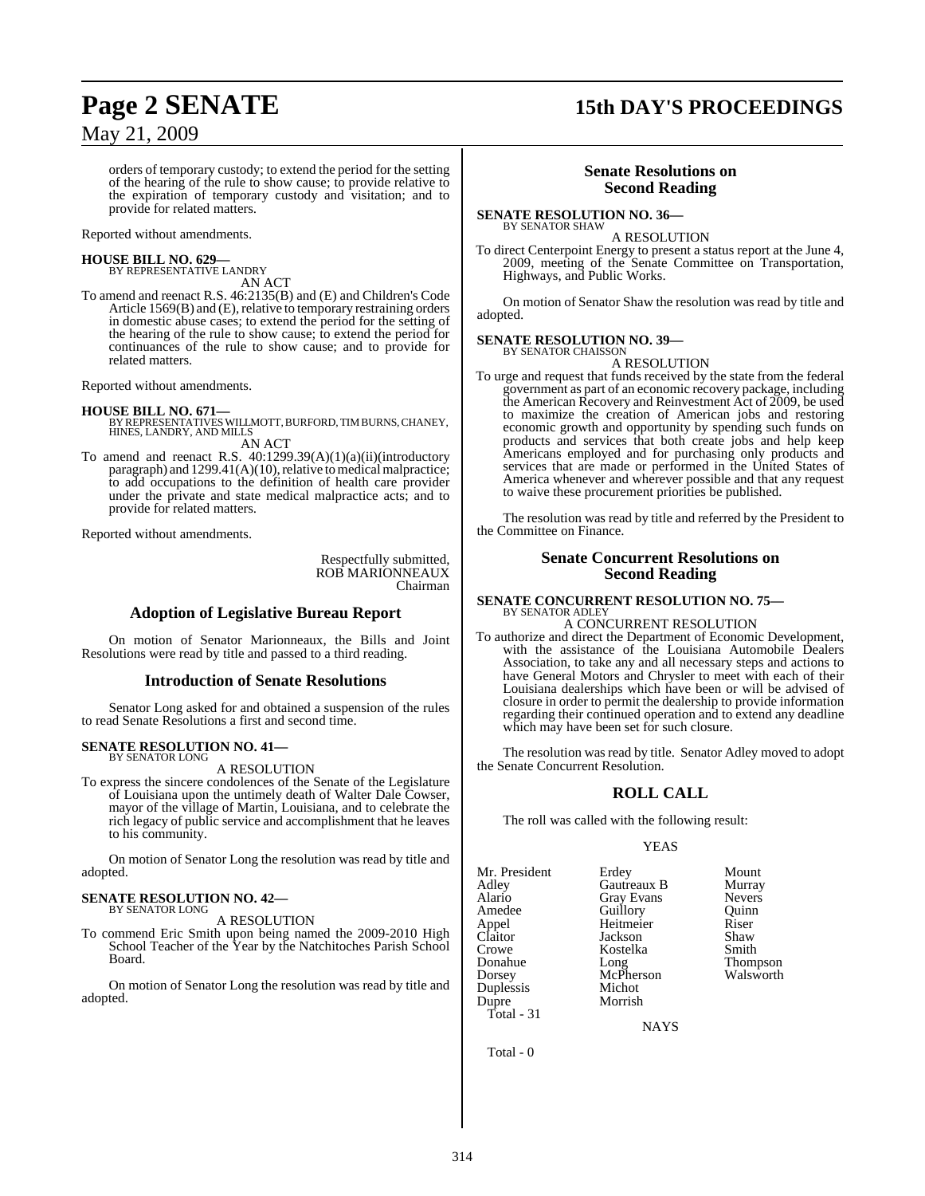orders of temporary custody; to extend the period for the setting of the hearing of the rule to show cause; to provide relative to the expiration of temporary custody and visitation; and to provide for related matters.

Reported without amendments.

**HOUSE BILL NO. 629—**
BY REPRESENTATIVE LANDRY

AN ACT

To amend and reenact R.S. 46:2135(B) and (E) and Children's Code Article 1569(B) and (E), relative to temporary restraining orders in domestic abuse cases; to extend the period for the setting of the hearing of the rule to show cause; to extend the period for continuances of the rule to show cause; and to provide for related matters.

Reported without amendments.

**HOUSE BILL NO. 671—**
BY REPRESENTATIVES WILLMOTT, BURFORD, TIM BURNS, CHANEY, HINES, LANDRY, AND MILLS

AN ACT

To amend and reenact R.S. 40:1299.39(A)(1)(a)(ii)(introductory paragraph) and 1299.41(A)(10), relative to medical malpractice; to add occupations to the definition of health care provider under the private and state medical malpractice acts; and to provide for related matters.

Reported without amendments.

Respectfully submitted,
ROB MARIONNEAUX
Chairman

## Adoption of Legislative Bureau Report

On motion of Senator Marionneaux, the Bills and Joint Resolutions were read by title and passed to a third reading.

## Introduction of Senate Resolutions

Senator Long asked for and obtained a suspension of the rules to read Senate Resolutions a first and second time.

**SENATE RESOLUTION NO. 41—**
BY SENATOR LONG

A RESOLUTION

To express the sincere condolences of the Senate of the Legislature of Louisiana upon the untimely death of Walter Dale Cowser, mayor of the village of Martin, Louisiana, and to celebrate the rich legacy of public service and accomplishment that he leaves to his community.

On motion of Senator Long the resolution was read by title and adopted.

**SENATE RESOLUTION NO. 42—**
BY SENATOR LONG

A RESOLUTION

To commend Eric Smith upon being named the 2009-2010 High School Teacher of the Year by the Natchitoches Parish School Board.

On motion of Senator Long the resolution was read by title and adopted.

## Senate Resolutions on Second Reading

**SENATE RESOLUTION NO. 36—**
BY SENATOR SHAW

A RESOLUTION

To direct Centerpoint Energy to present a status report at the June 4, 2009, meeting of the Senate Committee on Transportation, Highways, and Public Works.

On motion of Senator Shaw the resolution was read by title and adopted.

**SENATE RESOLUTION NO. 39—**
BY SENATOR CHAISSON

A RESOLUTION

To urge and request that funds received by the state from the federal government as part of an economic recovery package, including the American Recovery and Reinvestment Act of 2009, be used to maximize the creation of American jobs and restoring economic growth and opportunity by spending such funds on products and services that both create jobs and help keep Americans employed and for purchasing only products and services that are made or performed in the United States of America whenever and wherever possible and that any request to waive these procurement priorities be published.

The resolution was read by title and referred by the President to the Committee on Finance.

## Senate Concurrent Resolutions on Second Reading

**SENATE CONCURRENT RESOLUTION NO. 75—**
BY SENATOR ADLEY

A CONCURRENT RESOLUTION

To authorize and direct the Department of Economic Development, with the assistance of the Louisiana Automobile Dealers Association, to take any and all necessary steps and actions to have General Motors and Chrysler to meet with each of their Louisiana dealerships which have been or will be advised of closure in order to permit the dealership to provide information regarding their continued operation and to extend any deadline which may have been set for such closure.

The resolution was read by title. Senator Adley moved to adopt the Senate Concurrent Resolution.

## ROLL CALL

The roll was called with the following result:

YEAS

| | | |
|---|---|---|
| Mr. President | Erdey | Mount |
| Adley | Gautreaux B | Murray |
| Alario | Gray Evans | Nevers |
| Amedee | Guillory | Quinn |
| Appel | Heitmeier | Riser |
| Claitor | Jackson | Shaw |
| Crowe | Kostelka | Smith |
| Donahue | Long | Thompson |
| Dorsey | McPherson | Walsworth |
| Duplessis | Michot | |
| Dupre | Morrish | |

Total - 31

NAYS

Total - 0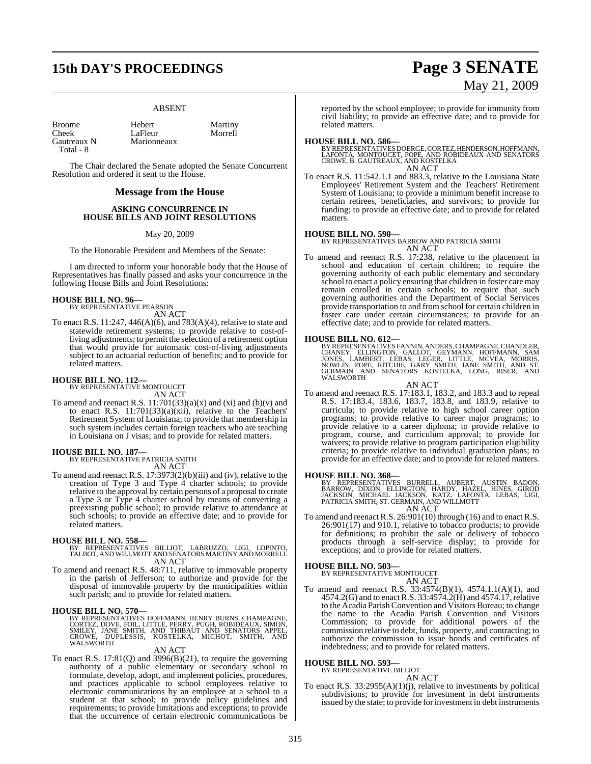ABSENT

| | | |
|---|---|---|
| Broome | Hebert | Martiny |
| Cheek | LaFleur | Morrell |
| Gautreaux N | Marionneaux | |
| Total - 8 | | |

The Chair declared the Senate adopted the Senate Concurrent Resolution and ordered it sent to the House.

## Message from the House

### ASKING CONCURRENCE IN HOUSE BILLS AND JOINT RESOLUTIONS

May 20, 2009

To the Honorable President and Members of the Senate:

I am directed to inform your honorable body that the House of Representatives has finally passed and asks your concurrence in the following House Bills and Joint Resolutions:

**HOUSE BILL NO. 96—**
BY REPRESENTATIVE PEARSON
AN ACT

To enact R.S. 11:247, 446(A)(6), and 783(A)(4), relative to state and statewide retirement systems; to provide relative to cost-of-living adjustments; to permit the selection of a retirement option that would provide for automatic cost-of-living adjustments subject to an actuarial reduction of benefits; and to provide for related matters.

**HOUSE BILL NO. 112—**
BY REPRESENTATIVE MONTOUCET
AN ACT

To amend and reenact R.S. 11:701(33)(a)(x) and (xi) and (b)(v) and to enact R.S. 11:701(33)(a)(xii), relative to the Teachers' Retirement System of Louisiana; to provide that membership in such system includes certain foreign teachers who are teaching in Louisiana on J visas; and to provide for related matters.

**HOUSE BILL NO. 187—**
BY REPRESENTATIVE PATRICIA SMITH
AN ACT

To amend and reenact R.S. 17:3973(2)(b)(iii) and (iv), relative to the creation of Type 3 and Type 4 charter schools; to provide relative to the approval by certain persons of a proposal to create a Type 3 or Type 4 charter school by means of converting a preexisting public school; to provide relative to attendance at such schools; to provide an effective date; and to provide for related matters.

**HOUSE BILL NO. 558—**
BY REPRESENTATIVES BILLIOT, LABRUZZO, LIGI, LOPINTO, TALBOT, AND WILLMOTT AND SENATORS MARTINY AND MORRELL
AN ACT

To amend and reenact R.S. 48:711, relative to immovable property in the parish of Jefferson; to authorize and provide for the disposal of immovable property by the municipalities within such parish; and to provide for related matters.

**HOUSE BILL NO. 570—**
BY REPRESENTATIVES HOFFMANN, HENRY BURNS, CHAMPAGNE, CORTEZ, DOVE, FOIL, LITTLE, PERRY, PUGH, ROBIDEAUX, SIMON, SMILEY, JANE SMITH, AND THIBAUT AND SENATORS APPEL, CROWE, DUPLESSIS, KOSTELKA, MICHOT, SMITH, AND WALSWORTH
AN ACT

To enact R.S. 17:81(Q) and 3996(B)(21), to require the governing authority of a public elementary or secondary school to formulate, develop, adopt, and implement policies, procedures, and practices applicable to school employees relative to electronic communications by an employee at a school to a student at that school; to provide policy guidelines and requirements; to provide limitations and exceptions; to provide that the occurrence of certain electronic communications be reported by the school employee; to provide for immunity from civil liability; to provide an effective date; and to provide for related matters.

**HOUSE BILL NO. 586—**
BY REPRESENTATIVES DOERGE, CORTEZ, HENDERSON, HOFFMANN, LAFONTA, MONTOUCET, POPE, AND ROBIDEAUX AND SENATORS CROWE, B. GAUTREAUX, AND KOSTELKA
AN ACT

To enact R.S. 11:542.1.1 and 883.3, relative to the Louisiana State Employees' Retirement System and the Teachers' Retirement System of Louisiana; to provide a minimum benefit increase to certain retirees, beneficiaries, and survivors; to provide for funding; to provide an effective date; and to provide for related matters.

**HOUSE BILL NO. 590—**
BY REPRESENTATIVES BARROW AND PATRICIA SMITH
AN ACT

To amend and reenact R.S. 17:238, relative to the placement in school and education of certain children; to require the governing authority of each public elementary and secondary school to enact a policy ensuring that children in foster care may remain enrolled in certain schools; to require that such governing authorities and the Department of Social Services provide transportation to and from school for certain children in foster care under certain circumstances; to provide for an effective date; and to provide for related matters.

**HOUSE BILL NO. 612—**
BY REPRESENTATIVES FANNIN, ANDERS, CHAMPAGNE, CHANDLER, CHANEY, ELLINGTON, GALLOT, GEYMANN, HOFFMANN, SAM JONES, LAMBERT, LEBAS, LEGER, LITTLE, MCVEA, MORRIS, NOWLIN, POPE, RITCHIE, GARY SMITH, JANE SMITH, AND ST. GERMAIN AND SENATORS KOSTELKA, LONG, RISER, AND WALSWORTH
AN ACT

To amend and reenact R.S. 17:183.1, 183.2, and 183.3 and to repeal R.S. 17:183.4, 183.6, 183.7, 183.8, and 183.9, relative to curricula; to provide relative to high school career option programs; to provide relative to career major programs; to provide relative to a career diploma; to provide relative to program, course, and curriculum approval; to provide for waivers; to provide relative to program participation eligibility criteria; to provide relative to individual graduation plans; to provide for an effective date; and to provide for related matters.

**HOUSE BILL NO. 368—**
BY REPRESENTATIVES BURRELL, AUBERT, AUSTIN BADON, BARROW, DIXON, ELLINGTON, HARDY, HAZEL, HINES, GIROD JACKSON, MICHAEL JACKSON, KATZ, LAFONTA, LEBAS, LIGI, PATRICIA SMITH, ST. GERMAIN, AND WILLMOTT
AN ACT

To amend and reenact R.S. 26:901(10) through (16) and to enact R.S. 26:901(17) and 910.1, relative to tobacco products; to provide for definitions; to prohibit the sale or delivery of tobacco products through a self-service display; to provide for exceptions; and to provide for related matters.

**HOUSE BILL NO. 503—**
BY REPRESENTATIVE MONTOUCET
AN ACT

To amend and reenact R.S. 33:4574(B)(1), 4574.1.1(A)(1), and 4574.2(G) and to enact R.S. 33:4574.2(H) and 4574.17, relative to the Acadia Parish Convention and Visitors Bureau; to change the name to the Acadia Parish Convention and Visitors Commission; to provide for additional powers of the commission relative to debt, funds, property, and contracting; to authorize the commission to issue bonds and certificates of indebtedness; and to provide for related matters.

**HOUSE BILL NO. 593—**
BY REPRESENTATIVE BILLIOT
AN ACT

To enact R.S. 33:2955(A)(1)(j), relative to investments by political subdivisions; to provide for investment in debt instruments issued by the state; to provide for investment in debt instruments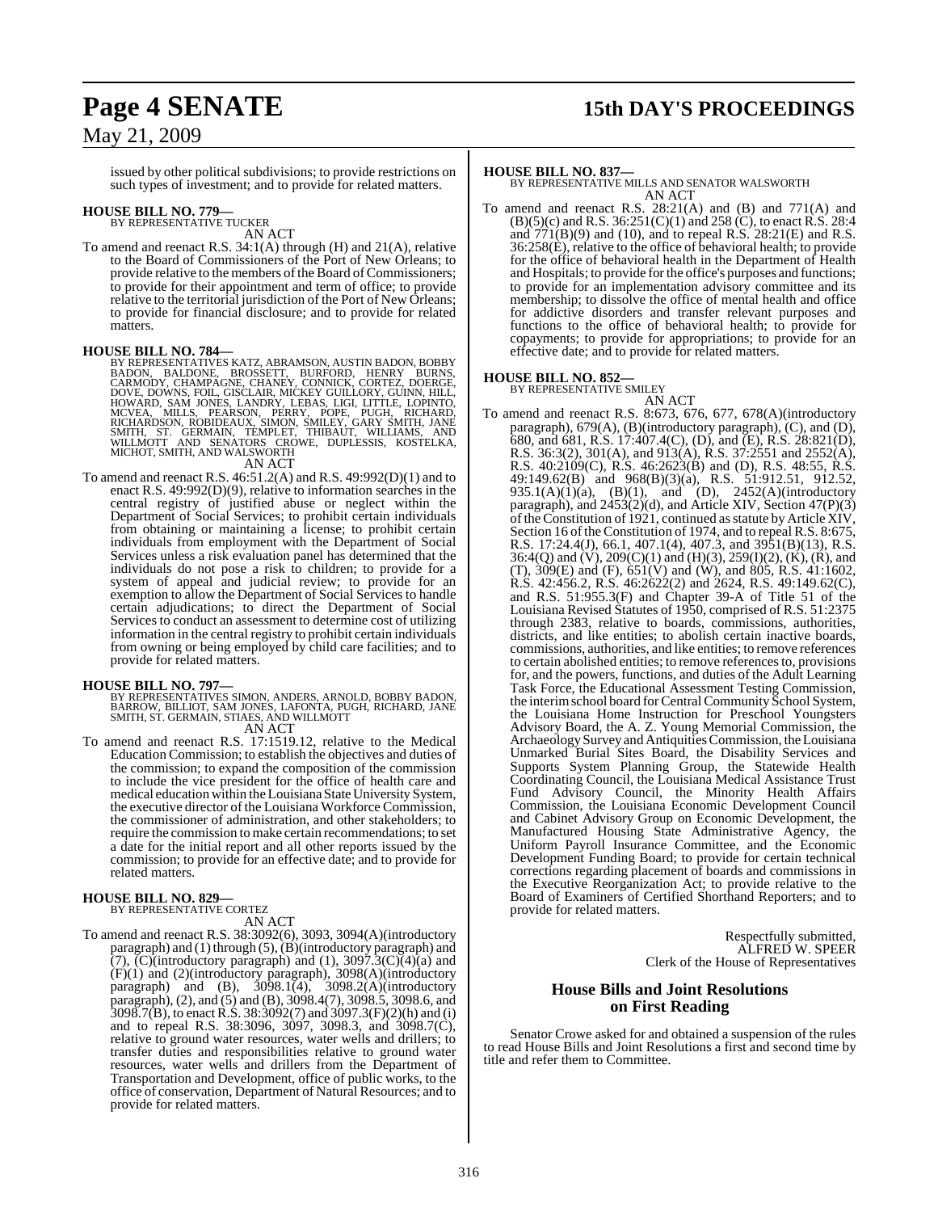issued by other political subdivisions; to provide restrictions on such types of investment; and to provide for related matters.

**HOUSE BILL NO. 779—**
BY REPRESENTATIVE TUCKER
AN ACT

To amend and reenact R.S. 34:1(A) through (H) and 21(A), relative to the Board of Commissioners of the Port of New Orleans; to provide relative to the members of the Board of Commissioners; to provide for their appointment and term of office; to provide relative to the territorial jurisdiction of the Port of New Orleans; to provide for financial disclosure; and to provide for related matters.

**HOUSE BILL NO. 784—**
BY REPRESENTATIVES KATZ, ABRAMSON, AUSTIN BADON, BOBBY BADON, BALDONE, BROSSETT, BURFORD, HENRY BURNS, CARMODY, CHAMPAGNE, CHANEY, CONNICK, CORTEZ, DOERGE, DOVE, DOWNS, FOIL, GISCLAIR, MICKEY GUILLORY, GUINN, HILL, HOWARD, SAM JONES, LANDRY, LEBAS, LIGI, LITTLE, LOPINTO, MCVEA, MILLS, PEARSON, PERRY, POPE, PUGH, RICHARD, RICHARDSON, ROBIDEAUX, SIMON, SMILEY, GARY SMITH, JANE SMITH, ST. GERMAIN, TEMPLET, THIBAUT, WILLIAMS, AND WILLMOTT AND SENATORS CROWE, DUPLESSIS, KOSTELKA, MICHOT, SMITH, AND WALSWORTH
AN ACT

To amend and reenact R.S. 46:51.2(A) and R.S. 49:992(D)(1) and to enact R.S. 49:992(D)(9), relative to information searches in the central registry of justified abuse or neglect within the Department of Social Services; to prohibit certain individuals from obtaining or maintaining a license; to prohibit certain individuals from employment with the Department of Social Services unless a risk evaluation panel has determined that the individuals do not pose a risk to children; to provide for a system of appeal and judicial review; to provide for an exemption to allow the Department of Social Services to handle certain adjudications; to direct the Department of Social Services to conduct an assessment to determine cost of utilizing information in the central registry to prohibit certain individuals from owning or being employed by child care facilities; and to provide for related matters.

**HOUSE BILL NO. 797—**
BY REPRESENTATIVES SIMON, ANDERS, ARNOLD, BOBBY BADON, BARROW, BILLIOT, SAM JONES, LAFONTA, PUGH, RICHARD, JANE SMITH, ST. GERMAIN, STIAES, AND WILLMOTT
AN ACT

To amend and reenact R.S. 17:1519.12, relative to the Medical Education Commission; to establish the objectives and duties of the commission; to expand the composition of the commission to include the vice president for the office of health care and medical education within the Louisiana State University System, the executive director of the Louisiana Workforce Commission, the commissioner of administration, and other stakeholders; to require the commission to make certain recommendations; to set a date for the initial report and all other reports issued by the commission; to provide for an effective date; and to provide for related matters.

**HOUSE BILL NO. 829—**
BY REPRESENTATIVE CORTEZ
AN ACT

To amend and reenact R.S. 38:3092(6), 3093, 3094(A)(introductory paragraph) and (1) through (5), (B)(introductory paragraph) and (7), (C)(introductory paragraph) and (1), 3097.3(C)(4)(a) and (F)(1) and (2)(introductory paragraph), 3098(A)(introductory paragraph) and (B), 3098.1(4), 3098.2(A)(introductory paragraph), (2), and (5) and (B), 3098.4(7), 3098.5, 3098.6, and 3098.7(B), to enact R.S. 38:3092(7) and 3097.3(F)(2)(h) and (i) and to repeal R.S. 38:3096, 3097, 3098.3, and 3098.7(C), relative to ground water resources, water wells and drillers; to transfer duties and responsibilities relative to ground water resources, water wells and drillers from the Department of Transportation and Development, office of public works, to the office of conservation, Department of Natural Resources; and to provide for related matters.

**HOUSE BILL NO. 837—**
BY REPRESENTATIVE MILLS AND SENATOR WALSWORTH
AN ACT

To amend and reenact R.S. 28:21(A) and (B) and 771(A) and (B)(5)(c) and R.S. 36:251(C)(1) and 258 (C), to enact R.S. 28:4 and 771(B)(9) and (10), and to repeal R.S. 28:21(E) and R.S. 36:258(E), relative to the office of behavioral health; to provide for the office of behavioral health in the Department of Health and Hospitals; to provide for the office's purposes and functions; to provide for an implementation advisory committee and its membership; to dissolve the office of mental health and office for addictive disorders and transfer relevant purposes and functions to the office of behavioral health; to provide for copayments; to provide for appropriations; to provide for an effective date; and to provide for related matters.

**HOUSE BILL NO. 852—**
BY REPRESENTATIVE SMILEY
AN ACT

To amend and reenact R.S. 8:673, 676, 677, 678(A)(introductory paragraph), 679(A), (B)(introductory paragraph), (C), and (D), 680, and 681, R.S. 17:407.4(C), (D), and (E), R.S. 28:821(D), R.S. 36:3(2), 301(A), and 913(A), R.S. 37:2551 and 2552(A), R.S. 40:2109(C), R.S. 46:2623(B) and (D), R.S. 48:55, R.S. 49:149.62(B) and 968(B)(3)(a), R.S. 51:912.51, 912.52, 935.1(A)(1)(a), (B)(1), and (D), 2452(A)(introductory paragraph), and 2453(2)(d), and Article XIV, Section 47(P)(3) of the Constitution of 1921, continued as statute by Article XIV, Section 16 of the Constitution of 1974, and to repeal R.S. 8:675, R.S. 17:24.4(J), 66.1, 407.1(4), 407.3, and 3951(B)(13), R.S. 36:4(Q) and (V), 209(C)(1) and (H)(3), 259(I)(2), (K), (R), and (T), 309(E) and (F), 651(V) and (W), and 805, R.S. 41:1602, R.S. 42:456.2, R.S. 46:2622(2) and 2624, R.S. 49:149.62(C), and R.S. 51:955.3(F) and Chapter 39-A of Title 51 of the Louisiana Revised Statutes of 1950, comprised of R.S. 51:2375 through 2383, relative to boards, commissions, authorities, districts, and like entities; to abolish certain inactive boards, commissions, authorities, and like entities; to remove references to certain abolished entities; to remove references to, provisions for, and the powers, functions, and duties of the Adult Learning Task Force, the Educational Assessment Testing Commission, the interim school board for Central Community School System, the Louisiana Home Instruction for Preschool Youngsters Advisory Board, the A. Z. Young Memorial Commission, the Archaeology Survey and Antiquities Commission, the Louisiana Unmarked Burial Sites Board, the Disability Services and Supports System Planning Group, the Statewide Health Coordinating Council, the Louisiana Medical Assistance Trust Fund Advisory Council, the Minority Health Affairs Commission, the Louisiana Economic Development Council and Cabinet Advisory Group on Economic Development, the Manufactured Housing State Administrative Agency, the Uniform Payroll Insurance Committee, and the Economic Development Funding Board; to provide for certain technical corrections regarding placement of boards and commissions in the Executive Reorganization Act; to provide relative to the Board of Examiners of Certified Shorthand Reporters; and to provide for related matters.

Respectfully submitted,
ALFRED W. SPEER
Clerk of the House of Representatives

## House Bills and Joint Resolutions on First Reading

Senator Crowe asked for and obtained a suspension of the rules to read House Bills and Joint Resolutions a first and second time by title and refer them to Committee.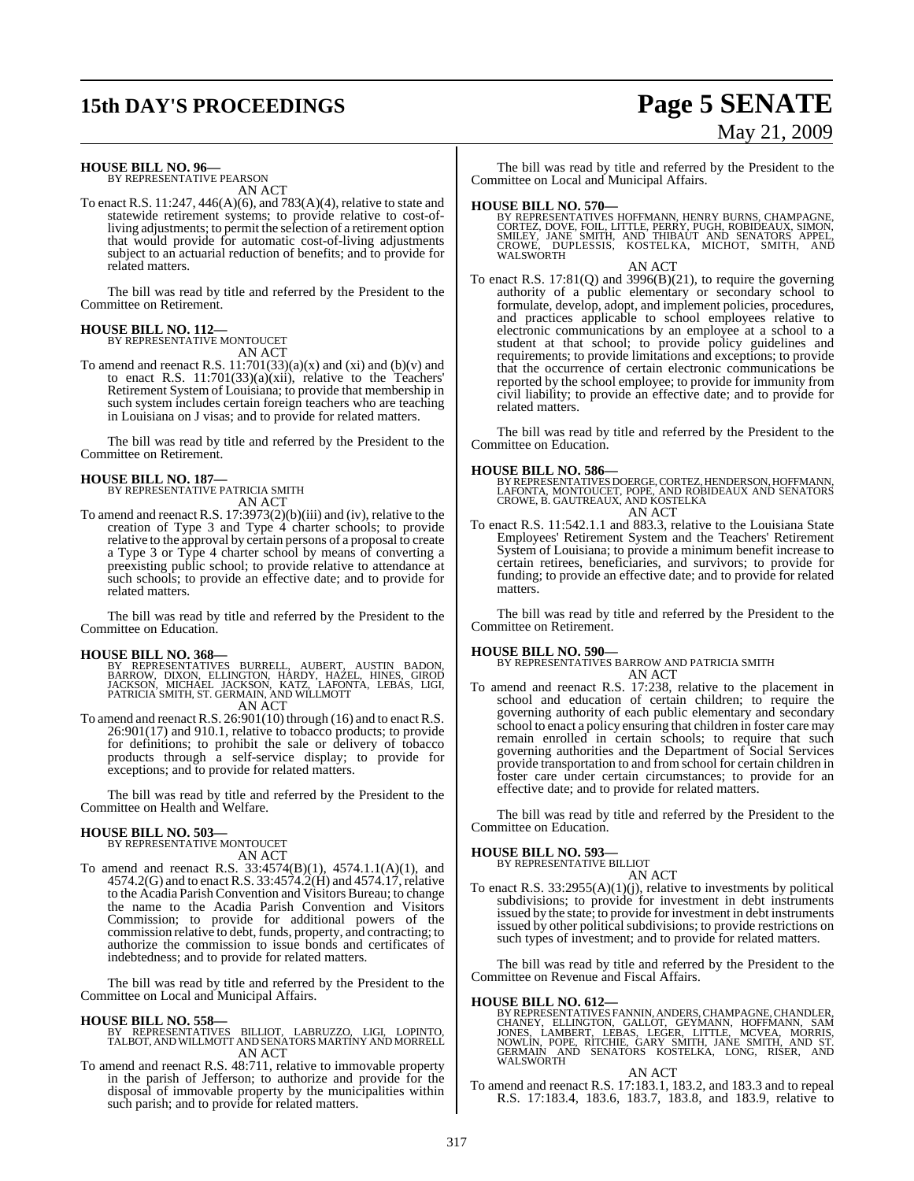**HOUSE BILL NO. 96—**
BY REPRESENTATIVE PEARSON
AN ACT

To enact R.S. 11:247, 446(A)(6), and 783(A)(4), relative to state and statewide retirement systems; to provide relative to cost-of-living adjustments; to permit the selection of a retirement option that would provide for automatic cost-of-living adjustments subject to an actuarial reduction of benefits; and to provide for related matters.

The bill was read by title and referred by the President to the Committee on Retirement.

**HOUSE BILL NO. 112—**
BY REPRESENTATIVE MONTOUCET
AN ACT

To amend and reenact R.S. 11:701(33)(a)(x) and (xi) and (b)(v) and to enact R.S. 11:701(33)(a)(xii), relative to the Teachers' Retirement System of Louisiana; to provide that membership in such system includes certain foreign teachers who are teaching in Louisiana on J visas; and to provide for related matters.

The bill was read by title and referred by the President to the Committee on Retirement.

**HOUSE BILL NO. 187—**
BY REPRESENTATIVE PATRICIA SMITH
AN ACT

To amend and reenact R.S. 17:3973(2)(b)(iii) and (iv), relative to the creation of Type 3 and Type 4 charter schools; to provide relative to the approval by certain persons of a proposal to create a Type 3 or Type 4 charter school by means of converting a preexisting public school; to provide relative to attendance at such schools; to provide an effective date; and to provide for related matters.

The bill was read by title and referred by the President to the Committee on Education.

**HOUSE BILL NO. 368—**
BY REPRESENTATIVES BURRELL, AUBERT, AUSTIN BADON, BARROW, DIXON, ELLINGTON, HARDY, HAZEL, HINES, GIROD JACKSON, MICHAEL JACKSON, KATZ, LAFONTA, LEBAS, LIGI, PATRICIA SMITH, ST. GERMAIN, AND WILLMOTT
AN ACT

To amend and reenact R.S. 26:901(10) through (16) and to enact R.S. 26:901(17) and 910.1, relative to tobacco products; to provide for definitions; to prohibit the sale or delivery of tobacco products through a self-service display; to provide for exceptions; and to provide for related matters.

The bill was read by title and referred by the President to the Committee on Health and Welfare.

**HOUSE BILL NO. 503—**
BY REPRESENTATIVE MONTOUCET
AN ACT

To amend and reenact R.S. 33:4574(B)(1), 4574.1.1(A)(1), and 4574.2(G) and to enact R.S. 33:4574.2(H) and 4574.17, relative to the Acadia Parish Convention and Visitors Bureau; to change the name to the Acadia Parish Convention and Visitors Commission; to provide for additional powers of the commission relative to debt, funds, property, and contracting; to authorize the commission to issue bonds and certificates of indebtedness; and to provide for related matters.

The bill was read by title and referred by the President to the Committee on Local and Municipal Affairs.

**HOUSE BILL NO. 558—**
BY REPRESENTATIVES BILLIOT, LABRUZZO, LIGI, LOPINTO, TALBOT, AND WILLMOTT AND SENATORS MARTINY AND MORRELL
AN ACT

To amend and reenact R.S. 48:711, relative to immovable property in the parish of Jefferson; to authorize and provide for the disposal of immovable property by the municipalities within such parish; and to provide for related matters.

The bill was read by title and referred by the President to the Committee on Local and Municipal Affairs.

**HOUSE BILL NO. 570—**
BY REPRESENTATIVES HOFFMANN, HENRY BURNS, CHAMPAGNE, CORTEZ, DOVE, FOIL, LITTLE, PERRY, PUGH, ROBIDEAUX, SIMON, SMILEY, JANE SMITH, AND THIBAUT AND SENATORS APPEL, CROWE, DUPLESSIS, KOSTELKA, MICHOT, SMITH, AND WALSWORTH
AN ACT

To enact R.S. 17:81(Q) and 3996(B)(21), to require the governing authority of a public elementary or secondary school to formulate, develop, adopt, and implement policies, procedures, and practices applicable to school employees relative to electronic communications by an employee at a school to a student at that school; to provide policy guidelines and requirements; to provide limitations and exceptions; to provide that the occurrence of certain electronic communications be reported by the school employee; to provide for immunity from civil liability; to provide an effective date; and to provide for related matters.

The bill was read by title and referred by the President to the Committee on Education.

**HOUSE BILL NO. 586—**
BY REPRESENTATIVES DOERGE, CORTEZ, HENDERSON, HOFFMANN, LAFONTA, MONTOUCET, POPE, AND ROBIDEAUX AND SENATORS CROWE, B. GAUTREAUX, AND KOSTELKA
AN ACT

To enact R.S. 11:542.1.1 and 883.3, relative to the Louisiana State Employees' Retirement System and the Teachers' Retirement System of Louisiana; to provide a minimum benefit increase to certain retirees, beneficiaries, and survivors; to provide for funding; to provide an effective date; and to provide for related matters.

The bill was read by title and referred by the President to the Committee on Retirement.

**HOUSE BILL NO. 590—**
BY REPRESENTATIVES BARROW AND PATRICIA SMITH
AN ACT

To amend and reenact R.S. 17:238, relative to the placement in school and education of certain children; to require the governing authority of each public elementary and secondary school to enact a policy ensuring that children in foster care may remain enrolled in certain schools; to require that such governing authorities and the Department of Social Services provide transportation to and from school for certain children in foster care under certain circumstances; to provide for an effective date; and to provide for related matters.

The bill was read by title and referred by the President to the Committee on Education.

**HOUSE BILL NO. 593—**
BY REPRESENTATIVE BILLIOT
AN ACT

To enact R.S. 33:2955(A)(1)(j), relative to investments by political subdivisions; to provide for investment in debt instruments issued by the state; to provide for investment in debt instruments issued by other political subdivisions; to provide restrictions on such types of investment; and to provide for related matters.

The bill was read by title and referred by the President to the Committee on Revenue and Fiscal Affairs.

**HOUSE BILL NO. 612—**
BY REPRESENTATIVES FANNIN, ANDERS, CHAMPAGNE, CHANDLER, CHANEY, ELLINGTON, GALLOT, GEYMANN, HOFFMANN, SAM JONES, LAMBERT, LEBAS, LEGER, LITTLE, MCVEA, MORRIS, NOWLIN, POPE, RITCHIE, GARY SMITH, JANE SMITH, AND ST. GERMAIN AND SENATORS KOSTELKA, LONG, RISER, AND WALSWORTH
AN ACT

To amend and reenact R.S. 17:183.1, 183.2, and 183.3 and to repeal R.S. 17:183.4, 183.6, 183.7, 183.8, and 183.9, relative to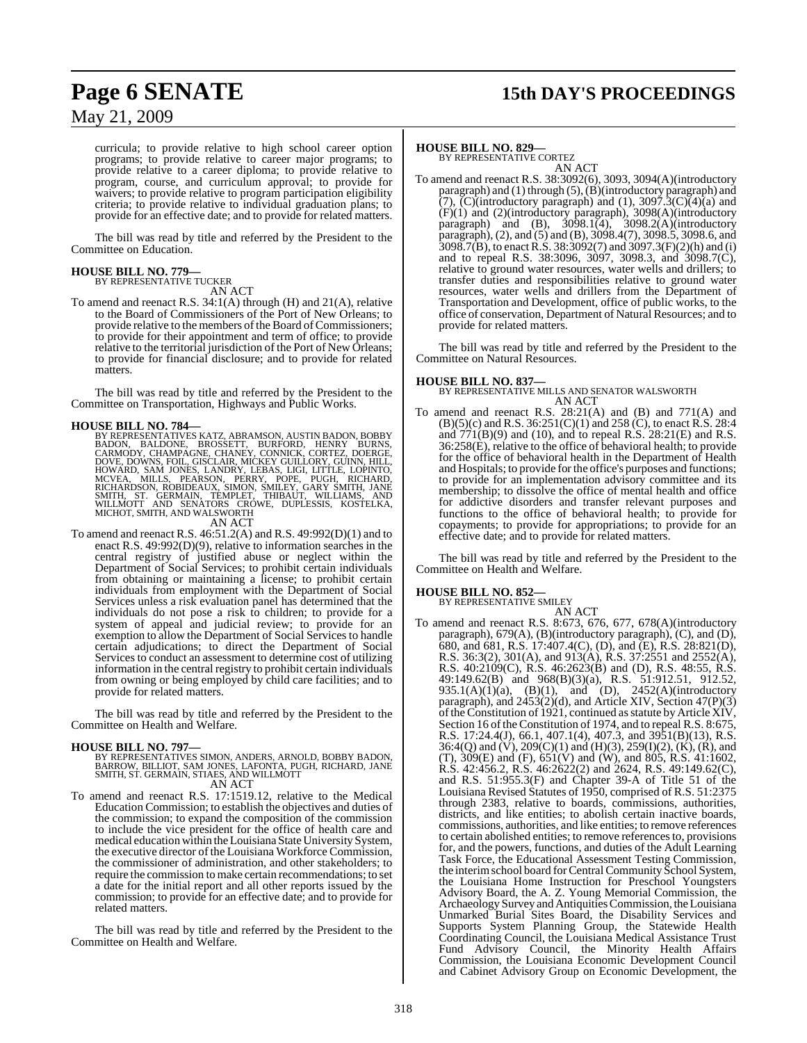curricula; to provide relative to high school career option programs; to provide relative to career major programs; to provide relative to a career diploma; to provide relative to program, course, and curriculum approval; to provide for waivers; to provide relative to program participation eligibility criteria; to provide relative to individual graduation plans; to provide for an effective date; and to provide for related matters.

The bill was read by title and referred by the President to the Committee on Education.

**HOUSE BILL NO. 779—**
BY REPRESENTATIVE TUCKER
AN ACT

To amend and reenact R.S. 34:1(A) through (H) and 21(A), relative to the Board of Commissioners of the Port of New Orleans; to provide relative to the members of the Board of Commissioners; to provide for their appointment and term of office; to provide relative to the territorial jurisdiction of the Port of New Orleans; to provide for financial disclosure; and to provide for related matters.

The bill was read by title and referred by the President to the Committee on Transportation, Highways and Public Works.

**HOUSE BILL NO. 784—**
BY REPRESENTATIVES KATZ, ABRAMSON, AUSTIN BADON, BOBBY BADON, BALDONE, BROSSETT, BURFORD, HENRY BURNS, CARMODY, CHAMPAGNE, CHANEY, CONNICK, CORTEZ, DOERGE, DOVE, DOWNS, FOIL, GISCLAIR, MICKEY GUILLORY, GUINN, HILL, HOWARD, SAM JONES, LANDRY, LEBAS, LIGI, LITTLE, LOPINTO, MCVEA, MILLS, PEARSON, PERRY, POPE, PUGH, RICHARD, RICHARDSON, ROBIDEAUX, SIMON, SMILEY, GARY SMITH, JANE SMITH, ST. GERMAIN, TEMPLET, THIBAUT, WILLIAMS, AND WILLMOTT AND SENATORS CROWE, DUPLESSIS, KOSTELKA, MICHOT, SMITH, AND WALSWORTH
AN ACT

To amend and reenact R.S. 46:51.2(A) and R.S. 49:992(D)(1) and to enact R.S. 49:992(D)(9), relative to information searches in the central registry of justified abuse or neglect within the Department of Social Services; to prohibit certain individuals from obtaining or maintaining a license; to prohibit certain individuals from employment with the Department of Social Services unless a risk evaluation panel has determined that the individuals do not pose a risk to children; to provide for a system of appeal and judicial review; to provide for an exemption to allow the Department of Social Services to handle certain adjudications; to direct the Department of Social Services to conduct an assessment to determine cost of utilizing information in the central registry to prohibit certain individuals from owning or being employed by child care facilities; and to provide for related matters.

The bill was read by title and referred by the President to the Committee on Health and Welfare.

**HOUSE BILL NO. 797—**
BY REPRESENTATIVES SIMON, ANDERS, ARNOLD, BOBBY BADON, BARROW, BILLIOT, SAM JONES, LAFONTA, PUGH, RICHARD, JANE SMITH, ST. GERMAIN, STIAES, AND WILLMOTT
AN ACT

To amend and reenact R.S. 17:1519.12, relative to the Medical Education Commission; to establish the objectives and duties of the commission; to expand the composition of the commission to include the vice president for the office of health care and medical education within the Louisiana State University System, the executive director of the Louisiana Workforce Commission, the commissioner of administration, and other stakeholders; to require the commission to make certain recommendations; to set a date for the initial report and all other reports issued by the commission; to provide for an effective date; and to provide for related matters.

The bill was read by title and referred by the President to the Committee on Health and Welfare.

**HOUSE BILL NO. 829—**
BY REPRESENTATIVE CORTEZ
AN ACT

To amend and reenact R.S. 38:3092(6), 3093, 3094(A)(introductory paragraph) and (1) through (5), (B)(introductory paragraph) and (7), (C)(introductory paragraph) and (1), 3097.3(C)(4)(a) and (F)(1) and (2)(introductory paragraph), 3098(A)(introductory paragraph) and (B), 3098.1(4), 3098.2(A)(introductory paragraph), (2), and (5) and (B), 3098.4(7), 3098.5, 3098.6, and 3098.7(B), to enact R.S. 38:3092(7) and 3097.3(F)(2)(h) and (i) and to repeal R.S. 38:3096, 3097, 3098.3, and 3098.7(C), relative to ground water resources, water wells and drillers; to transfer duties and responsibilities relative to ground water resources, water wells and drillers from the Department of Transportation and Development, office of public works, to the office of conservation, Department of Natural Resources; and to provide for related matters.

The bill was read by title and referred by the President to the Committee on Natural Resources.

**HOUSE BILL NO. 837—**
BY REPRESENTATIVE MILLS AND SENATOR WALSWORTH
AN ACT

To amend and reenact R.S. 28:21(A) and (B) and 771(A) and (B)(5)(c) and R.S. 36:251(C)(1) and 258 (C), to enact R.S. 28:4 and 771(B)(9) and (10), and to repeal R.S. 28:21(E) and R.S. 36:258(E), relative to the office of behavioral health; to provide for the office of behavioral health in the Department of Health and Hospitals; to provide for the office's purposes and functions; to provide for an implementation advisory committee and its membership; to dissolve the office of mental health and office for addictive disorders and transfer relevant purposes and functions to the office of behavioral health; to provide for copayments; to provide for appropriations; to provide for an effective date; and to provide for related matters.

The bill was read by title and referred by the President to the Committee on Health and Welfare.

**HOUSE BILL NO. 852—**
BY REPRESENTATIVE SMILEY
AN ACT

To amend and reenact R.S. 8:673, 676, 677, 678(A)(introductory paragraph), 679(A), (B)(introductory paragraph), (C), and (D), 680, and 681, R.S. 17:407.4(C), (D), and (E), R.S. 28:821(D), R.S. 36:3(2), 301(A), and 913(A), R.S. 37:2551 and 2552(A), R.S. 40:2109(C), R.S. 46:2623(B) and (D), R.S. 48:55, R.S. 49:149.62(B) and 968(B)(3)(a), R.S. 51:912.51, 912.52, 935.1(A)(1)(a), (B)(1), and (D), 2452(A)(introductory paragraph), and 2453(2)(d), and Article XIV, Section 47(P)(3) of the Constitution of 1921, continued as statute by Article XIV, Section 16 of the Constitution of 1974, and to repeal R.S. 8:675, R.S. 17:24.4(J), 66.1, 407.1(4), 407.3, and 3951(B)(13), R.S. 36:4(Q) and (V), 209(C)(1) and (H)(3), 259(I)(2), (K), (R), and (T), 309(E) and (F), 651(V) and (W), and 805, R.S. 41:1602, R.S. 42:456.2, R.S. 46:2622(2) and 2624, R.S. 49:149.62(C), and R.S. 51:955.3(F) and Chapter 39-A of Title 51 of the Louisiana Revised Statutes of 1950, comprised of R.S. 51:2375 through 2383, relative to boards, commissions, authorities, districts, and like entities; to abolish certain inactive boards, commissions, authorities, and like entities; to remove references to certain abolished entities; to remove references to, provisions for, and the powers, functions, and duties of the Adult Learning Task Force, the Educational Assessment Testing Commission, the interim school board for Central Community School System, the Louisiana Home Instruction for Preschool Youngsters Advisory Board, the A. Z. Young Memorial Commission, the Archaeology Survey and Antiquities Commission, the Louisiana Unmarked Burial Sites Board, the Disability Services and Supports System Planning Group, the Statewide Health Coordinating Council, the Louisiana Medical Assistance Trust Fund Advisory Council, the Minority Health Affairs Commission, the Louisiana Economic Development Council and Cabinet Advisory Group on Economic Development, the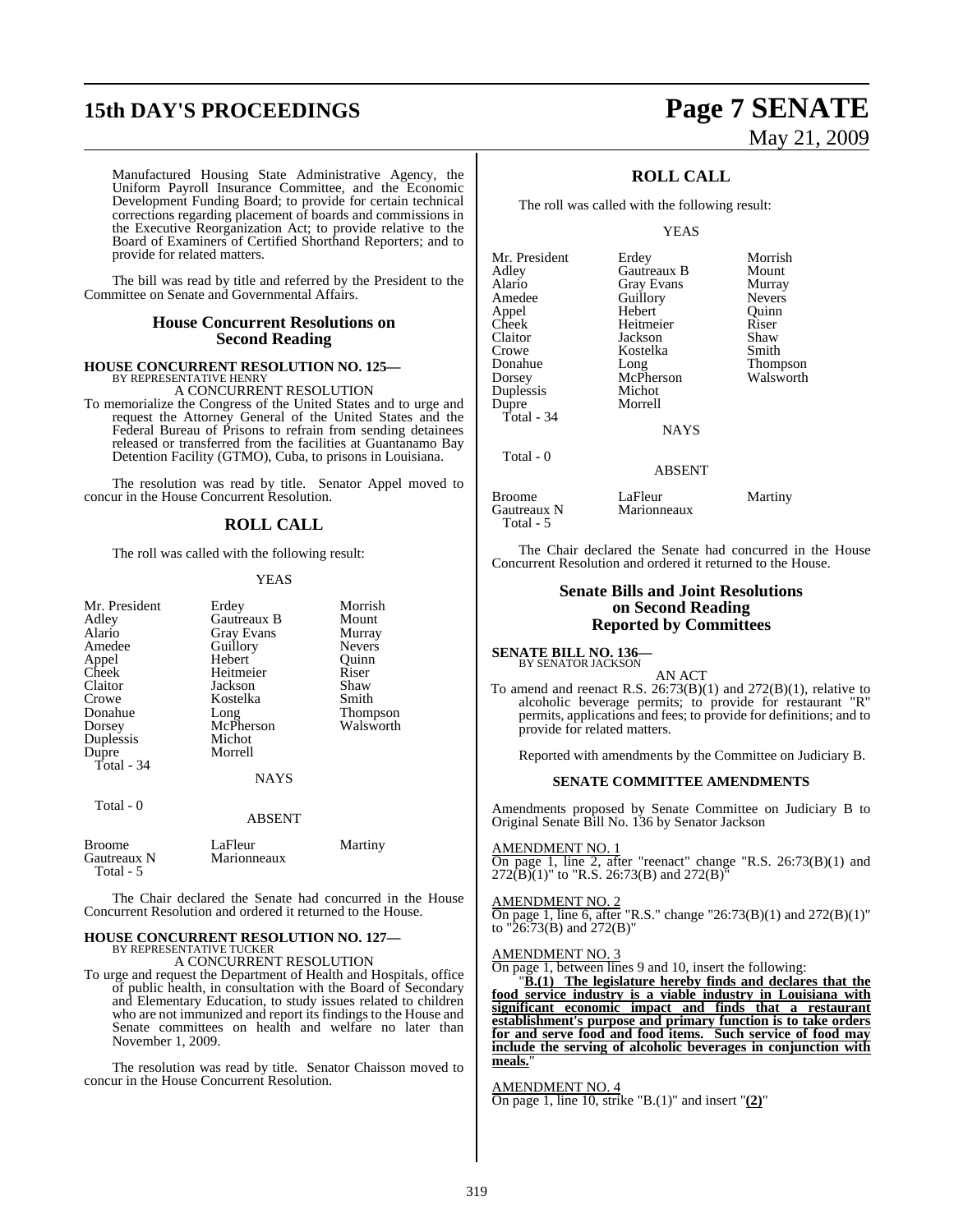Manufactured Housing State Administrative Agency, the Uniform Payroll Insurance Committee, and the Economic Development Funding Board; to provide for certain technical corrections regarding placement of boards and commissions in the Executive Reorganization Act; to provide relative to the Board of Examiners of Certified Shorthand Reporters; and to provide for related matters.

The bill was read by title and referred by the President to the Committee on Senate and Governmental Affairs.

## House Concurrent Resolutions on Second Reading

**HOUSE CONCURRENT RESOLUTION NO. 125—**
BY REPRESENTATIVE HENRY
A CONCURRENT RESOLUTION

To memorialize the Congress of the United States and to urge and request the Attorney General of the United States and the Federal Bureau of Prisons to refrain from sending detainees released or transferred from the facilities at Guantanamo Bay Detention Facility (GTMO), Cuba, to prisons in Louisiana.

The resolution was read by title. Senator Appel moved to concur in the House Concurrent Resolution.

## ROLL CALL

The roll was called with the following result:

YEAS

| | | |
|---|---|---|
| Mr. President | Erdey | Morrish |
| Adley | Gautreaux B | Mount |
| Alario | Gray Evans | Murray |
| Amedee | Guillory | Nevers |
| Appel | Hebert | Quinn |
| Cheek | Heitmeier | Riser |
| Claitor | Jackson | Shaw |
| Crowe | Kostelka | Smith |
| Donahue | Long | Thompson |
| Dorsey | McPherson | Walsworth |
| Duplessis | Michot | |
| Dupre | Morrell | |
| Total - 34 | | |

NAYS

Total - 0

ABSENT

| | | |
|---|---|---|
| Broome | LaFleur | Martiny |
| Gautreaux N | Marionneaux | |
| Total - 5 | | |

The Chair declared the Senate had concurred in the House Concurrent Resolution and ordered it returned to the House.

**HOUSE CONCURRENT RESOLUTION NO. 127—**
BY REPRESENTATIVE TUCKER
A CONCURRENT RESOLUTION

To urge and request the Department of Health and Hospitals, office of public health, in consultation with the Board of Secondary and Elementary Education, to study issues related to children who are not immunized and report its findings to the House and Senate committees on health and welfare no later than November 1, 2009.

The resolution was read by title. Senator Chaisson moved to concur in the House Concurrent Resolution.

## ROLL CALL

The roll was called with the following result:

YEAS

| | | |
|---|---|---|
| Mr. President | Erdey | Morrish |
| Adley | Gautreaux B | Mount |
| Alario | Gray Evans | Murray |
| Amedee | Guillory | Nevers |
| Appel | Hebert | Quinn |
| Cheek | Heitmeier | Riser |
| Claitor | Jackson | Shaw |
| Crowe | Kostelka | Smith |
| Donahue | Long | Thompson |
| Dorsey | McPherson | Walsworth |
| Duplessis | Michot | |
| Dupre | Morrell | |
| Total - 34 | | |

NAYS

Total - 0

ABSENT

| | | |
|---|---|---|
| Broome | LaFleur | Martiny |
| Gautreaux N | Marionneaux | |
| Total - 5 | | |

The Chair declared the Senate had concurred in the House Concurrent Resolution and ordered it returned to the House.

## Senate Bills and Joint Resolutions on Second Reading Reported by Committees

**SENATE BILL NO. 136—**
BY SENATOR JACKSON
AN ACT

To amend and reenact R.S. 26:73(B)(1) and 272(B)(1), relative to alcoholic beverage permits; to provide for restaurant "R" permits, applications and fees; to provide for definitions; and to provide for related matters.

Reported with amendments by the Committee on Judiciary B.

### SENATE COMMITTEE AMENDMENTS

Amendments proposed by Senate Committee on Judiciary B to Original Senate Bill No. 136 by Senator Jackson

AMENDMENT NO. 1
On page 1, line 2, after "reenact" change "R.S. 26:73(B)(1) and 272(B)(1)" to "R.S. 26:73(B) and 272(B)"

AMENDMENT NO. 2
On page 1, line 6, after "R.S." change "26:73(B)(1) and 272(B)(1)" to "26:73(B) and 272(B)"

AMENDMENT NO. 3
On page 1, between lines 9 and 10, insert the following:

"**B.(1) The legislature hereby finds and declares that the food service industry is a viable industry in Louisiana with significant economic impact and finds that a restaurant establishment's purpose and primary function is to take orders for and serve food and food items. Such service of food may include the serving of alcoholic beverages in conjunction with meals.**"

AMENDMENT NO. 4
On page 1, line 10, strike "B.(1)" and insert "**(2)**"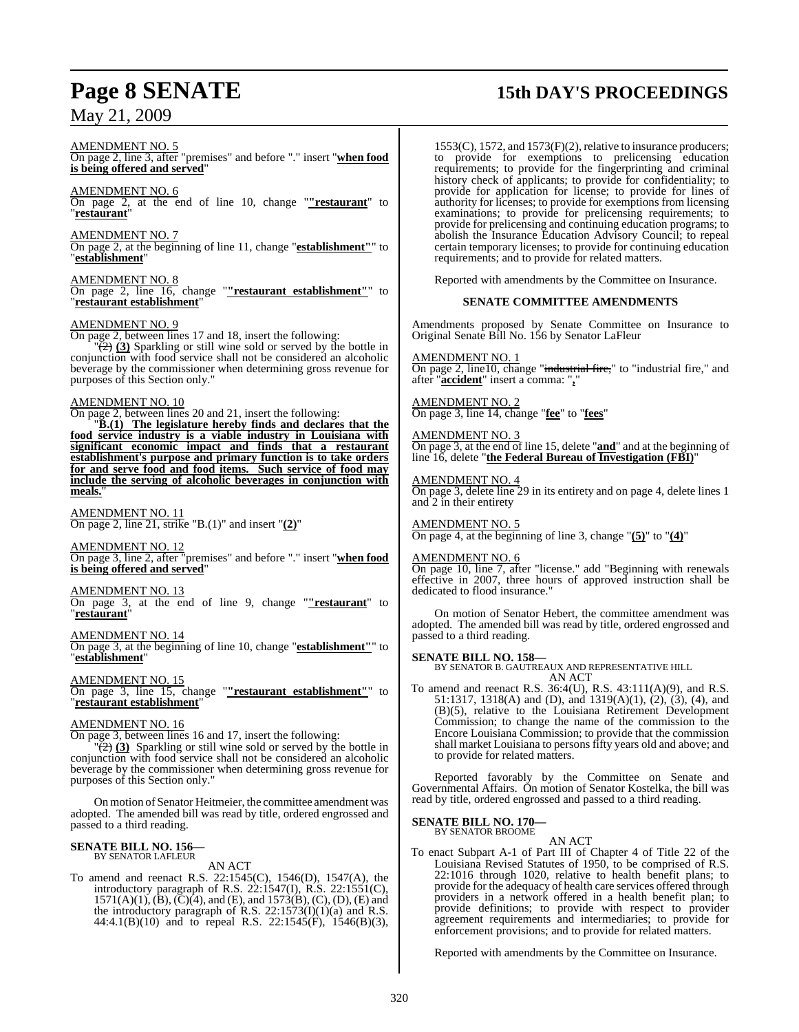AMENDMENT NO. 5

On page 2, line 3, after "premises" and before "." insert "**when food is being offered and served**"

AMENDMENT NO. 6

On page 2, at the end of line 10, change "**"restaurant**" to "**restaurant**"

AMENDMENT NO. 7

On page 2, at the beginning of line 11, change "**establishment"**" to "**establishment**"

AMENDMENT NO. 8

On page 2, line 16, change "**"restaurant establishment"**" to "**restaurant establishment**"

AMENDMENT NO. 9

On page 2, between lines 17 and 18, insert the following:

"~~(2)~~ **(3)** Sparkling or still wine sold or served by the bottle in conjunction with food service shall not be considered an alcoholic beverage by the commissioner when determining gross revenue for purposes of this Section only."

AMENDMENT NO. 10

On page 2, between lines 20 and 21, insert the following:

"**B.(1) The legislature hereby finds and declares that the food service industry is a viable industry in Louisiana with significant economic impact and finds that a restaurant establishment's purpose and primary function is to take orders for and serve food and food items. Such service of food may include the serving of alcoholic beverages in conjunction with meals.**"

AMENDMENT NO. 11

On page 2, line 21, strike "B.(1)" and insert "**(2)**"

AMENDMENT NO. 12

On page 3, line 2, after "premises" and before "." insert "**when food is being offered and served**"

AMENDMENT NO. 13

On page 3, at the end of line 9, change "**"restaurant**" to "**restaurant**"

AMENDMENT NO. 14

On page 3, at the beginning of line 10, change "**establishment"**" to "**establishment**"

AMENDMENT NO. 15

On page 3, line 15, change "**"restaurant establishment"**" to "**restaurant establishment**"

AMENDMENT NO. 16

On page 3, between lines 16 and 17, insert the following:

"~~(2)~~ **(3)** Sparkling or still wine sold or served by the bottle in conjunction with food service shall not be considered an alcoholic beverage by the commissioner when determining gross revenue for purposes of this Section only."

On motion of Senator Heitmeier, the committee amendment was adopted. The amended bill was read by title, ordered engrossed and passed to a third reading.

**SENATE BILL NO. 156—**
BY SENATOR LAFLEUR

AN ACT

To amend and reenact R.S. 22:1545(C), 1546(D), 1547(A), the introductory paragraph of R.S. 22:1547(I), R.S. 22:1551(C), 1571(A)(1), (B), (C)(4), and (E), and 1573(B), (C), (D), (E) and the introductory paragraph of R.S. 22:1573(I)(1)(a) and R.S. 44:4.1(B)(10) and to repeal R.S. 22:1545(F), 1546(B)(3), 1553(C), 1572, and 1573(F)(2), relative to insurance producers; to provide for exemptions to prelicensing education requirements; to provide for the fingerprinting and criminal history check of applicants; to provide for confidentiality; to provide for application for license; to provide for lines of authority for licenses; to provide for exemptions from licensing examinations; to provide for prelicensing requirements; to provide for prelicensing and continuing education programs; to abolish the Insurance Education Advisory Council; to repeal certain temporary licenses; to provide for continuing education requirements; and to provide for related matters.

Reported with amendments by the Committee on Insurance.

**SENATE COMMITTEE AMENDMENTS**

Amendments proposed by Senate Committee on Insurance to Original Senate Bill No. 156 by Senator LaFleur

AMENDMENT NO. 1

On page 2, line10, change "~~industrial fire,~~" to "industrial fire," and after "**accident**" insert a comma: "**,**"

AMENDMENT NO. 2

On page 3, line 14, change "**fee**" to "**fees**"

AMENDMENT NO. 3

On page 3, at the end of line 15, delete "**and**" and at the beginning of line 16, delete "**the Federal Bureau of Investigation (FBI)**"

AMENDMENT NO. 4

On page 3, delete line 29 in its entirety and on page 4, delete lines 1 and 2 in their entirety

AMENDMENT NO. 5

On page 4, at the beginning of line 3, change "**(5)**" to "**(4)**"

AMENDMENT NO. 6

On page 10, line 7, after "license." add "Beginning with renewals effective in 2007, three hours of approved instruction shall be dedicated to flood insurance."

On motion of Senator Hebert, the committee amendment was adopted. The amended bill was read by title, ordered engrossed and passed to a third reading.

**SENATE BILL NO. 158—**
BY SENATOR B. GAUTREAUX AND REPRESENTATIVE HILL

AN ACT

To amend and reenact R.S. 36:4(U), R.S. 43:111(A)(9), and R.S. 51:1317, 1318(A) and (D), and 1319(A)(1), (2), (3), (4), and (B)(5), relative to the Louisiana Retirement Development Commission; to change the name of the commission to the Encore Louisiana Commission; to provide that the commission shall market Louisiana to persons fifty years old and above; and to provide for related matters.

Reported favorably by the Committee on Senate and Governmental Affairs. On motion of Senator Kostelka, the bill was read by title, ordered engrossed and passed to a third reading.

**SENATE BILL NO. 170—**
BY SENATOR BROOME

AN ACT

To enact Subpart A-1 of Part III of Chapter 4 of Title 22 of the Louisiana Revised Statutes of 1950, to be comprised of R.S. 22:1016 through 1020, relative to health benefit plans; to provide for the adequacy of health care services offered through providers in a network offered in a health benefit plan; to provide definitions; to provide with respect to provider agreement requirements and intermediaries; to provide for enforcement provisions; and to provide for related matters.

Reported with amendments by the Committee on Insurance.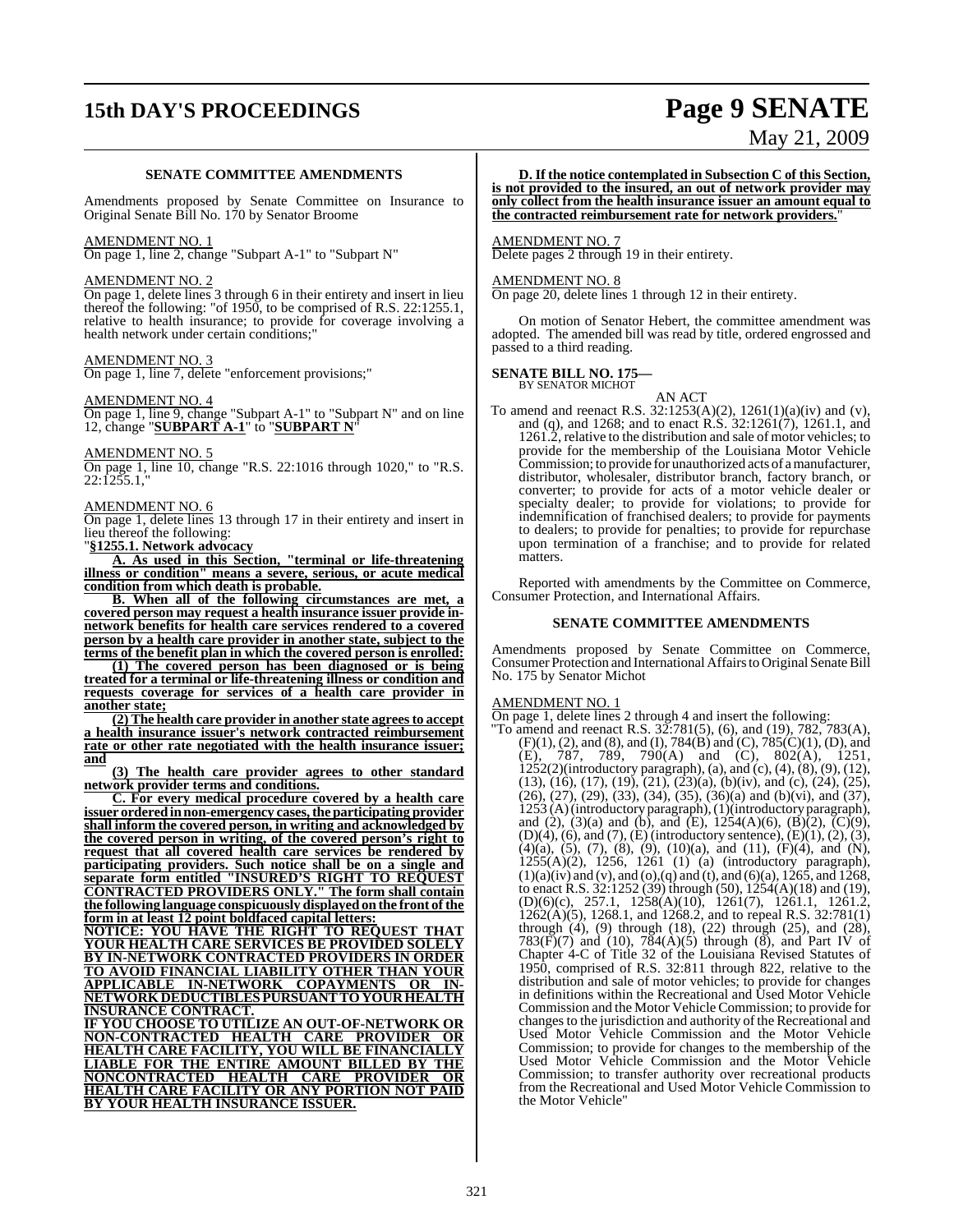### SENATE COMMITTEE AMENDMENTS

Amendments proposed by Senate Committee on Insurance to Original Senate Bill No. 170 by Senator Broome

AMENDMENT NO. 1

On page 1, line 2, change "Subpart A-1" to "Subpart N"

AMENDMENT NO. 2

On page 1, delete lines 3 through 6 in their entirety and insert in lieu thereof the following: "of 1950, to be comprised of R.S. 22:1255.1, relative to health insurance; to provide for coverage involving a health network under certain conditions;"

AMENDMENT NO. 3

On page 1, line 7, delete "enforcement provisions;"

AMENDMENT NO. 4

On page 1, line 9, change "Subpart A-1" to "Subpart N" and on line 12, change "**SUBPART A-1**" to "**SUBPART N**"

AMENDMENT NO. 5

On page 1, line 10, change "R.S. 22:1016 through 1020," to "R.S. 22:1255.1,"

AMENDMENT NO. 6

On page 1, delete lines 13 through 17 in their entirety and insert in lieu thereof the following:

"**§1255.1. Network advocacy**

**A. As used in this Section, "terminal or life-threatening illness or condition" means a severe, serious, or acute medical condition from which death is probable.**

**B. When all of the following circumstances are met, a covered person may request a health insurance issuer provide in-network benefits for health care services rendered to a covered person by a health care provider in another state, subject to the terms of the benefit plan in which the covered person is enrolled:**

**(1) The covered person has been diagnosed or is being treated for a terminal or life-threatening illness or condition and requests coverage for services of a health care provider in another state;**

**(2) The health care provider in another state agrees to accept a health insurance issuer's network contracted reimbursement rate or other rate negotiated with the health insurance issuer; and**

**(3) The health care provider agrees to other standard network provider terms and conditions.**

**C. For every medical procedure covered by a health care issuer ordered in non-emergency cases, the participating provider shall inform the covered person, in writing and acknowledged by the covered person in writing, of the covered person's right to request that all covered health care services be rendered by participating providers. Such notice shall be on a single and separate form entitled "INSURED'S RIGHT TO REQUEST CONTRACTED PROVIDERS ONLY." The form shall contain the following language conspicuously displayed on the front of the form in at least 12 point boldfaced capital letters:**

**NOTICE: YOU HAVE THE RIGHT TO REQUEST THAT YOUR HEALTH CARE SERVICES BE PROVIDED SOLELY BY IN-NETWORK CONTRACTED PROVIDERS IN ORDER TO AVOID FINANCIAL LIABILITY OTHER THAN YOUR APPLICABLE IN-NETWORK COPAYMENTS OR IN-NETWORK DEDUCTIBLES PURSUANT TO YOUR HEALTH INSURANCE CONTRACT.**

**IF YOU CHOOSE TO UTILIZE AN OUT-OF-NETWORK OR NON-CONTRACTED HEALTH CARE PROVIDER OR HEALTH CARE FACILITY, YOU WILL BE FINANCIALLY LIABLE FOR THE ENTIRE AMOUNT BILLED BY THE NONCONTRACTED HEALTH CARE PROVIDER OR HEALTH CARE FACILITY OR ANY PORTION NOT PAID BY YOUR HEALTH INSURANCE ISSUER.**

**D. If the notice contemplated in Subsection C of this Section, is not provided to the insured, an out of network provider may only collect from the health insurance issuer an amount equal to the contracted reimbursement rate for network providers.**"

AMENDMENT NO. 7

Delete pages 2 through 19 in their entirety.

AMENDMENT NO. 8

On page 20, delete lines 1 through 12 in their entirety.

On motion of Senator Hebert, the committee amendment was adopted. The amended bill was read by title, ordered engrossed and passed to a third reading.

**SENATE BILL NO. 175—**
BY SENATOR MICHOT

AN ACT

To amend and reenact R.S. 32:1253(A)(2), 1261(1)(a)(iv) and (v), and (q), and 1268; and to enact R.S. 32:1261(7), 1261.1, and 1261.2, relative to the distribution and sale of motor vehicles; to provide for the membership of the Louisiana Motor Vehicle Commission; to provide for unauthorized acts of a manufacturer, distributor, wholesaler, distributor branch, factory branch, or converter; to provide for acts of a motor vehicle dealer or specialty dealer; to provide for violations; to provide for indemnification of franchised dealers; to provide for payments to dealers; to provide for penalties; to provide for repurchase upon termination of a franchise; and to provide for related matters.

Reported with amendments by the Committee on Commerce, Consumer Protection, and International Affairs.

### SENATE COMMITTEE AMENDMENTS

Amendments proposed by Senate Committee on Commerce, Consumer Protection and International Affairs to Original Senate Bill No. 175 by Senator Michot

AMENDMENT NO. 1

On page 1, delete lines 2 through 4 and insert the following:

"To amend and reenact R.S. 32:781(5), (6), and (19), 782, 783(A), (F)(1), (2), and (8), and (I), 784(B) and (C), 785(C)(1), (D), and (E), 787, 789, 790(A) and (C), 802(A), 1251, 1252(2)(introductory paragraph), (a), and (c), (4), (8), (9), (12), (13), (16), (17), (19), (21), (23)(a), (b)(iv), and (c), (24), (25), (26), (27), (29), (33), (34), (35), (36)(a) and (b)(vi), and (37), 1253 (A) (introductory paragraph), (1)(introductory paragraph), and (2), (3)(a) and (b), and (E), 1254(A)(6), (B)(2), (C)(9), (D)(4), (6), and (7), (E) (introductory sentence), (E)(1), (2), (3), (4)(a), (5), (7), (8), (9), (10)(a), and (11), (F)(4), and (N), 1255(A)(2), 1256, 1261 (1) (a) (introductory paragraph), (1)(a)(iv) and (v), and (o),(q) and (t), and (6)(a), 1265, and 1268, to enact R.S. 32:1252 (39) through (50), 1254(A)(18) and (19), (D)(6)(c), 257.1, 1258(A)(10), 1261(7), 1261.1, 1261.2, 1262(A)(5), 1268.1, and 1268.2, and to repeal R.S. 32:781(1) through (4), (9) through (18), (22) through (25), and (28), 783(F)(7) and (10), 784(A)(5) through (8), and Part IV of Chapter 4-C of Title 32 of the Louisiana Revised Statutes of 1950, comprised of R.S. 32:811 through 822, relative to the distribution and sale of motor vehicles; to provide for changes in definitions within the Recreational and Used Motor Vehicle Commission and the Motor Vehicle Commission; to provide for changes to the jurisdiction and authority of the Recreational and Used Motor Vehicle Commission and the Motor Vehicle Commission; to provide for changes to the membership of the Used Motor Vehicle Commission and the Motor Vehicle Commission; to transfer authority over recreational products from the Recreational and Used Motor Vehicle Commission to the Motor Vehicle"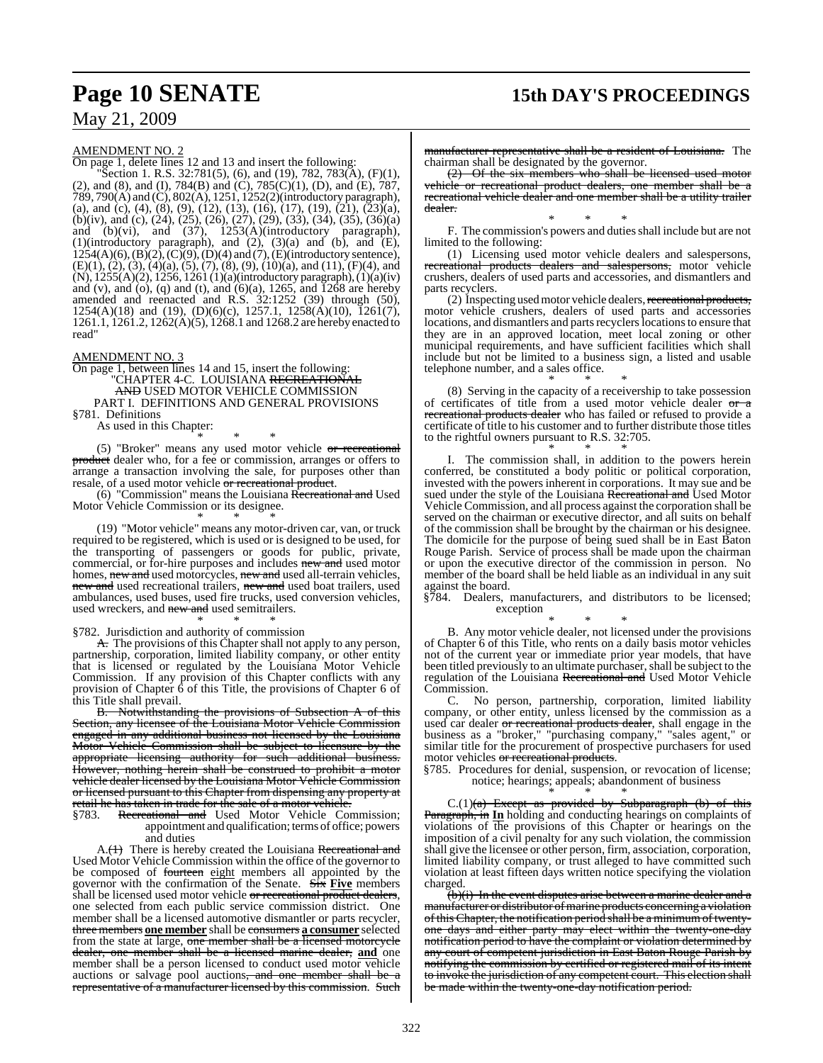AMENDMENT NO. 2

On page 1, delete lines 12 and 13 and insert the following:

"Section 1. R.S. 32:781(5), (6), and (19), 782, 783(A), (F)(1), (2), and (8), and (I), 784(B) and (C), 785(C)(1), (D), and (E), 787, 789, 790(A) and (C), 802(A), 1251, 1252(2)(introductory paragraph), (a), and (c), (4), (8), (9), (12), (13), (16), (17), (19), (21), (23)(a), (b)(iv), and (c), (24), (25), (26), (27), (29), (33), (34), (35), (36)(a) and (b)(vi), and (37), 1253(A)(introductory paragraph), (1)(introductory paragraph), and (2), (3)(a) and (b), and (E), 1254(A)(6), (B)(2), (C)(9), (D)(4) and (7), (E)(introductory sentence), (E)(1), (2), (3), (4)(a), (5), (7), (8), (9), (10)(a), and (11), (F)(4), and (N), 1255(A)(2), 1256, 1261 (1)(a)(introductory paragraph), (1)(a)(iv) and (v), and (o), (q) and (t), and (6)(a), 1265, and 1268 are hereby amended and reenacted and R.S. 32:1252 (39) through (50), 1254(A)(18) and (19), (D)(6)(c), 1257.1, 1258(A)(10), 1261(7), 1261.1, 1261.2, 1262(A)(5), 1268.1 and 1268.2 are hereby enacted to read"

AMENDMENT NO. 3

On page 1, between lines 14 and 15, insert the following:

"CHAPTER 4-C. LOUISIANA ~~RECREATIONAL AND~~ USED MOTOR VEHICLE COMMISSION

PART I. DEFINITIONS AND GENERAL PROVISIONS

§781. Definitions

As used in this Chapter:

\* \* \*

(5) "Broker" means any used motor vehicle ~~or recreational product~~ dealer who, for a fee or commission, arranges or offers to arrange a transaction involving the sale, for purposes other than resale, of a used motor vehicle ~~or recreational product~~.

(6) "Commission" means the Louisiana ~~Recreational and~~ Used Motor Vehicle Commission or its designee.

\* \* \*

(19) "Motor vehicle" means any motor-driven car, van, or truck required to be registered, which is used or is designed to be used, for the transporting of passengers or goods for public, private, commercial, or for-hire purposes and includes ~~new and~~ used motor homes, ~~new and~~ used motorcycles, ~~new and~~ used all-terrain vehicles, ~~new and~~ used recreational trailers, ~~new and~~ used boat trailers, used ambulances, used buses, used fire trucks, used conversion vehicles, used wreckers, and ~~new and~~ used semitrailers.

\* \* \*

§782. Jurisdiction and authority of commission

~~A.~~ The provisions of this Chapter shall not apply to any person, partnership, corporation, limited liability company, or other entity that is licensed or regulated by the Louisiana Motor Vehicle Commission. If any provision of this Chapter conflicts with any provision of Chapter 6 of this Title, the provisions of Chapter 6 of this Title shall prevail.

~~B. Notwithstanding the provisions of Subsection A of this Section, any licensee of the Louisiana Motor Vehicle Commission engaged in any additional business not licensed by the Louisiana Motor Vehicle Commission shall be subject to licensure by the appropriate licensing authority for such additional business. However, nothing herein shall be construed to prohibit a motor vehicle dealer licensed by the Louisiana Motor Vehicle Commission or licensed pursuant to this Chapter from dispensing any property at retail he has taken in trade for the sale of a motor vehicle.~~

§783. ~~Recreational and~~ Used Motor Vehicle Commission; appointment and qualification; terms of office; powers and duties

A.~~(1)~~ There is hereby created the Louisiana ~~Recreational and~~ Used Motor Vehicle Commission within the office of the governor to be composed of ~~fourteen~~ eight members all appointed by the governor with the confirmation of the Senate. ~~Six~~ **Five** members shall be licensed used motor vehicle ~~or recreational product dealers~~, one selected from each public service commission district. One member shall be a licensed automotive dismantler or parts recycler, ~~three members~~ **one member** shall be ~~consumers~~ **a consumer** selected from the state at large, ~~one member shall be a licensed motorcycle dealer, one member shall be a licensed marine dealer,~~ **and** one member shall be a person licensed to conduct used motor vehicle auctions or salvage pool auctions~~, and one member shall be a representative of a manufacturer licensed by this commission. Such manufacturer representative shall be a resident of Louisiana.~~ The chairman shall be designated by the governor.

~~(2) Of the six members who shall be licensed used motor vehicle or recreational product dealers, one member shall be a recreational vehicle dealer and one member shall be a utility trailer dealer.~~

\* \* \*

F. The commission's powers and duties shall include but are not limited to the following:

(1) Licensing used motor vehicle dealers and salespersons, ~~recreational products dealers and salespersons,~~ motor vehicle crushers, dealers of used parts and accessories, and dismantlers and parts recyclers.

(2) Inspecting used motor vehicle dealers, ~~recreational products,~~ motor vehicle crushers, dealers of used parts and accessories locations, and dismantlers and parts recyclers locations to ensure that they are in an approved location, meet local zoning or other municipal requirements, and have sufficient facilities which shall include but not be limited to a business sign, a listed and usable telephone number, and a sales office.

\* \* \*

(8) Serving in the capacity of a receivership to take possession of certificates of title from a used motor vehicle dealer ~~or a recreational products dealer~~ who has failed or refused to provide a certificate of title to his customer and to further distribute those titles to the rightful owners pursuant to R.S. 32:705.

\* \* \*

I. The commission shall, in addition to the powers herein conferred, be constituted a body politic or political corporation, invested with the powers inherent in corporations. It may sue and be sued under the style of the Louisiana ~~Recreational and~~ Used Motor Vehicle Commission, and all process against the corporation shall be served on the chairman or executive director, and all suits on behalf of the commission shall be brought by the chairman or his designee. The domicile for the purpose of being sued shall be in East Baton Rouge Parish. Service of process shall be made upon the chairman or upon the executive director of the commission in person. No member of the board shall be held liable as an individual in any suit against the board.

§784. Dealers, manufacturers, and distributors to be licensed; exception

\* \* \*

B. Any motor vehicle dealer, not licensed under the provisions of Chapter 6 of this Title, who rents on a daily basis motor vehicles not of the current year or immediate prior year models, that have been titled previously to an ultimate purchaser, shall be subject to the regulation of the Louisiana ~~Recreational and~~ Used Motor Vehicle Commission.

C. No person, partnership, corporation, limited liability company, or other entity, unless licensed by the commission as a used car dealer ~~or recreational products dealer~~, shall engage in the business as a "broker," "purchasing company," "sales agent," or similar title for the procurement of prospective purchasers for used motor vehicles ~~or recreational products~~.

§785. Procedures for denial, suspension, or revocation of license; notice; hearings; appeals; abandonment of business

\* \* \*

C.(1)~~(a) Except as provided by Subparagraph (b) of this Paragraph, in~~ **In** holding and conducting hearings on complaints of violations of the provisions of this Chapter or hearings on the imposition of a civil penalty for any such violation, the commission shall give the licensee or other person, firm, association, corporation, limited liability company, or trust alleged to have committed such violation at least fifteen days written notice specifying the violation charged.

~~(b)(i) In the event disputes arise between a marine dealer and a manufacturer or distributor of marine products concerning a violation of this Chapter, the notification period shall be a minimum of twenty-one days and either party may elect within the twenty-one-day notification period to have the complaint or violation determined by any court of competent jurisdiction in East Baton Rouge Parish by notifying the commission by certified or registered mail of its intent to invoke the jurisdiction of any competent court. This election shall be made within the twenty-one-day notification period.~~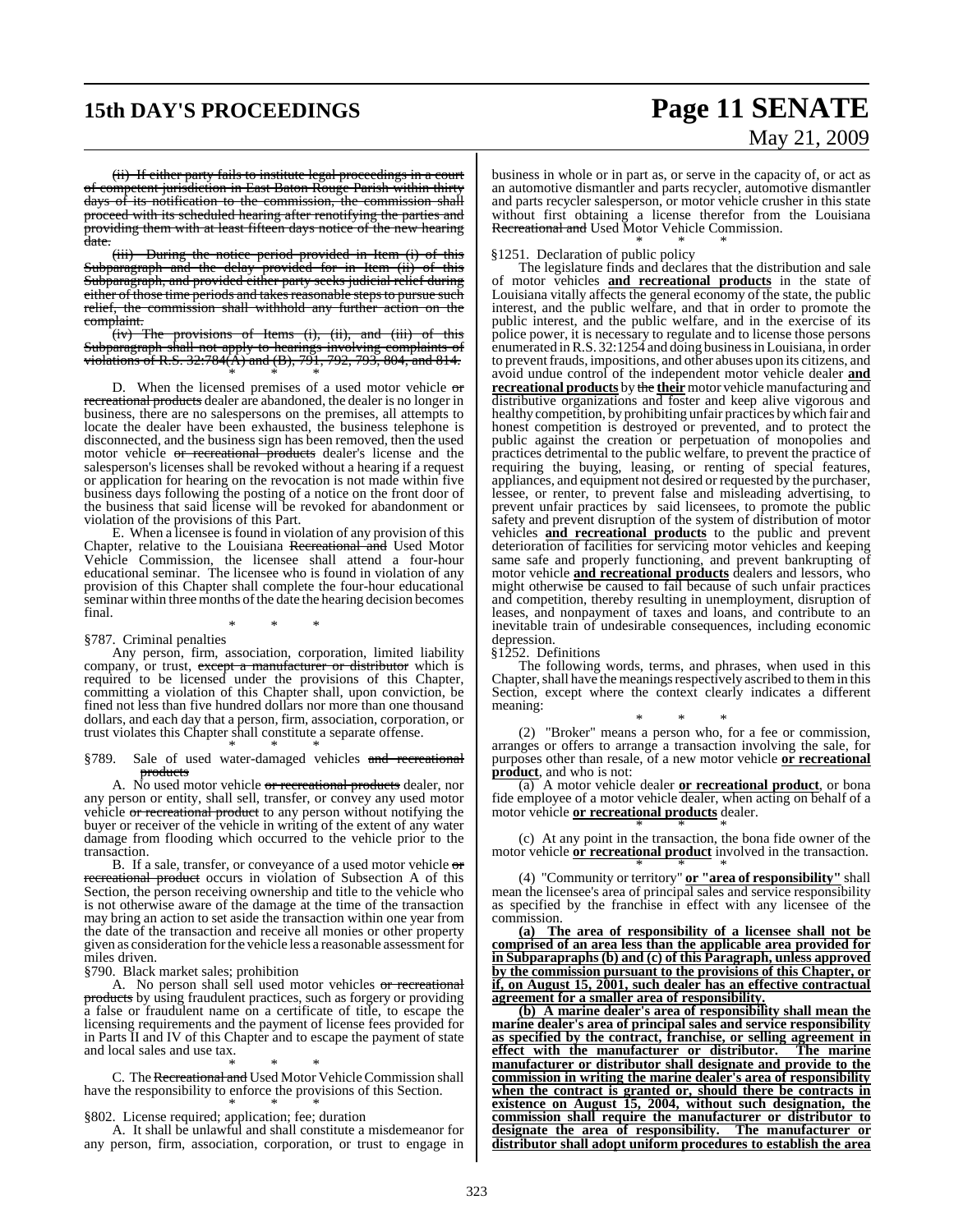(ii) ~~If either party fails to institute legal proceedings in a court of competent jurisdiction in East Baton Rouge Parish within thirty days of its notification to the commission, the commission shall proceed with its scheduled hearing after renotifying the parties and providing them with at least fifteen days notice of the new hearing date.~~

(iii) ~~During the notice period provided in Item (i) of this Subparagraph and the delay provided for in Item (ii) of this Subparagraph, and provided either party seeks judicial relief during either of those time periods and takes reasonable steps to pursue such relief, the commission shall withhold any further action on the complaint.~~

(iv) ~~The provisions of Items (i), (ii), and (iii) of this Subparagraph shall not apply to hearings involving complaints of violations of R.S. 32:784(A) and (B), 791, 792, 793, 804, and 814.~~

\* \* \*

D. When the licensed premises of a used motor vehicle ~~or recreational products~~ dealer are abandoned, the dealer is no longer in business, there are no salespersons on the premises, all attempts to locate the dealer have been exhausted, the business telephone is disconnected, and the business sign has been removed, then the used motor vehicle ~~or recreational products~~ dealer's license and the salesperson's licenses shall be revoked without a hearing if a request or application for hearing on the revocation is not made within five business days following the posting of a notice on the front door of the business that said license will be revoked for abandonment or violation of the provisions of this Part.

E. When a licensee is found in violation of any provision of this Chapter, relative to the Louisiana ~~Recreational and~~ Used Motor Vehicle Commission, the licensee shall attend a four-hour educational seminar. The licensee who is found in violation of any provision of this Chapter shall complete the four-hour educational seminar within three months of the date the hearing decision becomes final.

\* \* \*

§787. Criminal penalties

Any person, firm, association, corporation, limited liability company, or trust, ~~except a manufacturer or distributor~~ which is required to be licensed under the provisions of this Chapter, committing a violation of this Chapter shall, upon conviction, be fined not less than five hundred dollars nor more than one thousand dollars, and each day that a person, firm, association, corporation, or trust violates this Chapter shall constitute a separate offense.

\* \* \*

§789. Sale of used water-damaged vehicles ~~and recreational products~~

A. No used motor vehicle ~~or recreational products~~ dealer, nor any person or entity, shall sell, transfer, or convey any used motor vehicle ~~or recreational product~~ to any person without notifying the buyer or receiver of the vehicle in writing of the extent of any water damage from flooding which occurred to the vehicle prior to the transaction.

B. If a sale, transfer, or conveyance of a used motor vehicle ~~or recreational product~~ occurs in violation of Subsection A of this Section, the person receiving ownership and title to the vehicle who is not otherwise aware of the damage at the time of the transaction may bring an action to set aside the transaction within one year from the date of the transaction and receive all monies or other property given as consideration for the vehicle less a reasonable assessment for miles driven.

§790. Black market sales; prohibition

A. No person shall sell used motor vehicles ~~or recreational products~~ by using fraudulent practices, such as forgery or providing a false or fraudulent name on a certificate of title, to escape the licensing requirements and the payment of license fees provided for in Parts II and IV of this Chapter and to escape the payment of state and local sales and use tax.

\* \* \*

C. The ~~Recreational and~~ Used Motor Vehicle Commission shall have the responsibility to enforce the provisions of this Section.

\* \* \*

§802. License required; application; fee; duration

A. It shall be unlawful and shall constitute a misdemeanor for any person, firm, association, corporation, or trust to engage in business in whole or in part as, or serve in the capacity of, or act as an automotive dismantler and parts recycler, automotive dismantler and parts recycler salesperson, or motor vehicle crusher in this state without first obtaining a license therefor from the Louisiana ~~Recreational and~~ Used Motor Vehicle Commission.

\* \* \*

§1251. Declaration of public policy

The legislature finds and declares that the distribution and sale of motor vehicles **and recreational products** in the state of Louisiana vitally affects the general economy of the state, the public interest, and the public welfare, and that in order to promote the public interest, and the public welfare, and in the exercise of its police power, it is necessary to regulate and to license those persons enumerated in R.S. 32:1254 and doing business in Louisiana, in order to prevent frauds, impositions, and other abuses upon its citizens, and avoid undue control of the independent motor vehicle dealer **and recreational products** by ~~the~~ **their** motor vehicle manufacturing and distributive organizations and foster and keep alive vigorous and healthy competition, by prohibiting unfair practices by which fair and honest competition is destroyed or prevented, and to protect the public against the creation or perpetuation of monopolies and practices detrimental to the public welfare, to prevent the practice of requiring the buying, leasing, or renting of special features, appliances, and equipment not desired or requested by the purchaser, lessee, or renter, to prevent false and misleading advertising, to prevent unfair practices by said licensees, to promote the public safety and prevent disruption of the system of distribution of motor vehicles **and recreational products** to the public and prevent deterioration of facilities for servicing motor vehicles and keeping same safe and properly functioning, and prevent bankrupting of motor vehicle **and recreational products** dealers and lessors, who might otherwise be caused to fail because of such unfair practices and competition, thereby resulting in unemployment, disruption of leases, and nonpayment of taxes and loans, and contribute to an inevitable train of undesirable consequences, including economic depression.

§1252. Definitions

The following words, terms, and phrases, when used in this Chapter, shall have the meanings respectively ascribed to them in this Section, except where the context clearly indicates a different meaning:

\* \* \*

(2) "Broker" means a person who, for a fee or commission, arranges or offers to arrange a transaction involving the sale, for purposes other than resale, of a new motor vehicle **or recreational product**, and who is not:

(a) A motor vehicle dealer **or recreational product**, or bona fide employee of a motor vehicle dealer, when acting on behalf of a motor vehicle **or recreational products** dealer.

\* \* \*

(c) At any point in the transaction, the bona fide owner of the motor vehicle **or recreational product** involved in the transaction.

\* \* \*

(4) "Community or territory" **or "area of responsibility"** shall mean the licensee's area of principal sales and service responsibility as specified by the franchise in effect with any licensee of the commission.

**(a) The area of responsibility of a licensee shall not be comprised of an area less than the applicable area provided for in Subparagraphs (b) and (c) of this Paragraph, unless approved by the commission pursuant to the provisions of this Chapter, or if, on August 15, 2001, such dealer has an effective contractual agreement for a smaller area of responsibility.**

**(b) A marine dealer's area of responsibility shall mean the marine dealer's area of principal sales and service responsibility as specified by the contract, franchise, or selling agreement in effect with the manufacturer or distributor. The marine manufacturer or distributor shall designate and provide to the commission in writing the marine dealer's area of responsibility when the contract is granted or, should there be contracts in existence on August 15, 2004, without such designation, the commission shall require the manufacturer or distributor to designate the area of responsibility. The manufacturer or distributor shall adopt uniform procedures to establish the area**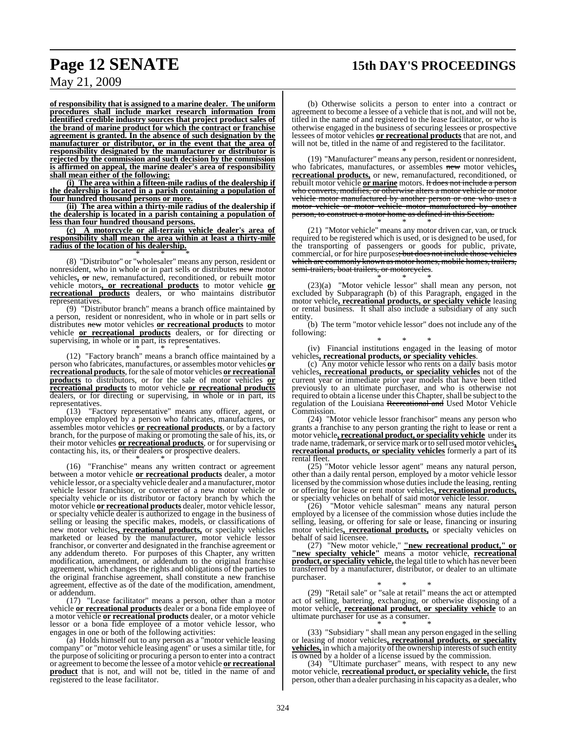**of responsibility that is assigned to a marine dealer. The uniform procedures shall include market research information from identified credible industry sources that project product sales of the brand of marine product for which the contract or franchise agreement is granted. In the absence of such designation by the manufacturer or distributor, or in the event that the area of responsibility designated by the manufacturer or distributor is rejected by the commission and such decision by the commission is affirmed on appeal, the marine dealer's area of responsibility shall mean either of the following:**

**(i) The area within a fifteen-mile radius of the dealership if the dealership is located in a parish containing a population of four hundred thousand persons or more.**

**(ii) The area within a thirty-mile radius of the dealership if the dealership is located in a parish containing a population of less than four hundred thousand persons.**

**(c) A motorcycle or all-terrain vehicle dealer's area of responsibility shall mean the area within at least a thirty-mile radius of the location of his dealership.**

\* \* \*

(8) "Distributor" or "wholesaler" means any person, resident or nonresident, who in whole or in part sells or distributes ~~new~~ motor vehicles**,** ~~or~~ new, remanufactured, reconditioned, or rebuilt motor vehicle motors**, or recreational products** to motor vehicle **or recreational products** dealers, or who maintains distributor representatives.

(9) "Distributor branch" means a branch office maintained by a person, resident or nonresident, who in whole or in part sells or distributes ~~new~~ motor vehicles **or recreational products** to motor vehicle **or recreational products** dealers, or for directing or supervising, in whole or in part, its representatives.

\* \* \*

(12) "Factory branch" means a branch office maintained by a person who fabricates, manufactures, or assembles motor vehicles **or recreational products**, for the sale of motor vehicles **or recreational products** to distributors, or for the sale of motor vehicles **or recreational products** to motor vehicle **or recreational products** dealers, or for directing or supervising, in whole or in part, its representatives.

(13) "Factory representative" means any officer, agent, or employee employed by a person who fabricates, manufactures, or assembles motor vehicles **or recreational products**, or by a factory branch, for the purpose of making or promoting the sale of his, its, or their motor vehicles **or recreational products**, or for supervising or contacting his, its, or their dealers or prospective dealers.

\* \* \*

(16) "Franchise" means any written contract or agreement between a motor vehicle **or recreational products** dealer, a motor vehicle lessor, or a specialty vehicle dealer and a manufacturer, motor vehicle lessor franchisor, or converter of a new motor vehicle or specialty vehicle or its distributor or factory branch by which the motor vehicle **or recreational products** dealer, motor vehicle lessor, or specialty vehicle dealer is authorized to engage in the business of selling or leasing the specific makes, models, or classifications of new motor vehicles**, recreational products,** or specialty vehicles marketed or leased by the manufacturer, motor vehicle lessor franchisor, or converter and designated in the franchise agreement or any addendum thereto. For purposes of this Chapter, any written modification, amendment, or addendum to the original franchise agreement, which changes the rights and obligations of the parties to the original franchise agreement, shall constitute a new franchise agreement, effective as of the date of the modification, amendment, or addendum.

(17) "Lease facilitator" means a person, other than a motor vehicle **or recreational products** dealer or a bona fide employee of a motor vehicle **or recreational products** dealer, or a motor vehicle lessor or a bona fide employee of a motor vehicle lessor, who engages in one or both of the following activities:

(a) Holds himself out to any person as a "motor vehicle leasing company" or "motor vehicle leasing agent" or uses a similar title, for the purpose of soliciting or procuring a person to enter into a contract or agreement to become the lessee of a motor vehicle **or recreational product** that is not, and will not be, titled in the name of and registered to the lease facilitator.

(b) Otherwise solicits a person to enter into a contract or agreement to become a lessee of a vehicle that is not, and will not be, titled in the name of and registered to the lease facilitator, or who is otherwise engaged in the business of securing lessees or prospective lessees of motor vehicles **or recreational products** that are not, and will not be, titled in the name of and registered to the facilitator.

\* \* \*

(19) "Manufacturer" means any person, resident or nonresident, who fabricates, manufactures, or assembles ~~new~~ motor vehicles**, recreational products,** or new, remanufactured, reconditioned, or rebuilt motor vehicle **or marine** motors. ~~It does not include a person who converts, modifies, or otherwise alters a motor vehicle or motor vehicle motor manufactured by another person or one who uses a motor vehicle or motor vehicle motor manufactured by another person, to construct a motor home as defined in this Section.~~

\* \* \*

(21) "Motor vehicle" means any motor driven car, van, or truck required to be registered which is used, or is designed to be used, for the transporting of passengers or goods for public, private, commercial, or for hire purposes~~; but does not include those vehicles which are commonly known as motor homes, mobile homes, trailers, semi-trailers, boat trailers, or motorcycles~~.

\* \* \*

(23)(a) "Motor vehicle lessor" shall mean any person, not excluded by Subparagraph (b) of this Paragraph, engaged in the motor vehicle**, recreational products, or specialty vehicle** leasing or rental business. It shall also include a subsidiary of any such entity.

(b) The term "motor vehicle lessor" does not include any of the following:

\* \* \*

(iv) Financial institutions engaged in the leasing of motor vehicles**, recreational products, or speciality vehicles**.

(c) Any motor vehicle lessor who rents on a daily basis motor vehicles**, recreational products, or speciality vehicles** not of the current year or immediate prior year models that have been titled previously to an ultimate purchaser, and who is otherwise not required to obtain a license under this Chapter, shall be subject to the regulation of the Louisiana ~~Recreational and~~ Used Motor Vehicle Commission.

(24) "Motor vehicle lessor franchisor" means any person who grants a franchise to any person granting the right to lease or rent a motor vehicle**, recreational product, or speciality vehicle** under its trade name, trademark, or service mark or to sell used motor vehicles**, recreational products, or speciality vehicles** formerly a part of its rental fleet.

(25) "Motor vehicle lessor agent" means any natural person, other than a daily rental person, employed by a motor vehicle lessor licensed by the commission whose duties include the leasing, renting or offering for lease or rent motor vehicles**, recreational products,** or specialty vehicles on behalf of said motor vehicle lessor.

(26) "Motor vehicle salesman" means any natural person employed by a licensee of the commission whose duties include the selling, leasing, or offering for sale or lease, financing or insuring motor vehicles**, recreational products,** or specialty vehicles on behalf of said licensee.

(27) "New motor vehicle," **"new recreational product," or "new specialty vehicle"** means a motor vehicle, **recreational product, or speciality vehicle,** the legal title to which has never been transferred by a manufacturer, distributor, or dealer to an ultimate purchaser.

\* \* \*

(29) "Retail sale" or "sale at retail" means the act or attempted act of selling, bartering, exchanging, or otherwise disposing of a motor vehicle**, recreational product, or speciality vehicle** to an ultimate purchaser for use as a consumer.

\* \* \*

(33) "Subsidiary " shall mean any person engaged in the selling or leasing of motor vehicles**, recreational products, or speciality vehicles,** in which a majority of the ownership interests of such entity is owned by a holder of a license issued by the commission.

(34) "Ultimate purchaser" means, with respect to any new motor vehicle, **recreational product, or speciality vehicle,** the first person, other than a dealer purchasing in his capacity as a dealer, who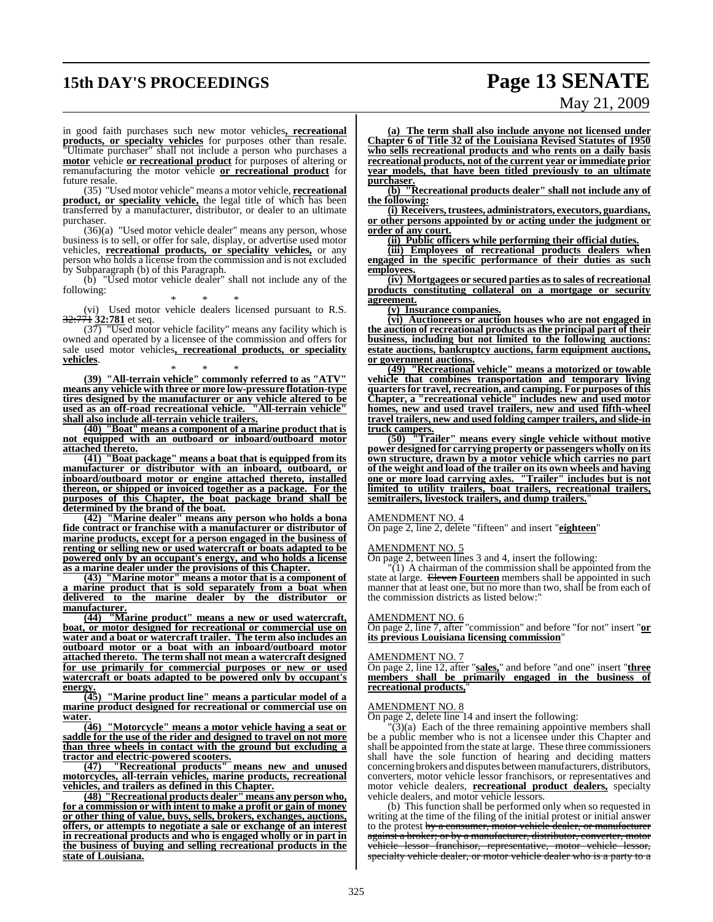in good faith purchases such new motor vehicles**, recreational products, or specialty vehicles** for purposes other than resale. "Ultimate purchaser" shall not include a person who purchases a **motor** vehicle **or recreational product** for purposes of altering or remanufacturing the motor vehicle **or recreational product** for future resale.

(35) "Used motor vehicle" means a motor vehicle, **recreational product, or speciality vehicle,** the legal title of which has been transferred by a manufacturer, distributor, or dealer to an ultimate purchaser.

(36)(a) "Used motor vehicle dealer" means any person, whose business is to sell, or offer for sale, display, or advertise used motor vehicles, **recreational products, or speciality vehicles,** or any person who holds a license from the commission and is not excluded by Subparagraph (b) of this Paragraph.

(b) "Used motor vehicle dealer" shall not include any of the following:

\* \* \*

(vi) Used motor vehicle dealers licensed pursuant to R.S. ~~32:771~~ **32:781** et seq.

(37) "Used motor vehicle facility" means any facility which is owned and operated by a licensee of the commission and offers for sale used motor vehicles**, recreational products, or speciality vehicles**.

\* \* \*

**(39) "All-terrain vehicle" commonly referred to as "ATV" means any vehicle with three or more low-pressure flotation-type tires designed by the manufacturer or any vehicle altered to be used as an off-road recreational vehicle. "All-terrain vehicle" shall also include all-terrain vehicle trailers.**

**(40) "Boat" means a component of a marine product that is not equipped with an outboard or inboard/outboard motor attached thereto.**

**(41) "Boat package" means a boat that is equipped from its manufacturer or distributor with an inboard, outboard, or inboard/outboard motor or engine attached thereto, installed thereon, or shipped or invoiced together as a package. For the purposes of this Chapter, the boat package brand shall be determined by the brand of the boat.**

**(42) "Marine dealer" means any person who holds a bona fide contract or franchise with a manufacturer or distributor of marine products, except for a person engaged in the business of renting or selling new or used watercraft or boats adapted to be powered only by an occupant's energy, and who holds a license as a marine dealer under the provisions of this Chapter.**

**(43) "Marine motor" means a motor that is a component of a marine product that is sold separately from a boat when delivered to the marine dealer by the distributor or manufacturer.**

**(44) "Marine product" means a new or used watercraft, boat, or motor designed for recreational or commercial use on water and a boat or watercraft trailer. The term also includes an outboard motor or a boat with an inboard/outboard motor attached thereto. The term shall not mean a watercraft designed for use primarily for commercial purposes or new or used watercraft or boats adapted to be powered only by occupant's energy.**

**(45) "Marine product line" means a particular model of a marine product designed for recreational or commercial use on water.**

**(46) "Motorcycle" means a motor vehicle having a seat or saddle for the use of the rider and designed to travel on not more than three wheels in contact with the ground but excluding a tractor and electric-powered scooters.**

**(47) "Recreational products" means new and unused motorcycles, all-terrain vehicles, marine products, recreational vehicles, and trailers as defined in this Chapter.**

**(48) "Recreational products dealer" means any person who, for a commission or with intent to make a profit or gain of money or other thing of value, buys, sells, brokers, exchanges, auctions, offers, or attempts to negotiate a sale or exchange of an interest in recreational products and who is engaged wholly or in part in the business of buying and selling recreational products in the state of Louisiana.**

**(a) The term shall also include anyone not licensed under Chapter 6 of Title 32 of the Louisiana Revised Statutes of 1950 who sells recreational products and who rents on a daily basis recreational products, not of the current year or immediate prior year models, that have been titled previously to an ultimate purchaser.**

**(b) "Recreational products dealer" shall not include any of the following:**

**(i) Receivers, trustees, administrators, executors, guardians, or other persons appointed by or acting under the judgment or order of any court.**

**(ii) Public officers while performing their official duties.**

**(iii) Employees of recreational products dealers when engaged in the specific performance of their duties as such employees.**

**(iv) Mortgagees or secured parties as to sales of recreational products constituting collateral on a mortgage or security agreement.**

**(v) Insurance companies.**

**(vi) Auctioneers or auction houses who are not engaged in the auction of recreational products as the principal part of their business, including but not limited to the following auctions: estate auctions, bankruptcy auctions, farm equipment auctions, or government auctions.**

**(49) "Recreational vehicle" means a motorized or towable vehicle that combines transportation and temporary living quarters for travel, recreation, and camping. For purposes of this Chapter, a "recreational vehicle" includes new and used motor homes, new and used travel trailers, new and used fifth-wheel travel trailers, new and used folding camper trailers, and slide-in truck campers.**

**(50) "Trailer" means every single vehicle without motive power designed for carrying property or passengers wholly on its own structure, drawn by a motor vehicle which carries no part of the weight and load of the trailer on its own wheels and having one or more load carrying axles. "Trailer" includes but is not limited to utility trailers, boat trailers, recreational trailers, semitrailers, livestock trailers, and dump trailers.**"

AMENDMENT NO. 4

On page 2, line 2, delete "fifteen" and insert "**eighteen**"

AMENDMENT NO. 5

On page 2, between lines 3 and 4, insert the following:

"(1) A chairman of the commission shall be appointed from the state at large. ~~Eleven~~ **Fourteen** members shall be appointed in such manner that at least one, but no more than two, shall be from each of the commission districts as listed below:"

AMENDMENT NO. 6

On page 2, line 7, after "commission" and before "for not" insert "**or its previous Louisiana licensing commission**"

AMENDMENT NO. 7

On page 2, line 12, after "**sales,**" and before "and one" insert "**three members shall be primarily engaged in the business of recreational products,**"

AMENDMENT NO. 8

On page 2, delete line 14 and insert the following:

"(3)(a) Each of the three remaining appointive members shall be a public member who is not a licensee under this Chapter and shall be appointed from the state at large. These three commissioners shall have the sole function of hearing and deciding matters concerning brokers and disputes between manufacturers, distributors, converters, motor vehicle lessor franchisors, or representatives and motor vehicle dealers, **recreational product dealers,** specialty vehicle dealers, and motor vehicle lessors.

(b) This function shall be performed only when so requested in writing at the time of the filing of the initial protest or initial answer to the protest ~~by a consumer, motor vehicle dealer, or manufacturer against a broker; or by a manufacturer, distributor, converter, motor vehicle lessor franchisor, representative, motor vehicle lessor, specialty vehicle dealer, or motor vehicle dealer who is a party to a~~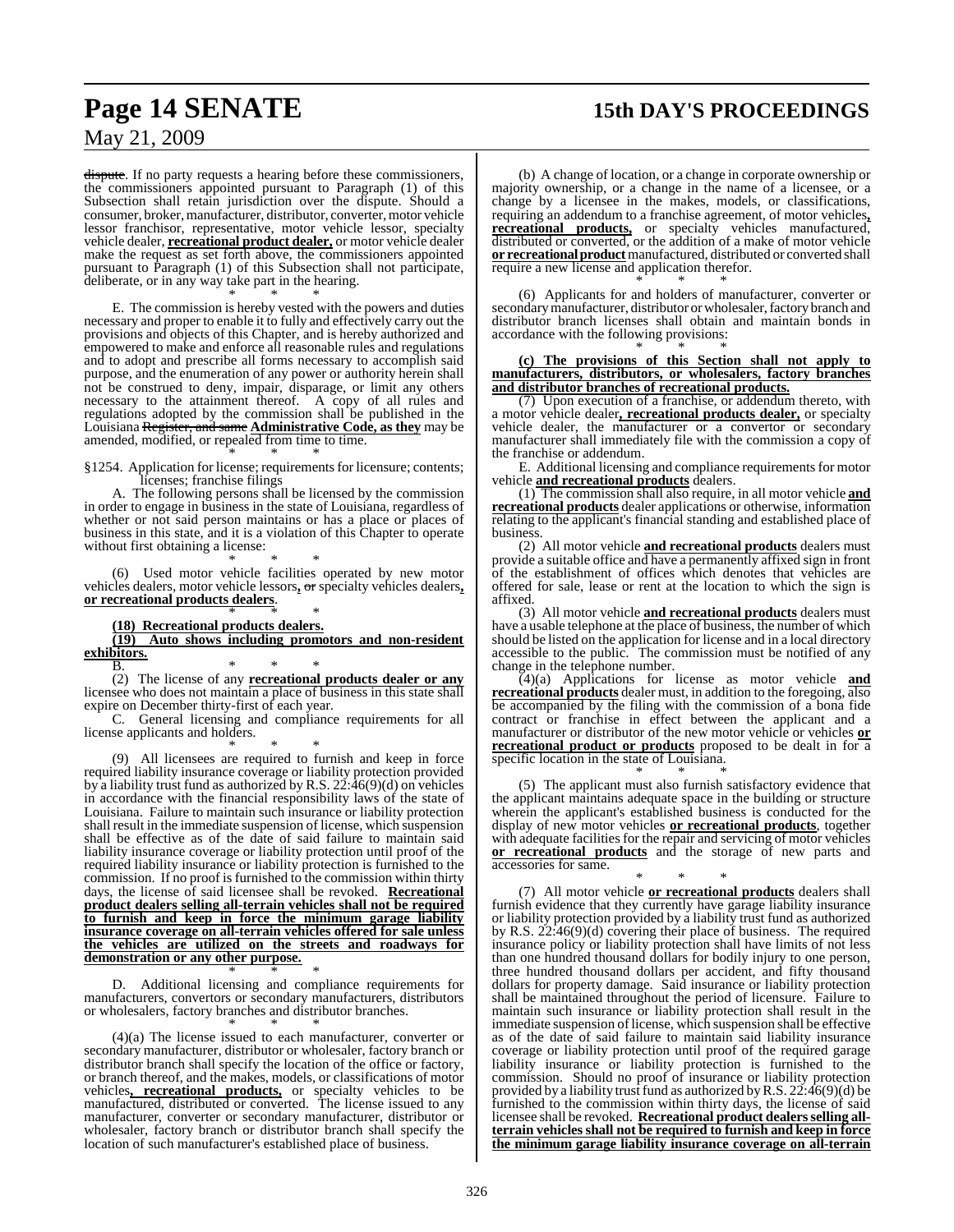~~dispute~~. If no party requests a hearing before these commissioners, the commissioners appointed pursuant to Paragraph (1) of this Subsection shall retain jurisdiction over the dispute. Should a consumer, broker, manufacturer, distributor, converter, motor vehicle lessor franchisor, representative, motor vehicle lessor, specialty vehicle dealer, **recreational product dealer,** or motor vehicle dealer make the request as set forth above, the commissioners appointed pursuant to Paragraph (1) of this Subsection shall not participate, deliberate, or in any way take part in the hearing.

\* \* \*

E. The commission is hereby vested with the powers and duties necessary and proper to enable it to fully and effectively carry out the provisions and objects of this Chapter, and is hereby authorized and empowered to make and enforce all reasonable rules and regulations and to adopt and prescribe all forms necessary to accomplish said purpose, and the enumeration of any power or authority herein shall not be construed to deny, impair, disparage, or limit any others necessary to the attainment thereof. A copy of all rules and regulations adopted by the commission shall be published in the Louisiana ~~Register, and same~~ **Administrative Code, as they** may be amended, modified, or repealed from time to time.

\* \* \*

§1254. Application for license; requirements for licensure; contents; licenses; franchise filings

A. The following persons shall be licensed by the commission in order to engage in business in the state of Louisiana, regardless of whether or not said person maintains or has a place or places of business in this state, and it is a violation of this Chapter to operate without first obtaining a license:

\* \* \*

(6) Used motor vehicle facilities operated by new motor vehicles dealers, motor vehicle lessors**,** ~~or~~ specialty vehicles dealers**, or recreational products dealers**.

\* \* \*

**(18) Recreational products dealers.**

**(19) Auto shows including promotors and non-resident exhibitors.**

B. \* \* \*

(2) The license of any **recreational products dealer or any** licensee who does not maintain a place of business in this state shall expire on December thirty-first of each year.

C. General licensing and compliance requirements for all license applicants and holders.

\* \* \*

(9) All licensees are required to furnish and keep in force required liability insurance coverage or liability protection provided by a liability trust fund as authorized by R.S. 22:46(9)(d) on vehicles in accordance with the financial responsibility laws of the state of Louisiana. Failure to maintain such insurance or liability protection shall result in the immediate suspension of license, which suspension shall be effective as of the date of said failure to maintain said liability insurance coverage or liability protection until proof of the required liability insurance or liability protection is furnished to the commission. If no proof is furnished to the commission within thirty days, the license of said licensee shall be revoked. **Recreational product dealers selling all-terrain vehicles shall not be required to furnish and keep in force the minimum garage liability insurance coverage on all-terrain vehicles offered for sale unless the vehicles are utilized on the streets and roadways for demonstration or any other purpose.**

\* \* \*

D. Additional licensing and compliance requirements for manufacturers, convertors or secondary manufacturers, distributors or wholesalers, factory branches and distributor branches.

\* \* \*

(4)(a) The license issued to each manufacturer, converter or secondary manufacturer, distributor or wholesaler, factory branch or distributor branch shall specify the location of the office or factory, or branch thereof, and the makes, models, or classifications of motor vehicles**, recreational products,** or specialty vehicles to be manufactured, distributed or converted. The license issued to any manufacturer, converter or secondary manufacturer, distributor or wholesaler, factory branch or distributor branch shall specify the location of such manufacturer's established place of business.

(b) A change of location, or a change in corporate ownership or majority ownership, or a change in the name of a licensee, or a change by a licensee in the makes, models, or classifications, requiring an addendum to a franchise agreement, of motor vehicles**, recreational products,** or specialty vehicles manufactured, distributed or converted, or the addition of a make of motor vehicle **or recreational product** manufactured, distributed or converted shall require a new license and application therefor.

\* \* \*

(6) Applicants for and holders of manufacturer, converter or secondary manufacturer, distributor or wholesaler, factory branch and distributor branch licenses shall obtain and maintain bonds in accordance with the following provisions:

\* \* \*

**(c) The provisions of this Section shall not apply to manufacturers, distributors, or wholesalers, factory branches and distributor branches of recreational products.**

(7) Upon execution of a franchise, or addendum thereto, with a motor vehicle dealer**, recreational products dealer,** or specialty vehicle dealer, the manufacturer or a convertor or secondary manufacturer shall immediately file with the commission a copy of the franchise or addendum.

E. Additional licensing and compliance requirements for motor vehicle **and recreational products** dealers.

(1) The commission shall also require, in all motor vehicle **and recreational products** dealer applications or otherwise, information relating to the applicant's financial standing and established place of business.

(2) All motor vehicle **and recreational products** dealers must provide a suitable office and have a permanently affixed sign in front of the establishment of offices which denotes that vehicles are offered for sale, lease or rent at the location to which the sign is affixed.

(3) All motor vehicle **and recreational products** dealers must have a usable telephone at the place of business, the number of which should be listed on the application for license and in a local directory accessible to the public. The commission must be notified of any change in the telephone number.

(4)(a) Applications for license as motor vehicle **and recreational products** dealer must, in addition to the foregoing, also be accompanied by the filing with the commission of a bona fide contract or franchise in effect between the applicant and a manufacturer or distributor of the new motor vehicle or vehicles **or recreational product or products** proposed to be dealt in for a specific location in the state of Louisiana.

\* \* \*

(5) The applicant must also furnish satisfactory evidence that the applicant maintains adequate space in the building or structure wherein the applicant's established business is conducted for the display of new motor vehicles **or recreational products**, together with adequate facilities for the repair and servicing of motor vehicles **or recreational products** and the storage of new parts and accessories for same.

\* \* \*

(7) All motor vehicle **or recreational products** dealers shall furnish evidence that they currently have garage liability insurance or liability protection provided by a liability trust fund as authorized by R.S. 22:46(9)(d) covering their place of business. The required insurance policy or liability protection shall have limits of not less than one hundred thousand dollars for bodily injury to one person, three hundred thousand dollars per accident, and fifty thousand dollars for property damage. Said insurance or liability protection shall be maintained throughout the period of licensure. Failure to maintain such insurance or liability protection shall result in the immediate suspension of license, which suspension shall be effective as of the date of said failure to maintain said liability insurance coverage or liability protection until proof of the required garage liability insurance or liability protection is furnished to the commission. Should no proof of insurance or liability protection provided by a liability trust fund as authorized by R.S. 22:46(9)(d) be furnished to the commission within thirty days, the license of said licensee shall be revoked. **Recreational product dealers selling all-terrain vehicles shall not be required to furnish and keep in force the minimum garage liability insurance coverage on all-terrain**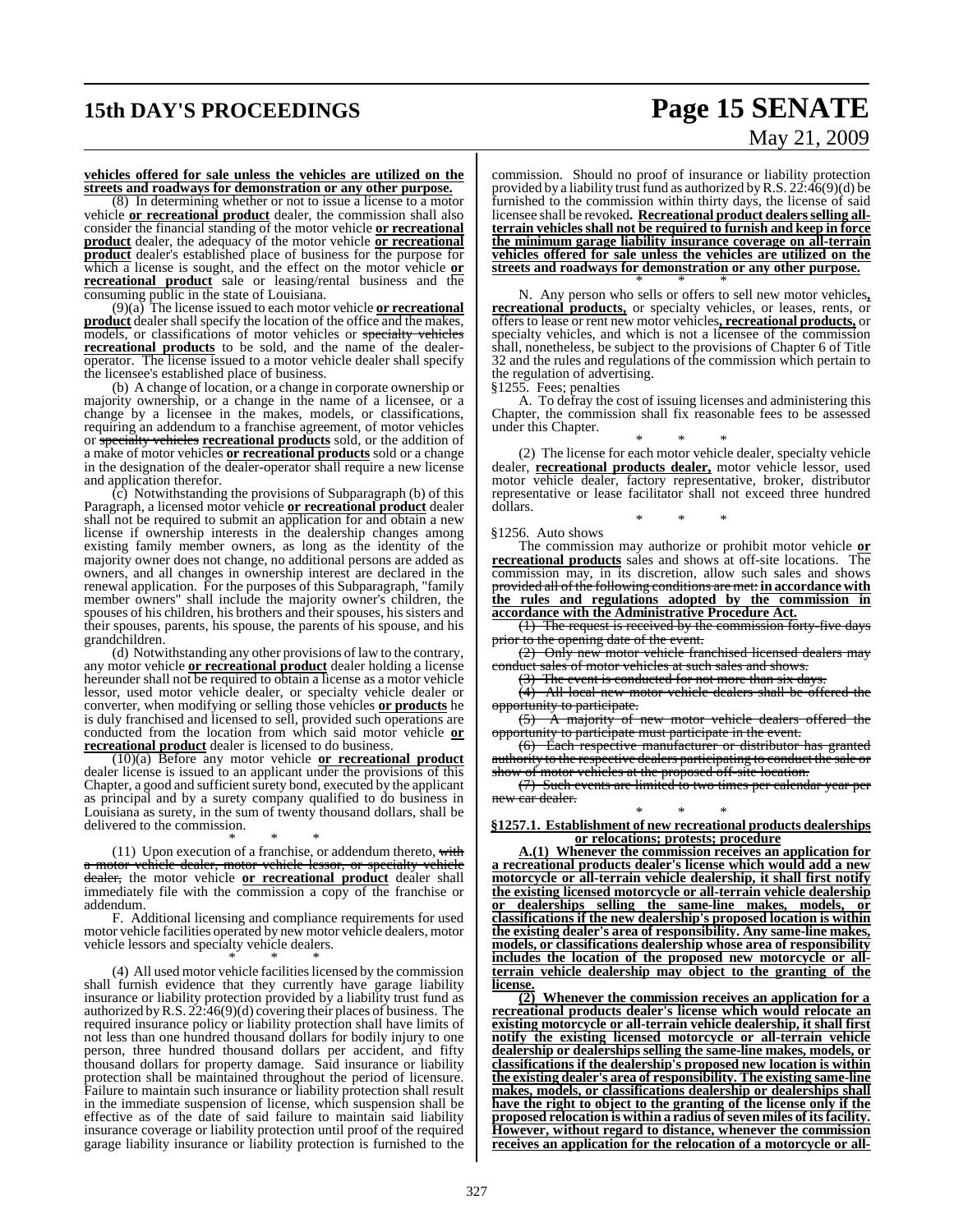**vehicles offered for sale unless the vehicles are utilized on the streets and roadways for demonstration or any other purpose.**

(8) In determining whether or not to issue a license to a motor vehicle **or recreational product** dealer, the commission shall also consider the financial standing of the motor vehicle **or recreational product** dealer, the adequacy of the motor vehicle **or recreational product** dealer's established place of business for the purpose for which a license is sought, and the effect on the motor vehicle **or recreational product** sale or leasing/rental business and the consuming public in the state of Louisiana.

(9)(a) The license issued to each motor vehicle **or recreational product** dealer shall specify the location of the office and the makes, models, or classifications of motor vehicles or ~~specialty vehicles~~ **recreational products** to be sold, and the name of the dealer-operator. The license issued to a motor vehicle dealer shall specify the licensee's established place of business.

(b) A change of location, or a change in corporate ownership or majority ownership, or a change in the name of a licensee, or a change by a licensee in the makes, models, or classifications, requiring an addendum to a franchise agreement, of motor vehicles or ~~specialty vehicles~~ **recreational products** sold, or the addition of a make of motor vehicles **or recreational products** sold or a change in the designation of the dealer-operator shall require a new license and application therefor.

(c) Notwithstanding the provisions of Subparagraph (b) of this Paragraph, a licensed motor vehicle **or recreational product** dealer shall not be required to submit an application for and obtain a new license if ownership interests in the dealership changes among existing family member owners, as long as the identity of the majority owner does not change, no additional persons are added as owners, and all changes in ownership interest are declared in the renewal application. For the purposes of this Subparagraph, "family member owners" shall include the majority owner's children, the spouses of his children, his brothers and their spouses, his sisters and their spouses, parents, his spouse, the parents of his spouse, and his grandchildren.

(d) Notwithstanding any other provisions of law to the contrary, any motor vehicle **or recreational product** dealer holding a license hereunder shall not be required to obtain a license as a motor vehicle lessor, used motor vehicle dealer, or specialty vehicle dealer or converter, when modifying or selling those vehicles **or products** he is duly franchised and licensed to sell, provided such operations are conducted from the location from which said motor vehicle **or recreational product** dealer is licensed to do business.

(10)(a) Before any motor vehicle **or recreational product** dealer license is issued to an applicant under the provisions of this Chapter, a good and sufficient surety bond, executed by the applicant as principal and by a surety company qualified to do business in Louisiana as surety, in the sum of twenty thousand dollars, shall be delivered to the commission.

\* \* \*

(11) Upon execution of a franchise, or addendum thereto, ~~with a motor vehicle dealer, motor vehicle lessor, or specialty vehicle dealer,~~ the motor vehicle **or recreational product** dealer shall immediately file with the commission a copy of the franchise or addendum.

F. Additional licensing and compliance requirements for used motor vehicle facilities operated by new motor vehicle dealers, motor vehicle lessors and specialty vehicle dealers.

\* \* \*

(4) All used motor vehicle facilities licensed by the commission shall furnish evidence that they currently have garage liability insurance or liability protection provided by a liability trust fund as authorized by R.S. 22:46(9)(d) covering their places of business. The required insurance policy or liability protection shall have limits of not less than one hundred thousand dollars for bodily injury to one person, three hundred thousand dollars per accident, and fifty thousand dollars for property damage. Said insurance or liability protection shall be maintained throughout the period of licensure. Failure to maintain such insurance or liability protection shall result in the immediate suspension of license, which suspension shall be effective as of the date of said failure to maintain said liability insurance coverage or liability protection until proof of the required garage liability insurance or liability protection is furnished to the commission. Should no proof of insurance or liability protection provided by a liability trust fund as authorized by R.S. 22:46(9)(d) be furnished to the commission within thirty days, the license of said licensee shall be revoked**. Recreational product dealers selling all-terrain vehicles shall not be required to furnish and keep in force the minimum garage liability insurance coverage on all-terrain vehicles offered for sale unless the vehicles are utilized on the streets and roadways for demonstration or any other purpose.**

\* \* \*

N. Any person who sells or offers to sell new motor vehicles**, recreational products,** or specialty vehicles, or leases, rents, or offers to lease or rent new motor vehicles**, recreational products,** or specialty vehicles, and which is not a licensee of the commission shall, nonetheless, be subject to the provisions of Chapter 6 of Title 32 and the rules and regulations of the commission which pertain to the regulation of advertising.

§1255. Fees; penalties

A. To defray the cost of issuing licenses and administering this Chapter, the commission shall fix reasonable fees to be assessed under this Chapter.

\* \* \*

(2) The license for each motor vehicle dealer, specialty vehicle dealer, **recreational products dealer,** motor vehicle lessor, used motor vehicle dealer, factory representative, broker, distributor representative or lease facilitator shall not exceed three hundred dollars.

\* \* \*

§1256. Auto shows

The commission may authorize or prohibit motor vehicle **or recreational products** sales and shows at off-site locations. The commission may, in its discretion, allow such sales and shows ~~provided all of the following conditions are met:~~ **in accordance with the rules and regulations adopted by the commission in accordance with the Administrative Procedure Act.**

~~(1) The request is received by the commission forty-five days prior to the opening date of the event.~~

~~(2) Only new motor vehicle franchised licensed dealers may conduct sales of motor vehicles at such sales and shows.~~

~~(3) The event is conducted for not more than six days.~~

~~(4) All local new motor vehicle dealers shall be offered the opportunity to participate.~~

~~(5) A majority of new motor vehicle dealers offered the opportunity to participate must participate in the event.~~

~~(6) Each respective manufacturer or distributor has granted authority to the respective dealers participating to conduct the sale or show of motor vehicles at the proposed off-site location.~~

~~(7) Such events are limited to two times per calendar year per new car dealer.~~

\* \* \*

**§1257.1. Establishment of new recreational products dealerships or relocations; protests; procedure**

**A.(1) Whenever the commission receives an application for a recreational products dealer's license which would add a new motorcycle or all-terrain vehicle dealership, it shall first notify the existing licensed motorcycle or all-terrain vehicle dealership or dealerships selling the same-line makes, models, or classifications if the new dealership's proposed location is within the existing dealer's area of responsibility. Any same-line makes, models, or classifications dealership whose area of responsibility includes the location of the proposed new motorcycle or all-terrain vehicle dealership may object to the granting of the license.**

**(2) Whenever the commission receives an application for a recreational products dealer's license which would relocate an existing motorcycle or all-terrain vehicle dealership, it shall first notify the existing licensed motorcycle or all-terrain vehicle dealership or dealerships selling the same-line makes, models, or classifications if the dealership's proposed new location is within the existing dealer's area of responsibility. The existing same-line makes, models, or classifications dealership or dealerships shall have the right to object to the granting of the license only if the proposed relocation is within a radius of seven miles of its facility. However, without regard to distance, whenever the commission receives an application for the relocation of a motorcycle or all-**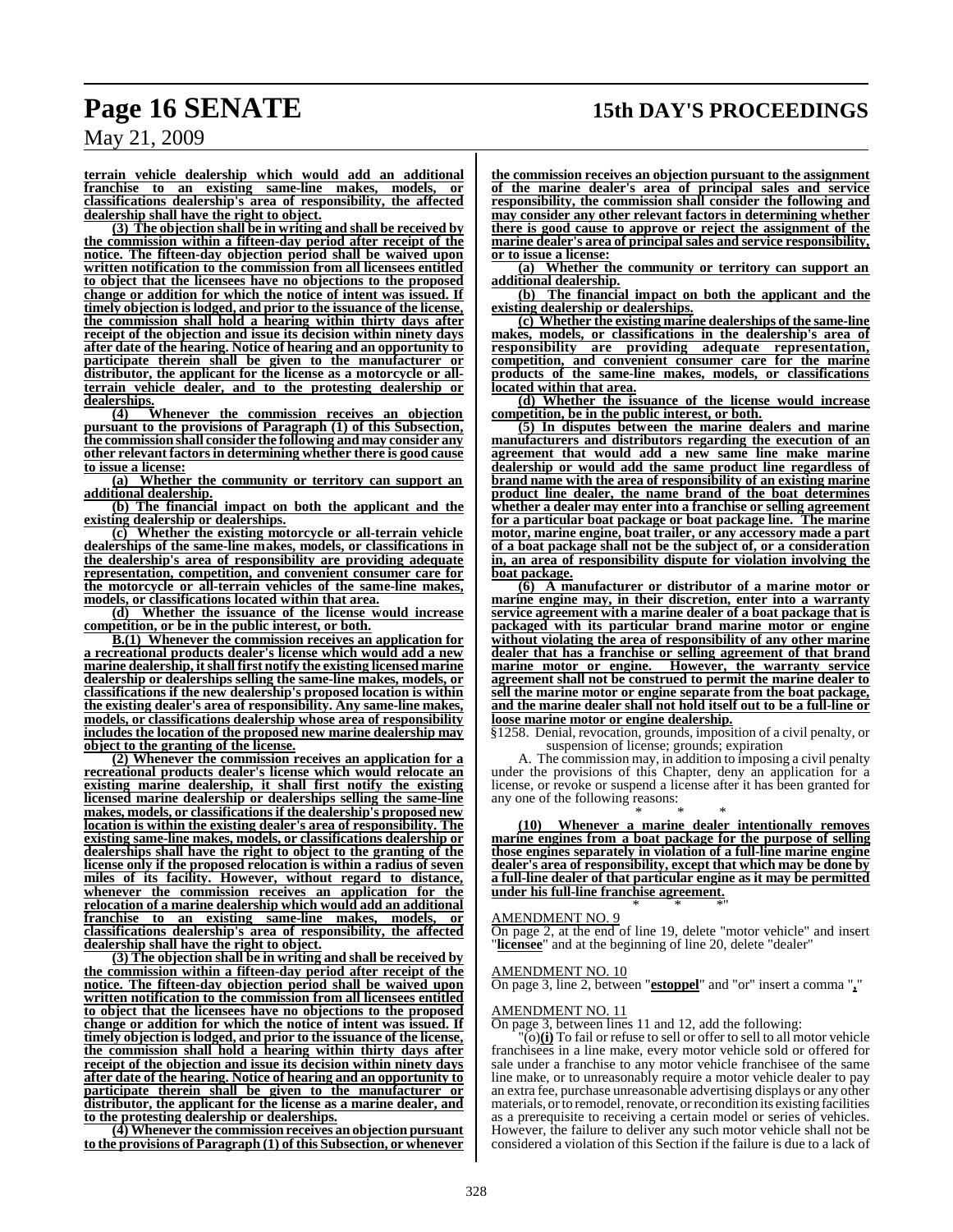**terrain vehicle dealership which would add an additional franchise to an existing same-line makes, models, or classifications dealership's area of responsibility, the affected dealership shall have the right to object.**

**(3) The objection shall be in writing and shall be received by the commission within a fifteen-day period after receipt of the notice. The fifteen-day objection period shall be waived upon written notification to the commission from all licensees entitled to object that the licensees have no objections to the proposed change or addition for which the notice of intent was issued. If timely objection is lodged, and prior to the issuance of the license, the commission shall hold a hearing within thirty days after receipt of the objection and issue its decision within ninety days after date of the hearing. Notice of hearing and an opportunity to participate therein shall be given to the manufacturer or distributor, the applicant for the license as a motorcycle or all-terrain vehicle dealer, and to the protesting dealership or dealerships.**

**(4) Whenever the commission receives an objection pursuant to the provisions of Paragraph (1) of this Subsection, the commission shall consider the following and may consider any other relevant factors in determining whether there is good cause to issue a license:**

**(a) Whether the community or territory can support an additional dealership.**

**(b) The financial impact on both the applicant and the existing dealership or dealerships.**

**(c) Whether the existing motorcycle or all-terrain vehicle dealerships of the same-line makes, models, or classifications in the dealership's area of responsibility are providing adequate representation, competition, and convenient consumer care for the motorcycle or all-terrain vehicles of the same-line makes, models, or classifications located within that area.**

**(d) Whether the issuance of the license would increase competition, or be in the public interest, or both.**

**B.(1) Whenever the commission receives an application for a recreational products dealer's license which would add a new marine dealership, it shall first notify the existing licensed marine dealership or dealerships selling the same-line makes, models, or classifications if the new dealership's proposed location is within the existing dealer's area of responsibility. Any same-line makes, models, or classifications dealership whose area of responsibility includes the location of the proposed new marine dealership may object to the granting of the license.**

**(2) Whenever the commission receives an application for a recreational products dealer's license which would relocate an existing marine dealership, it shall first notify the existing licensed marine dealership or dealerships selling the same-line makes, models, or classifications if the dealership's proposed new location is within the existing dealer's area of responsibility. The existing same-line makes, models, or classifications dealership or dealerships shall have the right to object to the granting of the license only if the proposed relocation is within a radius of seven miles of its facility. However, without regard to distance, whenever the commission receives an application for the relocation of a marine dealership which would add an additional franchise to an existing same-line makes, models, or classifications dealership's area of responsibility, the affected dealership shall have the right to object.**

**(3) The objection shall be in writing and shall be received by the commission within a fifteen-day period after receipt of the notice. The fifteen-day objection period shall be waived upon written notification to the commission from all licensees entitled to object that the licensees have no objections to the proposed change or addition for which the notice of intent was issued. If timely objection is lodged, and prior to the issuance of the license, the commission shall hold a hearing within thirty days after receipt of the objection and issue its decision within ninety days after date of the hearing. Notice of hearing and an opportunity to participate therein shall be given to the manufacturer or distributor, the applicant for the license as a marine dealer, and to the protesting dealership or dealerships.**

**(4) Whenever the commission receives an objection pursuant to the provisions of Paragraph (1) of this Subsection, or whenever the commission receives an objection pursuant to the assignment of the marine dealer's area of principal sales and service responsibility, the commission shall consider the following and may consider any other relevant factors in determining whether there is good cause to approve or reject the assignment of the marine dealer's area of principal sales and service responsibility, or to issue a license:**

**(a) Whether the community or territory can support an additional dealership.**

**(b) The financial impact on both the applicant and the existing dealership or dealerships.**

**(c) Whether the existing marine dealerships of the same-line makes, models, or classifications in the dealership's area of responsibility are providing adequate representation, competition, and convenient consumer care for the marine products of the same-line makes, models, or classifications located within that area.**

**(d) Whether the issuance of the license would increase competition, be in the public interest, or both.**

**(5) In disputes between the marine dealers and marine manufacturers and distributors regarding the execution of an agreement that would add a new same line make marine dealership or would add the same product line regardless of brand name with the area of responsibility of an existing marine product line dealer, the name brand of the boat determines whether a dealer may enter into a franchise or selling agreement for a particular boat package or boat package line. The marine motor, marine engine, boat trailer, or any accessory made a part of a boat package shall not be the subject of, or a consideration in, an area of responsibility dispute for violation involving the boat package.**

**(6) A manufacturer or distributor of a marine motor or marine engine may, in their discretion, enter into a warranty service agreement with a marine dealer of a boat package that is packaged with its particular brand marine motor or engine without violating the area of responsibility of any other marine dealer that has a franchise or selling agreement of that brand marine motor or engine. However, the warranty service agreement shall not be construed to permit the marine dealer to sell the marine motor or engine separate from the boat package, and the marine dealer shall not hold itself out to be a full-line or loose marine motor or engine dealership.**

§1258. Denial, revocation, grounds, imposition of a civil penalty, or suspension of license; grounds; expiration

A. The commission may, in addition to imposing a civil penalty under the provisions of this Chapter, deny an application for a license, or revoke or suspend a license after it has been granted for any one of the following reasons:

\* \* \*

**(10) Whenever a marine dealer intentionally removes marine engines from a boat package for the purpose of selling those engines separately in violation of a full-line marine engine dealer's area of responsibility, except that which may be done by a full-line dealer of that particular engine as it may be permitted under his full-line franchise agreement.**

\* \* \*"

AMENDMENT NO. 9

On page 2, at the end of line 19, delete "motor vehicle" and insert "**licensee**" and at the beginning of line 20, delete "dealer"

AMENDMENT NO. 10

On page 3, line 2, between "**estoppel**" and "or" insert a comma "**,**"

AMENDMENT NO. 11

On page 3, between lines 11 and 12, add the following:

"(o)**(i)** To fail or refuse to sell or offer to sell to all motor vehicle franchisees in a line make, every motor vehicle sold or offered for sale under a franchise to any motor vehicle franchisee of the same line make, or to unreasonably require a motor vehicle dealer to pay an extra fee, purchase unreasonable advertising displays or any other materials, or to remodel, renovate, or recondition its existing facilities as a prerequisite to receiving a certain model or series of vehicles. However, the failure to deliver any such motor vehicle shall not be considered a violation of this Section if the failure is due to a lack of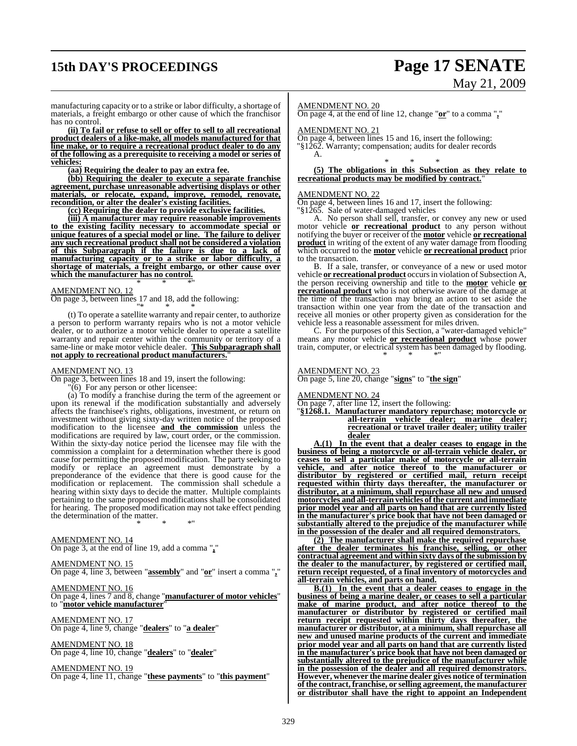manufacturing capacity or to a strike or labor difficulty, a shortage of materials, a freight embargo or other cause of which the franchisor has no control.

**(ii) To fail or refuse to sell or offer to sell to all recreational product dealers of a like-make, all models manufactured for that line make, or to require a recreational product dealer to do any of the following as a prerequisite to receiving a model or series of vehicles:**

**(aa) Requiring the dealer to pay an extra fee.**

**(bb) Requiring the dealer to execute a separate franchise agreement, purchase unreasonable advertising displays or other materials, or relocate, expand, improve, remodel, renovate, recondition, or alter the dealer's existing facilities.**

**(cc) Requiring the dealer to provide exclusive facilities.**

**(iii) A manufacturer may require reasonable improvements to the existing facility necessary to accommodate special or unique features of a special model or line. The failure to deliver any such recreational product shall not be considered a violation of this Subparagraph if the failure is due to a lack of manufacturing capacity or to a strike or labor difficulty, a shortage of materials, a freight embargo, or other cause over which the manufacturer has no control.**

\* \* \*"

AMENDMENT NO. 12

On page 3, between lines 17 and 18, add the following:

"\* \* \*

(t) To operate a satellite warranty and repair center, to authorize a person to perform warranty repairs who is not a motor vehicle dealer, or to authorize a motor vehicle dealer to operate a satellite warranty and repair center within the community or territory of a same-line or make motor vehicle dealer. **This Subparagraph shall not apply to recreational product manufacturers.**"

AMENDMENT NO. 13

On page 3, between lines 18 and 19, insert the following:

"(6) For any person or other licensee:

(a) To modify a franchise during the term of the agreement or upon its renewal if the modification substantially and adversely affects the franchisee's rights, obligations, investment, or return on investment without giving sixty-day written notice of the proposed modification to the licensee **and the commission** unless the modifications are required by law, court order, or the commission. Within the sixty-day notice period the licensee may file with the commission a complaint for a determination whether there is good cause for permitting the proposed modification. The party seeking to modify or replace an agreement must demonstrate by a preponderance of the evidence that there is good cause for the modification or replacement. The commission shall schedule a hearing within sixty days to decide the matter. Multiple complaints pertaining to the same proposed modifications shall be consolidated for hearing. The proposed modification may not take effect pending the determination of the matter.

\* \* \*"

AMENDMENT NO. 14

On page 3, at the end of line 19, add a comma "**,**"

AMENDMENT NO. 15

On page 4, line 3, between "**assembly**" and "**or**" insert a comma "**,**"

AMENDMENT NO. 16

On page 4, lines 7 and 8, change "**manufacturer of motor vehicles**" to "**motor vehicle manufacturer**"

AMENDMENT NO. 17

On page 4, line 9, change "**dealers**" to "**a dealer**"

AMENDMENT NO. 18

On page 4, line 10, change "**dealers**" to "**dealer**"

AMENDMENT NO. 19

On page 4, line 11, change "**these payments**" to "**this payment**"

AMENDMENT NO. 20

On page 4, at the end of line 12, change "**or**" to a comma "**,**"

AMENDMENT NO. 21

On page 4, between lines 15 and 16, insert the following:

"§1262. Warranty; compensation; audits for dealer records

A.

\* \* \*

**(5) The obligations in this Subsection as they relate to recreational products may be modified by contract.**"

AMENDMENT NO. 22

On page 4, between lines 16 and 17, insert the following:

"§1265. Sale of water-damaged vehicles

A. No person shall sell, transfer, or convey any new or used motor vehicle **or recreational product** to any person without notifying the buyer or receiver of the **motor** vehicle **or recreational product** in writing of the extent of any water damage from flooding which occurred to the **motor** vehicle **or recreational product** prior to the transaction.

B. If a sale, transfer, or conveyance of a new or used motor vehicle **or recreational product** occurs in violation of Subsection A, the person receiving ownership and title to the **motor** vehicle **or recreational product** who is not otherwise aware of the damage at the time of the transaction may bring an action to set aside the transaction within one year from the date of the transaction and receive all monies or other property given as consideration for the vehicle less a reasonable assessment for miles driven.

C. For the purposes of this Section, a "water-damaged vehicle" means any motor vehicle **or recreational product** whose power train, computer, or electrical system has been damaged by flooding.

\* \* \*"

AMENDMENT NO. 23

On page 5, line 20, change "**signs**" to "**the sign**"

AMENDMENT NO. 24

On page 7, after line 12, insert the following:

"**§1268.1. Manufacturer mandatory repurchase; motorcycle or all-terrain vehicle dealer; marine dealer; recreational or travel trailer dealer; utility trailer dealer**

**A.(1) In the event that a dealer ceases to engage in the business of being a motorcycle or all-terrain vehicle dealer, or ceases to sell a particular make of motorcycle or all-terrain vehicle, and after notice thereof to the manufacturer or distributor by registered or certified mail, return receipt requested within thirty days thereafter, the manufacturer or distributor, at a minimum, shall repurchase all new and unused motorcycles and all-terrain vehicles of the current and immediate prior model year and all parts on hand that are currently listed in the manufacturer's price book that have not been damaged or substantially altered to the prejudice of the manufacturer while in the possession of the dealer and all required demonstrators.**

**(2) The manufacturer shall make the required repurchase after the dealer terminates his franchise, selling, or other contractual agreement and within sixty days of the submission by the dealer to the manufacturer, by registered or certified mail, return receipt requested, of a final inventory of motorcycles and all-terrain vehicles, and parts on hand.**

**B.(1) In the event that a dealer ceases to engage in the business of being a marine dealer, or ceases to sell a particular make of marine product, and after notice thereof to the manufacturer or distributor by registered or certified mail return receipt requested within thirty days thereafter, the manufacturer or distributor, at a minimum, shall repurchase all new and unused marine products of the current and immediate prior model year and all parts on hand that are currently listed in the manufacturer's price book that have not been damaged or substantially altered to the prejudice of the manufacturer while in the possession of the dealer and all required demonstrators. However, whenever the marine dealer gives notice of termination of the contract, franchise, or selling agreement, the manufacturer or distributor shall have the right to appoint an Independent**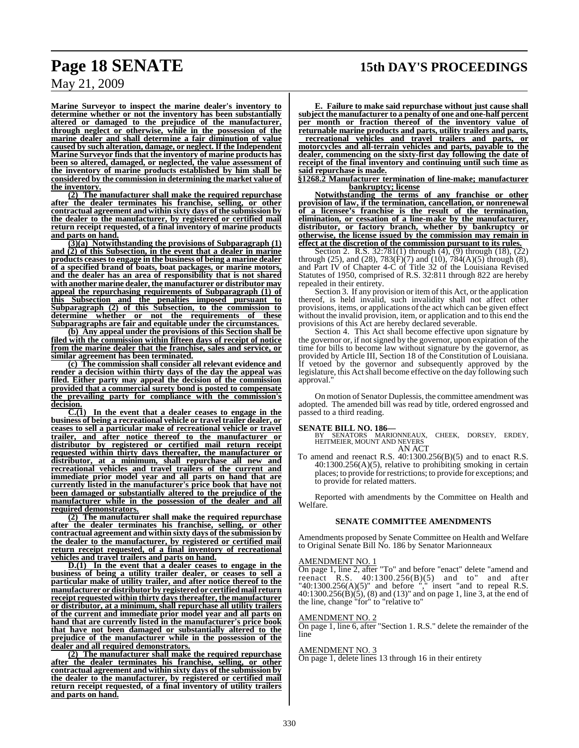**Marine Surveyor to inspect the marine dealer's inventory to determine whether or not the inventory has been substantially altered or damaged to the prejudice of the manufacturer, through neglect or otherwise, while in the possession of the marine dealer and shall determine a fair diminution of value caused by such alteration, damage, or neglect. If the Independent Marine Surveyor finds that the inventory of marine products has been so altered, damaged, or neglected, the value assessment of the inventory of marine products established by him shall be considered by the commission in determining the market value of the inventory.**

**(2) The manufacturer shall make the required repurchase after the dealer terminates his franchise, selling, or other contractual agreement and within sixty days of the submission by the dealer to the manufacturer, by registered or certified mail return receipt requested, of a final inventory of marine products and parts on hand.**

**(3)(a) Notwithstanding the provisions of Subparagraph (1) and (2) of this Subsection, in the event that a dealer in marine products ceases to engage in the business of being a marine dealer of a specified brand of boats, boat packages, or marine motors, and the dealer has an area of responsibility that is not shared with another marine dealer, the manufacturer or distributor may appeal the repurchasing requirements of Subparagraph (1) of this Subsection and the penalties imposed pursuant to Subparagraph (2) of this Subsection, to the commission to determine whether or not the requirements of these Subparagraphs are fair and equitable under the circumstances.**

**(b) Any appeal under the provisions of this Section shall be filed with the commission within fifteen days of receipt of notice from the marine dealer that the franchise, sales and service, or similar agreement has been terminated.**

**(c) The commission shall consider all relevant evidence and render a decision within thirty days of the day the appeal was filed. Either party may appeal the decision of the commission provided that a commercial surety bond is posted to compensate the prevailing party for compliance with the commission's decision.**

**C.(1) In the event that a dealer ceases to engage in the business of being a recreational vehicle or travel trailer dealer, or ceases to sell a particular make of recreational vehicle or travel trailer, and after notice thereof to the manufacturer or distributor by registered or certified mail return receipt requested within thirty days thereafter, the manufacturer or distributor, at a minimum, shall repurchase all new and recreational vehicles and travel trailers of the current and immediate prior model year and all parts on hand that are currently listed in the manufacturer's price book that have not been damaged or substantially altered to the prejudice of the manufacturer while in the possession of the dealer and all required demonstrators.**

**(2) The manufacturer shall make the required repurchase after the dealer terminates his franchise, selling, or other contractual agreement and within sixty days of the submission by the dealer to the manufacturer, by registered or certified mail return receipt requested, of a final inventory of recreational vehicles and travel trailers and parts on hand.**

**D.(1) In the event that a dealer ceases to engage in the business of being a utility trailer dealer, or ceases to sell a particular make of utility trailer, and after notice thereof to the manufacturer or distributor by registered or certified mail return receipt requested within thirty days thereafter, the manufacturer or distributor, at a minimum, shall repurchase all utility trailers of the current and immediate prior model year and all parts on hand that are currently listed in the manufacturer's price book that have not been damaged or substantially altered to the prejudice of the manufacturer while in the possession of the dealer and all required demonstrators.**

**(2) The manufacturer shall make the required repurchase after the dealer terminates his franchise, selling, or other contractual agreement and within sixty days of the submission by the dealer to the manufacturer, by registered or certified mail return receipt requested, of a final inventory of utility trailers and parts on hand.**

**E. Failure to make said repurchase without just cause shall subject the manufacturer to a penalty of one and one-half percent per month or fraction thereof of the inventory value of returnable marine products and parts, utility trailers and parts, recreational vehicles and travel trailers and parts, or motorcycles and all-terrain vehicles and parts, payable to the dealer, commencing on the sixty-first day following the date of receipt of the final inventory and continuing until such time as said repurchase is made.**

**§1268.2 Manufacturer termination of line-make; manufacturer bankruptcy; license**

**Notwithstanding the terms of any franchise or other provision of law, if the termination, cancellation, or nonrenewal of a licensee's franchise is the result of the termination, elimination, or cessation of a line-make by the manufacturer, distributor, or factory branch, whether by bankruptcy or otherwise, the license issued by the commission may remain in effect at the discretion of the commission pursuant to its rules.**

Section 2. R.S. 32:781(1) through (4), (9) through (18), (22) through (25), and (28), 783(F)(7) and (10), 784(A)(5) through (8), and Part IV of Chapter 4-C of Title 32 of the Louisiana Revised Statutes of 1950, comprised of R.S. 32:811 through 822 are hereby repealed in their entirety.

Section 3. If any provision or item of this Act, or the application thereof, is held invalid, such invalidity shall not affect other provisions, items, or applications of the act which can be given effect without the invalid provision, item, or application and to this end the provisions of this Act are hereby declared severable.

Section 4. This Act shall become effective upon signature by the governor or, if not signed by the governor, upon expiration of the time for bills to become law without signature by the governor, as provided by Article III, Section 18 of the Constitution of Louisiana. If vetoed by the governor and subsequently approved by the legislature, this Act shall become effective on the day following such approval."

On motion of Senator Duplessis, the committee amendment was adopted. The amended bill was read by title, ordered engrossed and passed to a third reading.

**SENATE BILL NO. 186—**
BY SENATORS MARIONNEAUX, CHEEK, DORSEY, ERDEY, HEITMEIER, MOUNT AND NEVERS

AN ACT

To amend and reenact R.S. 40:1300.256(B)(5) and to enact R.S. 40:1300.256(A)(5), relative to prohibiting smoking in certain places; to provide for restrictions; to provide for exceptions; and to provide for related matters.

Reported with amendments by the Committee on Health and Welfare.

### SENATE COMMITTEE AMENDMENTS

Amendments proposed by Senate Committee on Health and Welfare to Original Senate Bill No. 186 by Senator Marionneaux

AMENDMENT NO. 1
On page 1, line 2, after "To" and before "enact" delete "amend and reenact R.S. 40:1300.256(B)(5) and to" and after "40:1300.256(A)(5)" and before "," insert "and to repeal R.S. 40:1300.256(B)(5), (8) and (13)" and on page 1, line 3, at the end of the line, change "for" to "relative to"

AMENDMENT NO. 2
On page 1, line 6, after "Section 1. R.S." delete the remainder of the line

AMENDMENT NO. 3
On page 1, delete lines 13 through 16 in their entirety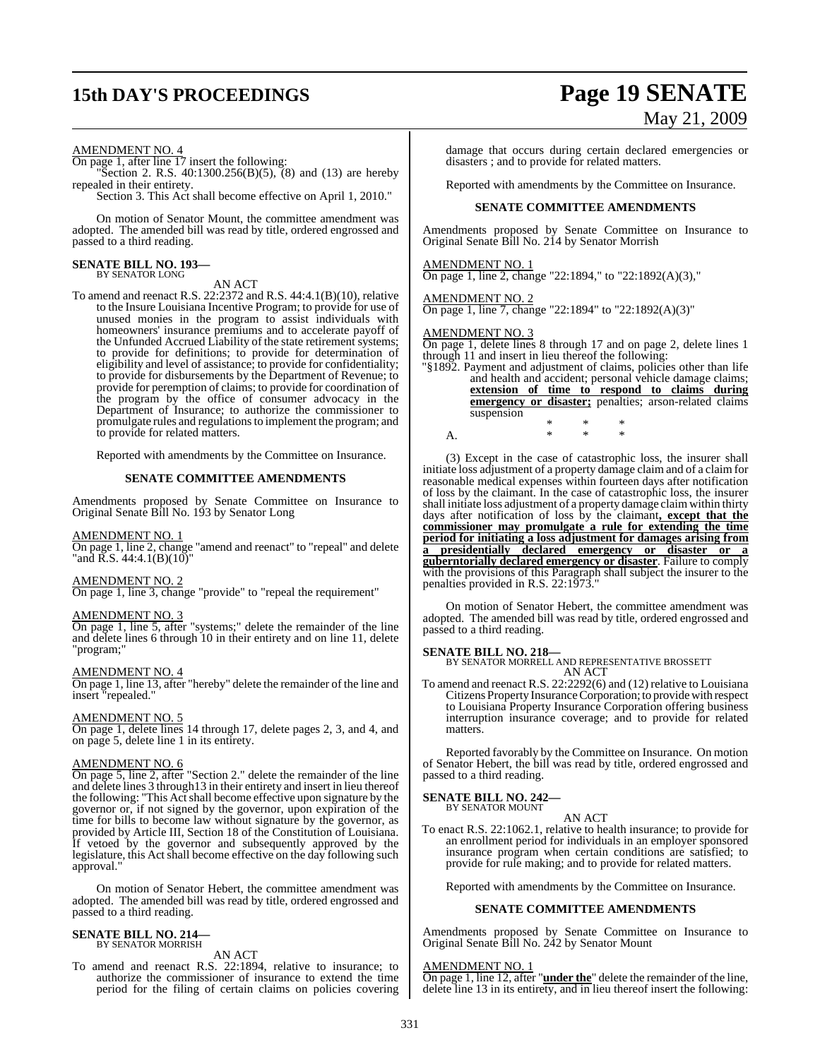AMENDMENT NO. 4

On page 1, after line 17 insert the following:

"Section 2. R.S. 40:1300.256(B)(5), (8) and (13) are hereby repealed in their entirety.

Section 3. This Act shall become effective on April 1, 2010."

On motion of Senator Mount, the committee amendment was adopted. The amended bill was read by title, ordered engrossed and passed to a third reading.

**SENATE BILL NO. 193—**
BY SENATOR LONG

AN ACT

To amend and reenact R.S. 22:2372 and R.S. 44:4.1(B)(10), relative to the Insure Louisiana Incentive Program; to provide for use of unused monies in the program to assist individuals with homeowners' insurance premiums and to accelerate payoff of the Unfunded Accrued Liability of the state retirement systems; to provide for definitions; to provide for determination of eligibility and level of assistance; to provide for confidentiality; to provide for disbursements by the Department of Revenue; to provide for peremption of claims; to provide for coordination of the program by the office of consumer advocacy in the Department of Insurance; to authorize the commissioner to promulgate rules and regulations to implement the program; and to provide for related matters.

Reported with amendments by the Committee on Insurance.

**SENATE COMMITTEE AMENDMENTS**

Amendments proposed by Senate Committee on Insurance to Original Senate Bill No. 193 by Senator Long

AMENDMENT NO. 1

On page 1, line 2, change "amend and reenact" to "repeal" and delete "and R.S. 44:4.1(B)(10)"

AMENDMENT NO. 2

On page 1, line 3, change "provide" to "repeal the requirement"

AMENDMENT NO. 3

On page 1, line 5, after "systems;" delete the remainder of the line and delete lines 6 through 10 in their entirety and on line 11, delete "program;"

AMENDMENT NO. 4

On page 1, line 13, after "hereby" delete the remainder of the line and insert "repealed."

AMENDMENT NO. 5

On page 1, delete lines 14 through 17, delete pages 2, 3, and 4, and on page 5, delete line 1 in its entirety.

AMENDMENT NO. 6

On page 5, line 2, after "Section 2." delete the remainder of the line and delete lines 3 through13 in their entirety and insert in lieu thereof the following: "This Act shall become effective upon signature by the governor or, if not signed by the governor, upon expiration of the time for bills to become law without signature by the governor, as provided by Article III, Section 18 of the Constitution of Louisiana. If vetoed by the governor and subsequently approved by the legislature, this Act shall become effective on the day following such approval."

On motion of Senator Hebert, the committee amendment was adopted. The amended bill was read by title, ordered engrossed and passed to a third reading.

**SENATE BILL NO. 214—**
BY SENATOR MORRISH

AN ACT

To amend and reenact R.S. 22:1894, relative to insurance; to authorize the commissioner of insurance to extend the time period for the filing of certain claims on policies covering damage that occurs during certain declared emergencies or disasters ; and to provide for related matters.

Reported with amendments by the Committee on Insurance.

**SENATE COMMITTEE AMENDMENTS**

Amendments proposed by Senate Committee on Insurance to Original Senate Bill No. 214 by Senator Morrish

AMENDMENT NO. 1

On page 1, line 2, change "22:1894," to "22:1892(A)(3),"

AMENDMENT NO. 2

On page 1, line 7, change "22:1894" to "22:1892(A)(3)"

AMENDMENT NO. 3

On page 1, delete lines 8 through 17 and on page 2, delete lines 1 through 11 and insert in lieu thereof the following:

"§1892. Payment and adjustment of claims, policies other than life and health and accident; personal vehicle damage claims; **extension of time to respond to claims during emergency or disaster;** penalties; arson-related claims suspension

\* \* \*

A. \* \* \*

(3) Except in the case of catastrophic loss, the insurer shall initiate loss adjustment of a property damage claim and of a claim for reasonable medical expenses within fourteen days after notification of loss by the claimant. In the case of catastrophic loss, the insurer shall initiate loss adjustment of a property damage claim within thirty days after notification of loss by the claimant**, except that the commissioner may promulgate a rule for extending the time period for initiating a loss adjustment for damages arising from a presidentially declared emergency or disaster or a guberntorially declared emergency or disaster**. Failure to comply with the provisions of this Paragraph shall subject the insurer to the penalties provided in R.S. 22:1973."

On motion of Senator Hebert, the committee amendment was adopted. The amended bill was read by title, ordered engrossed and passed to a third reading.

**SENATE BILL NO. 218—**
BY SENATOR MORRELL AND REPRESENTATIVE BROSSETT

AN ACT

To amend and reenact R.S. 22:2292(6) and (12) relative to Louisiana Citizens Property Insurance Corporation; to provide with respect to Louisiana Property Insurance Corporation offering business interruption insurance coverage; and to provide for related matters.

Reported favorably by the Committee on Insurance. On motion of Senator Hebert, the bill was read by title, ordered engrossed and passed to a third reading.

**SENATE BILL NO. 242—**
BY SENATOR MOUNT

AN ACT

To enact R.S. 22:1062.1, relative to health insurance; to provide for an enrollment period for individuals in an employer sponsored insurance program when certain conditions are satisfied; to provide for rule making; and to provide for related matters.

Reported with amendments by the Committee on Insurance.

**SENATE COMMITTEE AMENDMENTS**

Amendments proposed by Senate Committee on Insurance to Original Senate Bill No. 242 by Senator Mount

AMENDMENT NO. 1

On page 1, line 12, after "**under the**" delete the remainder of the line, delete line 13 in its entirety, and in lieu thereof insert the following: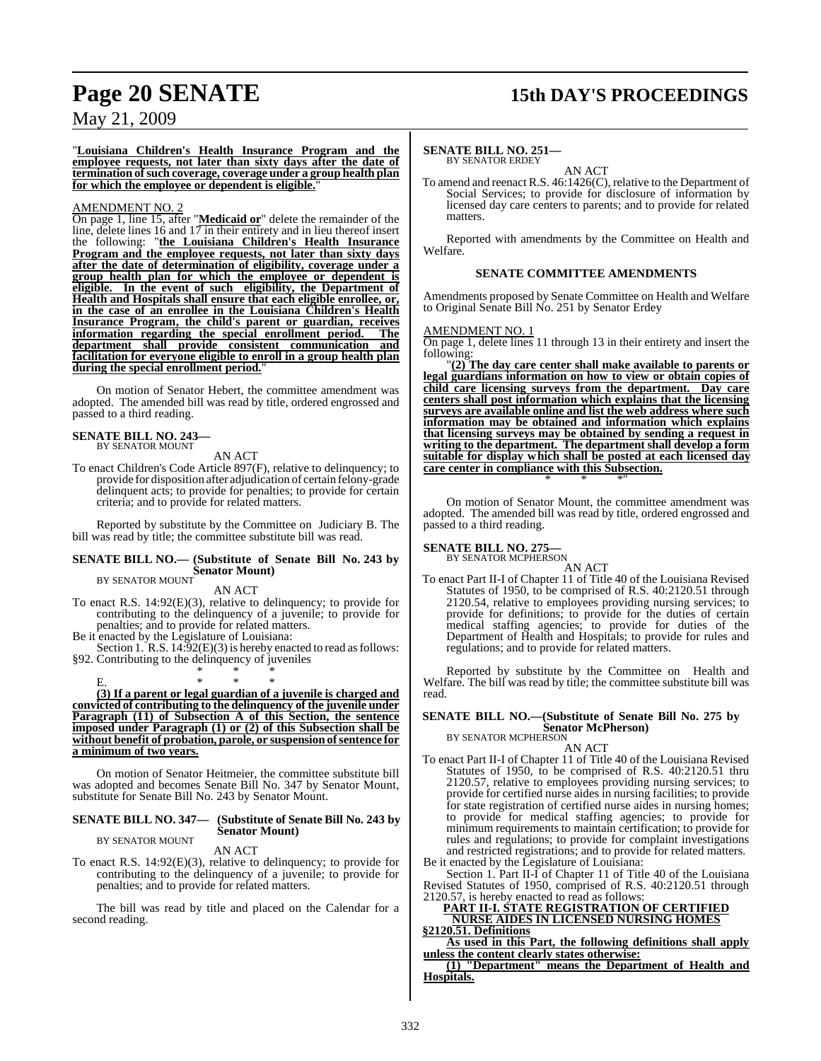"**Louisiana Children's Health Insurance Program and the employee requests, not later than sixty days after the date of termination of such coverage, coverage under a group health plan for which the employee or dependent is eligible.**"

AMENDMENT NO. 2

On page 1, line 15, after "**Medicaid or**" delete the remainder of the line, delete lines 16 and 17 in their entirety and in lieu thereof insert the following: "**the Louisiana Children's Health Insurance Program and the employee requests, not later than sixty days after the date of determination of eligibility, coverage under a group health plan for which the employee or dependent is eligible. In the event of such eligibility, the Department of Health and Hospitals shall ensure that each eligible enrollee, or, in the case of an enrollee in the Louisiana Children's Health Insurance Program, the child's parent or guardian, receives information regarding the special enrollment period. The department shall provide consistent communication and facilitation for everyone eligible to enroll in a group health plan during the special enrollment period.**"

On motion of Senator Hebert, the committee amendment was adopted. The amended bill was read by title, ordered engrossed and passed to a third reading.

**SENATE BILL NO. 243—**
BY SENATOR MOUNT

AN ACT

To enact Children's Code Article 897(F), relative to delinquency; to provide for disposition after adjudication of certain felony-grade delinquent acts; to provide for penalties; to provide for certain criteria; and to provide for related matters.

Reported by substitute by the Committee on Judiciary B. The bill was read by title; the committee substitute bill was read.

**SENATE BILL NO.— (Substitute of Senate Bill No. 243 by Senator Mount)**
BY SENATOR MOUNT

AN ACT

To enact R.S. 14:92(E)(3), relative to delinquency; to provide for contributing to the delinquency of a juvenile; to provide for penalties; and to provide for related matters.

Be it enacted by the Legislature of Louisiana:

Section 1. R.S. 14:92(E)(3) is hereby enacted to read as follows:

§92. Contributing to the delinquency of juveniles

\* \* \*

E. \* \* \*

**(3) If a parent or legal guardian of a juvenile is charged and convicted of contributing to the delinquency of the juvenile under Paragraph (11) of Subsection A of this Section, the sentence imposed under Paragraph (1) or (2) of this Subsection shall be without benefit of probation, parole, or suspension of sentence for a minimum of two years.**

On motion of Senator Heitmeier, the committee substitute bill was adopted and becomes Senate Bill No. 347 by Senator Mount, substitute for Senate Bill No. 243 by Senator Mount.

**SENATE BILL NO. 347— (Substitute of Senate Bill No. 243 by Senator Mount)**
BY SENATOR MOUNT

AN ACT

To enact R.S. 14:92(E)(3), relative to delinquency; to provide for contributing to the delinquency of a juvenile; to provide for penalties; and to provide for related matters.

The bill was read by title and placed on the Calendar for a second reading.

**SENATE BILL NO. 251—**
BY SENATOR ERDEY

AN ACT

To amend and reenact R.S. 46:1426(C), relative to the Department of Social Services; to provide for disclosure of information by licensed day care centers to parents; and to provide for related matters.

Reported with amendments by the Committee on Health and Welfare.

**SENATE COMMITTEE AMENDMENTS**

Amendments proposed by Senate Committee on Health and Welfare to Original Senate Bill No. 251 by Senator Erdey

AMENDMENT NO. 1

On page 1, delete lines 11 through 13 in their entirety and insert the following:

"**(2) The day care center shall make available to parents or legal guardians information on how to view or obtain copies of child care licensing surveys from the department. Day care centers shall post information which explains that the licensing surveys are available online and list the web address where such information may be obtained and information which explains that licensing surveys may be obtained by sending a request in writing to the department. The department shall develop a form suitable for display which shall be posted at each licensed day care center in compliance with this Subsection.**

\* \* \*"

On motion of Senator Mount, the committee amendment was adopted. The amended bill was read by title, ordered engrossed and passed to a third reading.

**SENATE BILL NO. 275—**
BY SENATOR MCPHERSON

AN ACT

To enact Part II-I of Chapter 11 of Title 40 of the Louisiana Revised Statutes of 1950, to be comprised of R.S. 40:2120.51 through 2120.54, relative to employees providing nursing services; to provide for definitions; to provide for the duties of certain medical staffing agencies; to provide for duties of the Department of Health and Hospitals; to provide for rules and regulations; and to provide for related matters.

Reported by substitute by the Committee on Health and Welfare. The bill was read by title; the committee substitute bill was read.

**SENATE BILL NO.—(Substitute of Senate Bill No. 275 by Senator McPherson)**
BY SENATOR MCPHERSON

AN ACT

To enact Part II-I of Chapter 11 of Title 40 of the Louisiana Revised Statutes of 1950, to be comprised of R.S. 40:2120.51 thru 2120.57, relative to employees providing nursing services; to provide for certified nurse aides in nursing facilities; to provide for state registration of certified nurse aides in nursing homes; to provide for medical staffing agencies; to provide for minimum requirements to maintain certification; to provide for rules and regulations; to provide for complaint investigations and restricted registrations; and to provide for related matters.

Be it enacted by the Legislature of Louisiana:

Section 1. Part II-I of Chapter 11 of Title 40 of the Louisiana Revised Statutes of 1950, comprised of R.S. 40:2120.51 through 2120.57, is hereby enacted to read as follows:

**PART II-I. STATE REGISTRATION OF CERTIFIED NURSE AIDES IN LICENSED NURSING HOMES**

**§2120.51. Definitions**

**As used in this Part, the following definitions shall apply unless the content clearly states otherwise:**

**(1) "Department" means the Department of Health and Hospitals.**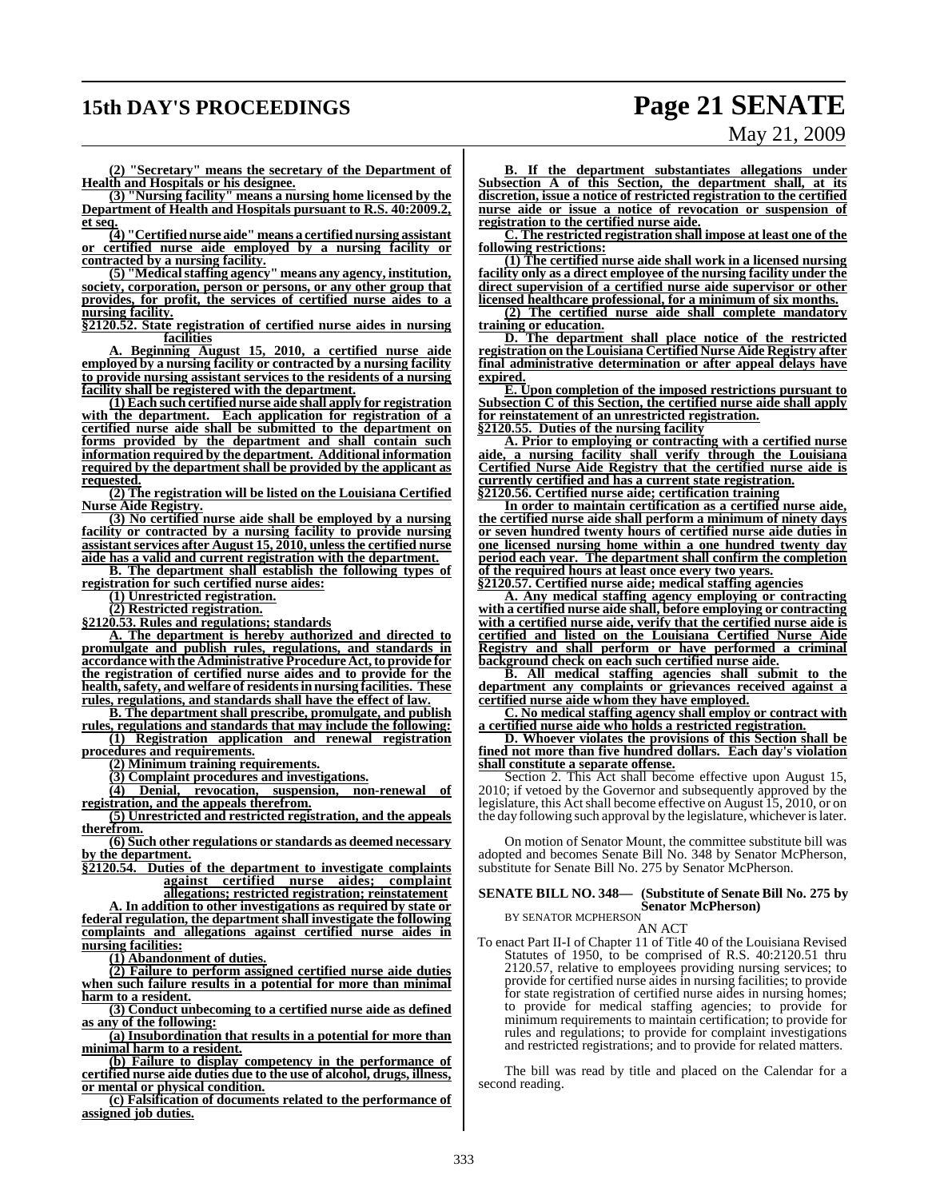(2) "Secretary" means the secretary of the Department of Health and Hospitals or his designee.

(3) "Nursing facility" means a nursing home licensed by the Department of Health and Hospitals pursuant to R.S. 40:2009.2, et seq.

(4) "Certified nurse aide" means a certified nursing assistant or certified nurse aide employed by a nursing facility or contracted by a nursing facility.

(5) "Medical staffing agency" means any agency, institution, society, corporation, person or persons, or any other group that provides, for profit, the services of certified nurse aides to a nursing facility.

§2120.52. State registration of certified nurse aides in nursing facilities

A. Beginning August 15, 2010, a certified nurse aide employed by a nursing facility or contracted by a nursing facility to provide nursing assistant services to the residents of a nursing facility shall be registered with the department.

(1) Each such certified nurse aide shall apply for registration with the department. Each application for registration of a certified nurse aide shall be submitted to the department on forms provided by the department and shall contain such information required by the department. Additional information required by the department shall be provided by the applicant as requested.

(2) The registration will be listed on the Louisiana Certified Nurse Aide Registry.

(3) No certified nurse aide shall be employed by a nursing facility or contracted by a nursing facility to provide nursing assistant services after August 15, 2010, unless the certified nurse aide has a valid and current registration with the department.

B. The department shall establish the following types of registration for such certified nurse aides:

(1) Unrestricted registration.

(2) Restricted registration.

§2120.53. Rules and regulations; standards

A. The department is hereby authorized and directed to promulgate and publish rules, regulations, and standards in accordance with the Administrative Procedure Act, to provide for the registration of certified nurse aides and to provide for the health, safety, and welfare of residents in nursing facilities. These rules, regulations, and standards shall have the effect of law.

B. The department shall prescribe, promulgate, and publish rules, regulations and standards that may include the following:

(1) Registration application and renewal registration procedures and requirements.

(2) Minimum training requirements.

(3) Complaint procedures and investigations.

(4) Denial, revocation, suspension, non-renewal of registration, and the appeals therefrom.

(5) Unrestricted and restricted registration, and the appeals therefrom.

(6) Such other regulations or standards as deemed necessary by the department.

§2120.54. Duties of the department to investigate complaints against certified nurse aides; complaint allegations; restricted registration; reinstatement

A. In addition to other investigations as required by state or federal regulation, the department shall investigate the following complaints and allegations against certified nurse aides in nursing facilities:

(1) Abandonment of duties.

(2) Failure to perform assigned certified nurse aide duties when such failure results in a potential for more than minimal harm to a resident.

(3) Conduct unbecoming to a certified nurse aide as defined as any of the following:

(a) Insubordination that results in a potential for more than minimal harm to a resident.

(b) Failure to display competency in the performance of certified nurse aide duties due to the use of alcohol, drugs, illness, or mental or physical condition.

(c) Falsification of documents related to the performance of assigned job duties.

B. If the department substantiates allegations under Subsection A of this Section, the department shall, at its discretion, issue a notice of restricted registration to the certified nurse aide or issue a notice of revocation or suspension of registration to the certified nurse aide.

C. The restricted registration shall impose at least one of the following restrictions:

(1) The certified nurse aide shall work in a licensed nursing facility only as a direct employee of the nursing facility under the direct supervision of a certified nurse aide supervisor or other licensed healthcare professional, for a minimum of six months.

(2) The certified nurse aide shall complete mandatory training or education.

D. The department shall place notice of the restricted registration on the Louisiana Certified Nurse Aide Registry after final administrative determination or after appeal delays have expired.

E. Upon completion of the imposed restrictions pursuant to Subsection C of this Section, the certified nurse aide shall apply for reinstatement of an unrestricted registration.

§2120.55. Duties of the nursing facility

A. Prior to employing or contracting with a certified nurse aide, a nursing facility shall verify through the Louisiana Certified Nurse Aide Registry that the certified nurse aide is currently certified and has a current state registration.

§2120.56. Certified nurse aide; certification training

In order to maintain certification as a certified nurse aide, the certified nurse aide shall perform a minimum of ninety days or seven hundred twenty hours of certified nurse aide duties in one licensed nursing home within a one hundred twenty day period each year. The department shall confirm the completion of the required hours at least once every two years.

§2120.57. Certified nurse aide; medical staffing agencies

A. Any medical staffing agency employing or contracting with a certified nurse aide shall, before employing or contracting with a certified nurse aide, verify that the certified nurse aide is certified and listed on the Louisiana Certified Nurse Aide Registry and shall perform or have performed a criminal background check on each such certified nurse aide.

B. All medical staffing agencies shall submit to the department any complaints or grievances received against a certified nurse aide whom they have employed.

C. No medical staffing agency shall employ or contract with a certified nurse aide who holds a restricted registration.

D. Whoever violates the provisions of this Section shall be fined not more than five hundred dollars. Each day's violation shall constitute a separate offense.

Section 2. This Act shall become effective upon August 15, 2010; if vetoed by the Governor and subsequently approved by the legislature, this Act shall become effective on August 15, 2010, or on the day following such approval by the legislature, whichever is later.

On motion of Senator Mount, the committee substitute bill was adopted and becomes Senate Bill No. 348 by Senator McPherson, substitute for Senate Bill No. 275 by Senator McPherson.

**SENATE BILL NO. 348— (Substitute of Senate Bill No. 275 by Senator McPherson)**

BY SENATOR MCPHERSON

AN ACT

To enact Part II-I of Chapter 11 of Title 40 of the Louisiana Revised Statutes of 1950, to be comprised of R.S. 40:2120.51 thru 2120.57, relative to employees providing nursing services; to provide for certified nurse aides in nursing facilities; to provide for state registration of certified nurse aides in nursing homes; to provide for medical staffing agencies; to provide for minimum requirements to maintain certification; to provide for rules and regulations; to provide for complaint investigations and restricted registrations; and to provide for related matters.

The bill was read by title and placed on the Calendar for a second reading.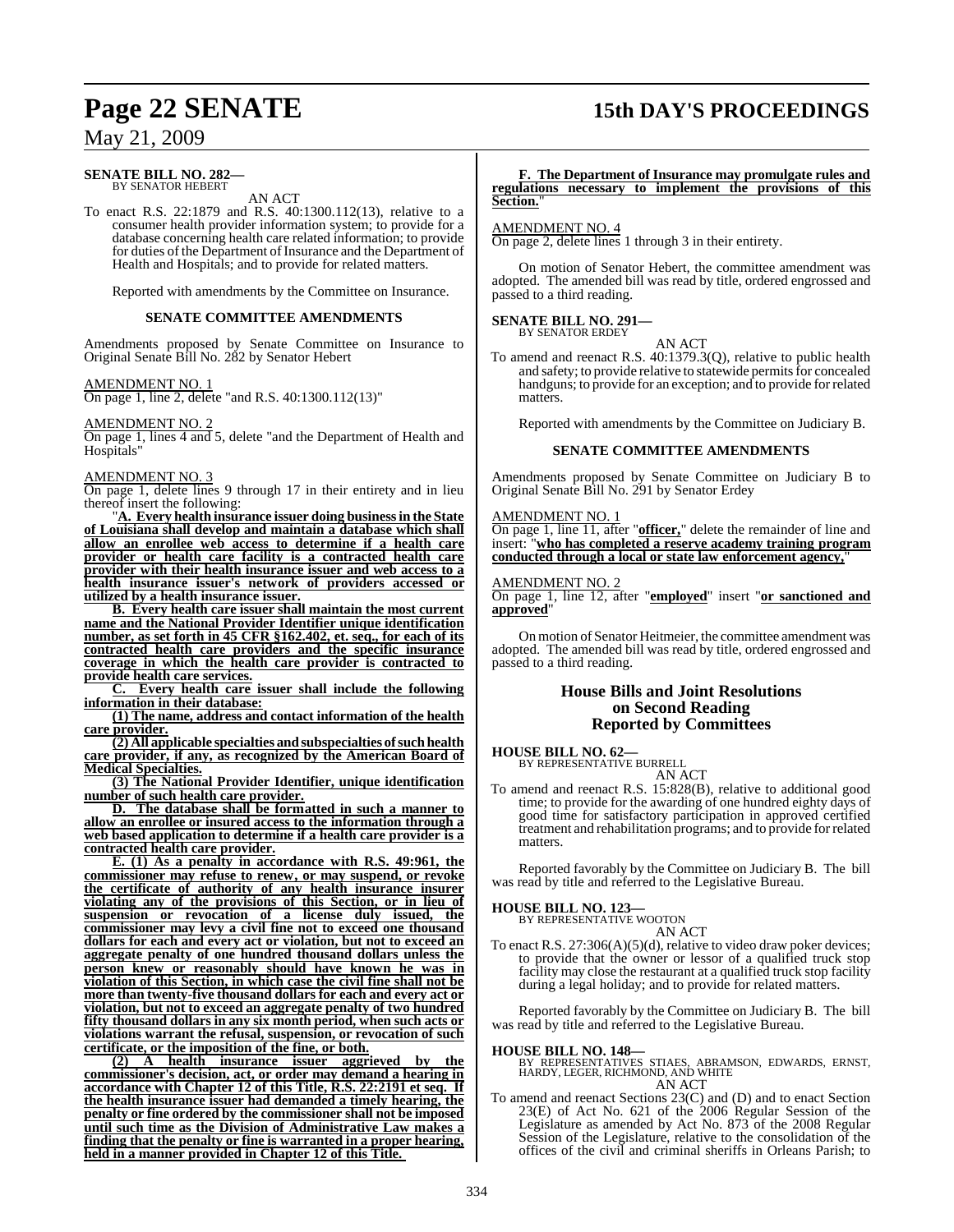**SENATE BILL NO. 282—**
BY SENATOR HEBERT

AN ACT

To enact R.S. 22:1879 and R.S. 40:1300.112(13), relative to a consumer health provider information system; to provide for a database concerning health care related information; to provide for duties of the Department of Insurance and the Department of Health and Hospitals; and to provide for related matters.

Reported with amendments by the Committee on Insurance.

**SENATE COMMITTEE AMENDMENTS**

Amendments proposed by Senate Committee on Insurance to Original Senate Bill No. 282 by Senator Hebert

AMENDMENT NO. 1
On page 1, line 2, delete "and R.S. 40:1300.112(13)"

AMENDMENT NO. 2
On page 1, lines 4 and 5, delete "and the Department of Health and Hospitals"

AMENDMENT NO. 3
On page 1, delete lines 9 through 17 in their entirety and in lieu thereof insert the following:

"**A. Every health insurance issuer doing business in the State of Louisiana shall develop and maintain a database which shall allow an enrollee web access to determine if a health care provider or health care facility is a contracted health care provider with their health insurance issuer and web access to a health insurance issuer's network of providers accessed or utilized by a health insurance issuer.**

**B. Every health care issuer shall maintain the most current name and the National Provider Identifier unique identification number, as set forth in 45 CFR §162.402, et. seq., for each of its contracted health care providers and the specific insurance coverage in which the health care provider is contracted to provide health care services.**

**C. Every health care issuer shall include the following information in their database:**

**(1) The name, address and contact information of the health care provider.**

**(2) All applicable specialties and subspecialties of such health care provider, if any, as recognized by the American Board of Medical Specialties.**

**(3) The National Provider Identifier, unique identification number of such health care provider.**

**D. The database shall be formatted in such a manner to allow an enrollee or insured access to the information through a web based application to determine if a health care provider is a contracted health care provider.**

**E. (1) As a penalty in accordance with R.S. 49:961, the commissioner may refuse to renew, or may suspend, or revoke the certificate of authority of any health insurance insurer violating any of the provisions of this Section, or in lieu of suspension or revocation of a license duly issued, the commissioner may levy a civil fine not to exceed one thousand dollars for each and every act or violation, but not to exceed an aggregate penalty of one hundred thousand dollars unless the person knew or reasonably should have known he was in violation of this Section, in which case the civil fine shall not be more than twenty-five thousand dollars for each and every act or violation, but not to exceed an aggregate penalty of two hundred fifty thousand dollars in any six month period, when such acts or violations warrant the refusal, suspension, or revocation of such certificate, or the imposition of the fine, or both.**

**(2) A health insurance issuer aggrieved by the commissioner's decision, act, or order may demand a hearing in accordance with Chapter 12 of this Title, R.S. 22:2191 et seq. If the health insurance issuer had demanded a timely hearing, the penalty or fine ordered by the commissioner shall not be imposed until such time as the Division of Administrative Law makes a finding that the penalty or fine is warranted in a proper hearing, held in a manner provided in Chapter 12 of this Title.**

**F. The Department of Insurance may promulgate rules and regulations necessary to implement the provisions of this Section.**"

AMENDMENT NO. 4
On page 2, delete lines 1 through 3 in their entirety.

On motion of Senator Hebert, the committee amendment was adopted. The amended bill was read by title, ordered engrossed and passed to a third reading.

**SENATE BILL NO. 291—**
BY SENATOR ERDEY

AN ACT

To amend and reenact R.S. 40:1379.3(Q), relative to public health and safety; to provide relative to statewide permits for concealed handguns; to provide for an exception; and to provide for related matters.

Reported with amendments by the Committee on Judiciary B.

**SENATE COMMITTEE AMENDMENTS**

Amendments proposed by Senate Committee on Judiciary B to Original Senate Bill No. 291 by Senator Erdey

AMENDMENT NO. 1
On page 1, line 11, after "**officer,**" delete the remainder of line and insert: "**who has completed a reserve academy training program conducted through a local or state law enforcement agency,**"

AMENDMENT NO. 2
On page 1, line 12, after "**employed**" insert "**or sanctioned and approved**"

On motion of Senator Heitmeier, the committee amendment was adopted. The amended bill was read by title, ordered engrossed and passed to a third reading.

## House Bills and Joint Resolutions on Second Reading Reported by Committees

**HOUSE BILL NO. 62—**
BY REPRESENTATIVE BURRELL

AN ACT

To amend and reenact R.S. 15:828(B), relative to additional good time; to provide for the awarding of one hundred eighty days of good time for satisfactory participation in approved certified treatment and rehabilitation programs; and to provide for related matters.

Reported favorably by the Committee on Judiciary B. The bill was read by title and referred to the Legislative Bureau.

**HOUSE BILL NO. 123—**
BY REPRESENTATIVE WOOTON

AN ACT

To enact R.S. 27:306(A)(5)(d), relative to video draw poker devices; to provide that the owner or lessor of a qualified truck stop facility may close the restaurant at a qualified truck stop facility during a legal holiday; and to provide for related matters.

Reported favorably by the Committee on Judiciary B. The bill was read by title and referred to the Legislative Bureau.

**HOUSE BILL NO. 148—**
BY REPRESENTATIVES STIAES, ABRAMSON, EDWARDS, ERNST, HARDY, LEGER, RICHMOND, AND WHITE

AN ACT

To amend and reenact Sections 23(C) and (D) and to enact Section 23(E) of Act No. 621 of the 2006 Regular Session of the Legislature as amended by Act No. 873 of the 2008 Regular Session of the Legislature, relative to the consolidation of the offices of the civil and criminal sheriffs in Orleans Parish; to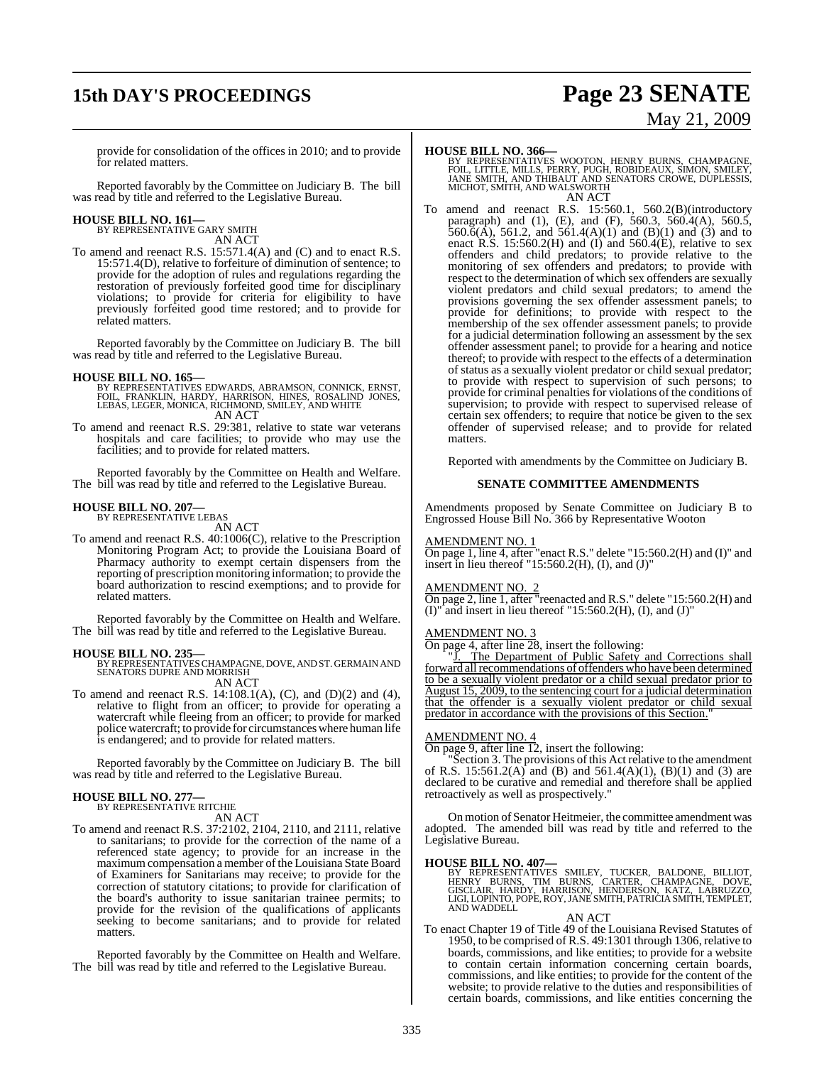provide for consolidation of the offices in 2010; and to provide for related matters.

Reported favorably by the Committee on Judiciary B. The bill was read by title and referred to the Legislative Bureau.

**HOUSE BILL NO. 161—**
BY REPRESENTATIVE GARY SMITH
AN ACT

To amend and reenact R.S. 15:571.4(A) and (C) and to enact R.S. 15:571.4(D), relative to forfeiture of diminution of sentence; to provide for the adoption of rules and regulations regarding the restoration of previously forfeited good time for disciplinary violations; to provide for criteria for eligibility to have previously forfeited good time restored; and to provide for related matters.

Reported favorably by the Committee on Judiciary B. The bill was read by title and referred to the Legislative Bureau.

**HOUSE BILL NO. 165—**
BY REPRESENTATIVES EDWARDS, ABRAMSON, CONNICK, ERNST, FOIL, FRANKLIN, HARDY, HARRISON, HINES, ROSALIND JONES, LEBAS, LEGER, MONICA, RICHMOND, SMILEY, AND WHITE
AN ACT

To amend and reenact R.S. 29:381, relative to state war veterans hospitals and care facilities; to provide who may use the facilities; and to provide for related matters.

Reported favorably by the Committee on Health and Welfare. The bill was read by title and referred to the Legislative Bureau.

**HOUSE BILL NO. 207—**
BY REPRESENTATIVE LEBAS
AN ACT

To amend and reenact R.S. 40:1006(C), relative to the Prescription Monitoring Program Act; to provide the Louisiana Board of Pharmacy authority to exempt certain dispensers from the reporting of prescription monitoring information; to provide the board authorization to rescind exemptions; and to provide for related matters.

Reported favorably by the Committee on Health and Welfare. The bill was read by title and referred to the Legislative Bureau.

**HOUSE BILL NO. 235—**
BY REPRESENTATIVES CHAMPAGNE, DOVE, AND ST. GERMAIN AND SENATORS DUPRE AND MORRISH
AN ACT

To amend and reenact R.S. 14:108.1(A), (C), and (D)(2) and (4), relative to flight from an officer; to provide for operating a watercraft while fleeing from an officer; to provide for marked police watercraft; to provide for circumstances where human life is endangered; and to provide for related matters.

Reported favorably by the Committee on Judiciary B. The bill was read by title and referred to the Legislative Bureau.

**HOUSE BILL NO. 277—**
BY REPRESENTATIVE RITCHIE
AN ACT

To amend and reenact R.S. 37:2102, 2104, 2110, and 2111, relative to sanitarians; to provide for the correction of the name of a referenced state agency; to provide for an increase in the maximum compensation a member of the Louisiana State Board of Examiners for Sanitarians may receive; to provide for the correction of statutory citations; to provide for clarification of the board's authority to issue sanitarian trainee permits; to provide for the revision of the qualifications of applicants seeking to become sanitarians; and to provide for related matters.

Reported favorably by the Committee on Health and Welfare. The bill was read by title and referred to the Legislative Bureau.

**HOUSE BILL NO. 366—**
BY REPRESENTATIVES WOOTON, HENRY BURNS, CHAMPAGNE, FOIL, LITTLE, MILLS, PERRY, PUGH, ROBIDEAUX, SIMON, SMILEY, JANE SMITH, AND THIBAUT AND SENATORS CROWE, DUPLESSIS, MICHOT, SMITH, AND WALSWORTH
AN ACT

To amend and reenact R.S. 15:560.1, 560.2(B)(introductory paragraph) and (1), (E), and (F), 560.3, 560.4(A), 560.5, 560.6(A), 561.2, and 561.4(A)(1) and (B)(1) and (3) and to enact R.S. 15:560.2(H) and (I) and 560.4(E), relative to sex offenders and child predators; to provide relative to the monitoring of sex offenders and predators; to provide with respect to the determination of which sex offenders are sexually violent predators and child sexual predators; to amend the provisions governing the sex offender assessment panels; to provide for definitions; to provide with respect to the membership of the sex offender assessment panels; to provide for a judicial determination following an assessment by the sex offender assessment panel; to provide for a hearing and notice thereof; to provide with respect to the effects of a determination of status as a sexually violent predator or child sexual predator; to provide with respect to supervision of such persons; to provide for criminal penalties for violations of the conditions of supervision; to provide with respect to supervised release of certain sex offenders; to require that notice be given to the sex offender of supervised release; and to provide for related matters.

Reported with amendments by the Committee on Judiciary B.

**SENATE COMMITTEE AMENDMENTS**

Amendments proposed by Senate Committee on Judiciary B to Engrossed House Bill No. 366 by Representative Wooton

AMENDMENT NO. 1
On page 1, line 4, after "enact R.S." delete "15:560.2(H) and (I)" and insert in lieu thereof "15:560.2(H), (I), and (J)"

AMENDMENT NO. 2
On page 2, line 1, after "reenacted and R.S." delete "15:560.2(H) and (I)" and insert in lieu thereof "15:560.2(H), (I), and (J)"

AMENDMENT NO. 3
On page 4, after line 28, insert the following:

"J. The Department of Public Safety and Corrections shall forward all recommendations of offenders who have been determined to be a sexually violent predator or a child sexual predator prior to August 15, 2009, to the sentencing court for a judicial determination that the offender is a sexually violent predator or child sexual predator in accordance with the provisions of this Section."

AMENDMENT NO. 4
On page 9, after line 12, insert the following:

"Section 3. The provisions of this Act relative to the amendment of R.S. 15:561.2(A) and (B) and 561.4(A)(1), (B)(1) and (3) are declared to be curative and remedial and therefore shall be applied retroactively as well as prospectively."

On motion of Senator Heitmeier, the committee amendment was adopted. The amended bill was read by title and referred to the Legislative Bureau.

**HOUSE BILL NO. 407—**
BY REPRESENTATIVES SMILEY, TUCKER, BALDONE, BILLIOT, HENRY BURNS, TIM BURNS, CARTER, CHAMPAGNE, DOVE, GISCLAIR, HARDY, HARRISON, HENDERSON, KATZ, LABRUZZO, LIGI, LOPINTO, POPE, ROY, JANE SMITH, PATRICIA SMITH, TEMPLET, AND WADDELL
AN ACT

To enact Chapter 19 of Title 49 of the Louisiana Revised Statutes of 1950, to be comprised of R.S. 49:1301 through 1306, relative to boards, commissions, and like entities; to provide for a website to contain certain information concerning certain boards, commissions, and like entities; to provide for the content of the website; to provide relative to the duties and responsibilities of certain boards, commissions, and like entities concerning the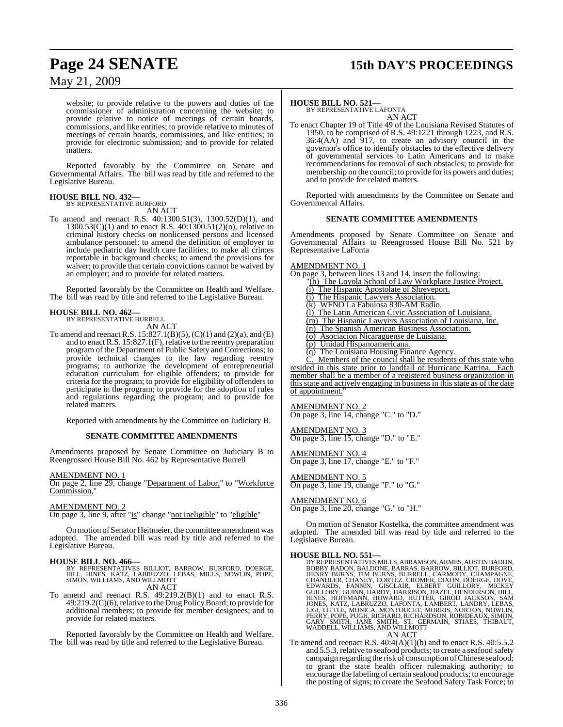website; to provide relative to the powers and duties of the commissioner of administration concerning the website; to provide relative to notice of meetings of certain boards, commissions, and like entities; to provide relative to minutes of meetings of certain boards, commissions, and like entities; to provide for electronic submission; and to provide for related matters.

Reported favorably by the Committee on Senate and Governmental Affairs. The bill was read by title and referred to the Legislative Bureau.

**HOUSE BILL NO. 432—**
BY REPRESENTATIVE BURFORD
AN ACT

To amend and reenact R.S. 40:1300.51(3), 1300.52(D)(1), and 1300.53(C)(1) and to enact R.S. 40:1300.51(2)(n), relative to criminal history checks on nonlicensed persons and licensed ambulance personnel; to amend the definition of employer to include pediatric day health care facilities; to make all crimes reportable in background checks; to amend the provisions for waiver; to provide that certain convictions cannot be waived by an employer; and to provide for related matters.

Reported favorably by the Committee on Health and Welfare. The bill was read by title and referred to the Legislative Bureau.

**HOUSE BILL NO. 462—**
BY REPRESENTATIVE BURRELL
AN ACT

To amend and reenact R.S. 15:827.1(B)(5), (C)(1) and (2)(a), and (E) and to enact R.S. 15:827.1(F), relative to the reentry preparation program of the Department of Public Safety and Corrections; to provide technical changes to the law regarding reentry programs; to authorize the development of entrepreneurial education curriculum for eligible offenders; to provide for criteria for the program; to provide for eligibility of offenders to participate in the program; to provide for the adoption of rules and regulations regarding the program; and to provide for related matters.

Reported with amendments by the Committee on Judiciary B.

**SENATE COMMITTEE AMENDMENTS**

Amendments proposed by Senate Committee on Judiciary B to Reengrossed House Bill No. 462 by Representative Burrell

AMENDMENT NO. 1
On page 2, line 29, change "Department of Labor," to "Workforce Commission,"

AMENDMENT NO. 2
On page 3, line 9, after "is" change "not ineligible" to "eligible"

On motion of Senator Heitmeier, the committee amendment was adopted. The amended bill was read by title and referred to the Legislative Bureau.

**HOUSE BILL NO. 466—**
BY REPRESENTATIVES BILLIOT, BARROW, BURFORD, DOERGE, HILL, HINES, KATZ, LABRUZZO, LEBAS, MILLS, NOWLIN, POPE, SIMON, WILLIAMS, AND WILLMOTT
AN ACT

To amend and reenact R.S. 49:219.2(B)(1) and to enact R.S. 49:219.2(C)(6), relative to the Drug Policy Board; to provide for additional members; to provide for member designees; and to provide for related matters.

Reported favorably by the Committee on Health and Welfare. The bill was read by title and referred to the Legislative Bureau.

**HOUSE BILL NO. 521—**
BY REPRESENTATIVE LAFONTA
AN ACT

To enact Chapter 19 of Title 49 of the Louisiana Revised Statutes of 1950, to be comprised of R.S. 49:1221 through 1223, and R.S. 36:4(AA) and 917, to create an advisory council in the governor's office to identify obstacles to the effective delivery of governmental services to Latin Americans and to make recommendations for removal of such obstacles; to provide for membership on the council; to provide for its powers and duties; and to provide for related matters.

Reported with amendments by the Committee on Senate and Governmental Affairs.

**SENATE COMMITTEE AMENDMENTS**

Amendments proposed by Senate Committee on Senate and Governmental Affairs to Reengrossed House Bill No. 521 by Representative LaFonta

AMENDMENT NO. 1
On page 3, between lines 13 and 14, insert the following:
"(h) The Loyola School of Law Workplace Justice Project.
(i) The Hispanic Apostolate of Shreveport.
(j) The Hispanic Lawyers Association.
(k) WFNO La Fabulosa 830-AM Radio.
(l) The Latin American Civic Association of Louisiana.
(m) The Hispanic Lawyers Association of Louisiana, Inc.
(n) The Spanish American Business Association.
(o) Asociacion Nicaraguense de Luisiana.
(p) Unidad Hispanoamericana.
(q) The Louisiana Housing Finance Agency.
C. Members of the council shall be residents of this state who resided in this state prior to landfall of Hurricane Katrina. Each member shall be a member of a registered business organization in this state and actively engaging in business in this state as of the date of appointment."

AMENDMENT NO. 2
On page 3, line 14, change "C." to "D."

AMENDMENT NO. 3
On page 3, line 15, change "D." to "E."

AMENDMENT NO. 4
On page 3, line 17, change "E." to "F."

AMENDMENT NO. 5
On page 3, line 19, change "F." to "G."

AMENDMENT NO. 6
On page 3, line 20, change "G." to "H."

On motion of Senator Kostelka, the committee amendment was adopted. The amended bill was read by title and referred to the Legislative Bureau.

**HOUSE BILL NO. 551—**
BY REPRESENTATIVES MILLS, ABRAMSON, ARMES, AUSTIN BADON, BOBBY BADON, BALDONE, BARRAS, BARROW, BILLIOT, BURFORD, HENRY BURNS, TIM BURNS, BURRELL, CARMODY, CHAMPAGNE, CHANDLER, CHANEY, CORTEZ, CROMER, DIXON, DOERGE, DOVE, EDWARDS, FANNIN, GISCLAIR, ELBERT GUILLORY, MICKEY GUILLORY, GUINN, HARDY, HARRISON, HAZEL, HENDERSON, HILL, HINES, HOFFMANN, HOWARD, HUTTER, GIROD JACKSON, SAM JONES, KATZ, LABRUZZO, LAFONTA, LAMBERT, LANDRY, LEBAS, LIGI, LITTLE, MONICA, MONTOUCET, MORRIS, NORTON, NOWLIN, PERRY, POPE, PUGH, RICHARD, RICHARDSON, ROBIDEAUX, SIMON, GARY SMITH, JANE SMITH, ST. GERMAIN, STIAES, THIBAUT, WADDELL, WILLIAMS, AND WILLMOTT
AN ACT

To amend and reenact R.S. 40:4(A)(1)(b) and to enact R.S. 40:5.5.2 and 5.5.3, relative to seafood products; to create a seafood safety campaign regarding the risk of consumption of Chinese seafood; to grant the state health officer rulemaking authority; to encourage the labeling of certain seafood products; to encourage the posting of signs; to create the Seafood Safety Task Force; to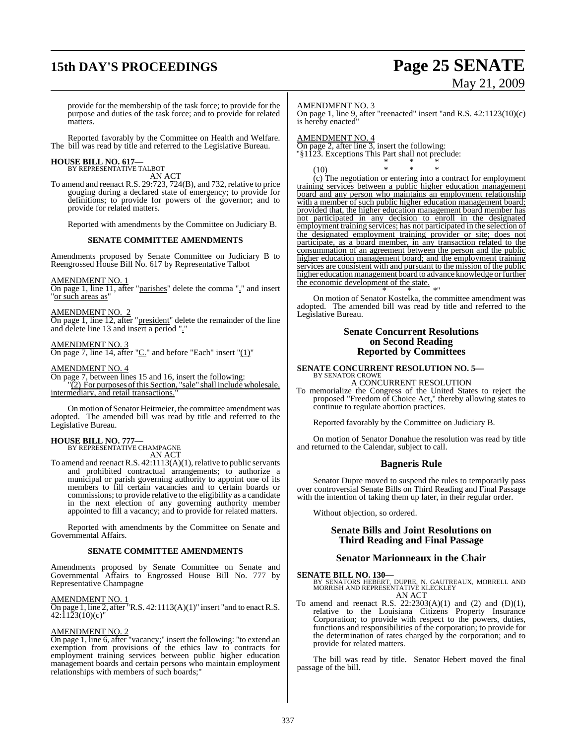provide for the membership of the task force; to provide for the purpose and duties of the task force; and to provide for related matters.

Reported favorably by the Committee on Health and Welfare. The bill was read by title and referred to the Legislative Bureau.

**HOUSE BILL NO. 617—**
BY REPRESENTATIVE TALBOT
AN ACT

To amend and reenact R.S. 29:723, 724(B), and 732, relative to price gouging during a declared state of emergency; to provide for definitions; to provide for powers of the governor; and to provide for related matters.

Reported with amendments by the Committee on Judiciary B.

**SENATE COMMITTEE AMENDMENTS**

Amendments proposed by Senate Committee on Judiciary B to Reengrossed House Bill No. 617 by Representative Talbot

AMENDMENT NO. 1
On page 1, line 11, after "parishes" delete the comma "," and insert "or such areas as"

AMENDMENT NO. 2
On page 1, line 12, after "president" delete the remainder of the line and delete line 13 and insert a period "."

AMENDMENT NO. 3
On page 7, line 14, after "C." and before "Each" insert "(1)"

AMENDMENT NO. 4
On page 7, between lines 15 and 16, insert the following:
"(2) For purposes of this Section, "sale" shall include wholesale, intermediary, and retail transactions."

On motion of Senator Heitmeier, the committee amendment was adopted. The amended bill was read by title and referred to the Legislative Bureau.

**HOUSE BILL NO. 777—**
BY REPRESENTATIVE CHAMPAGNE
AN ACT

To amend and reenact R.S. 42:1113(A)(1), relative to public servants and prohibited contractual arrangements; to authorize a municipal or parish governing authority to appoint one of its members to fill certain vacancies and to certain boards or commissions; to provide relative to the eligibility as a candidate in the next election of any governing authority member appointed to fill a vacancy; and to provide for related matters.

Reported with amendments by the Committee on Senate and Governmental Affairs.

**SENATE COMMITTEE AMENDMENTS**

Amendments proposed by Senate Committee on Senate and Governmental Affairs to Engrossed House Bill No. 777 by Representative Champagne

AMENDMENT NO. 1
On page 1, line 2, after "R.S. 42:1113(A)(1)" insert "and to enact R.S. 42:1123(10)(c)"

AMENDMENT NO. 2
On page 1, line 6, after "vacancy;" insert the following: "to extend an exemption from provisions of the ethics law to contracts for employment training services between public higher education management boards and certain persons who maintain employment relationships with members of such boards;"

AMENDMENT NO. 3
On page 1, line 9, after "reenacted" insert "and R.S. 42:1123(10)(c) is hereby enacted"

AMENDMENT NO. 4
On page 2, after line 3, insert the following:
"§1123. Exceptions This Part shall not preclude:

\* \* \*

(10) \* \* \*

(c) The negotiation or entering into a contract for employment training services between a public higher education management board and any person who maintains an employment relationship with a member of such public higher education management board; provided that, the higher education management board member has not participated in any decision to enroll in the designated employment training services; has not participated in the selection of the designated employment training provider or site; does not participate, as a board member, in any transaction related to the consummation of an agreement between the person and the public higher education management board; and the employment training services are consistent with and pursuant to the mission of the public higher education management board to advance knowledge or further the economic development of the state.

\* \* \*"

On motion of Senator Kostelka, the committee amendment was adopted. The amended bill was read by title and referred to the Legislative Bureau.

## Senate Concurrent Resolutions on Second Reading Reported by Committees

**SENATE CONCURRENT RESOLUTION NO. 5—**
BY SENATOR CROWE
A CONCURRENT RESOLUTION

To memorialize the Congress of the United States to reject the proposed "Freedom of Choice Act," thereby allowing states to continue to regulate abortion practices.

Reported favorably by the Committee on Judiciary B.

On motion of Senator Donahue the resolution was read by title and returned to the Calendar, subject to call.

## Bagneris Rule

Senator Dupre moved to suspend the rules to temporarily pass over controversial Senate Bills on Third Reading and Final Passage with the intention of taking them up later, in their regular order.

Without objection, so ordered.

## Senate Bills and Joint Resolutions on Third Reading and Final Passage

## Senator Marionneaux in the Chair

**SENATE BILL NO. 130—**
BY SENATORS HEBERT, DUPRE, N. GAUTREAUX, MORRELL AND MORRISH AND REPRESENTATIVE KLECKLEY
AN ACT

To amend and reenact R.S. 22:2303(A)(1) and (2) and (D)(1), relative to the Louisiana Citizens Property Insurance Corporation; to provide with respect to the powers, duties, functions and responsibilities of the corporation; to provide for the determination of rates charged by the corporation; and to provide for related matters.

The bill was read by title. Senator Hebert moved the final passage of the bill.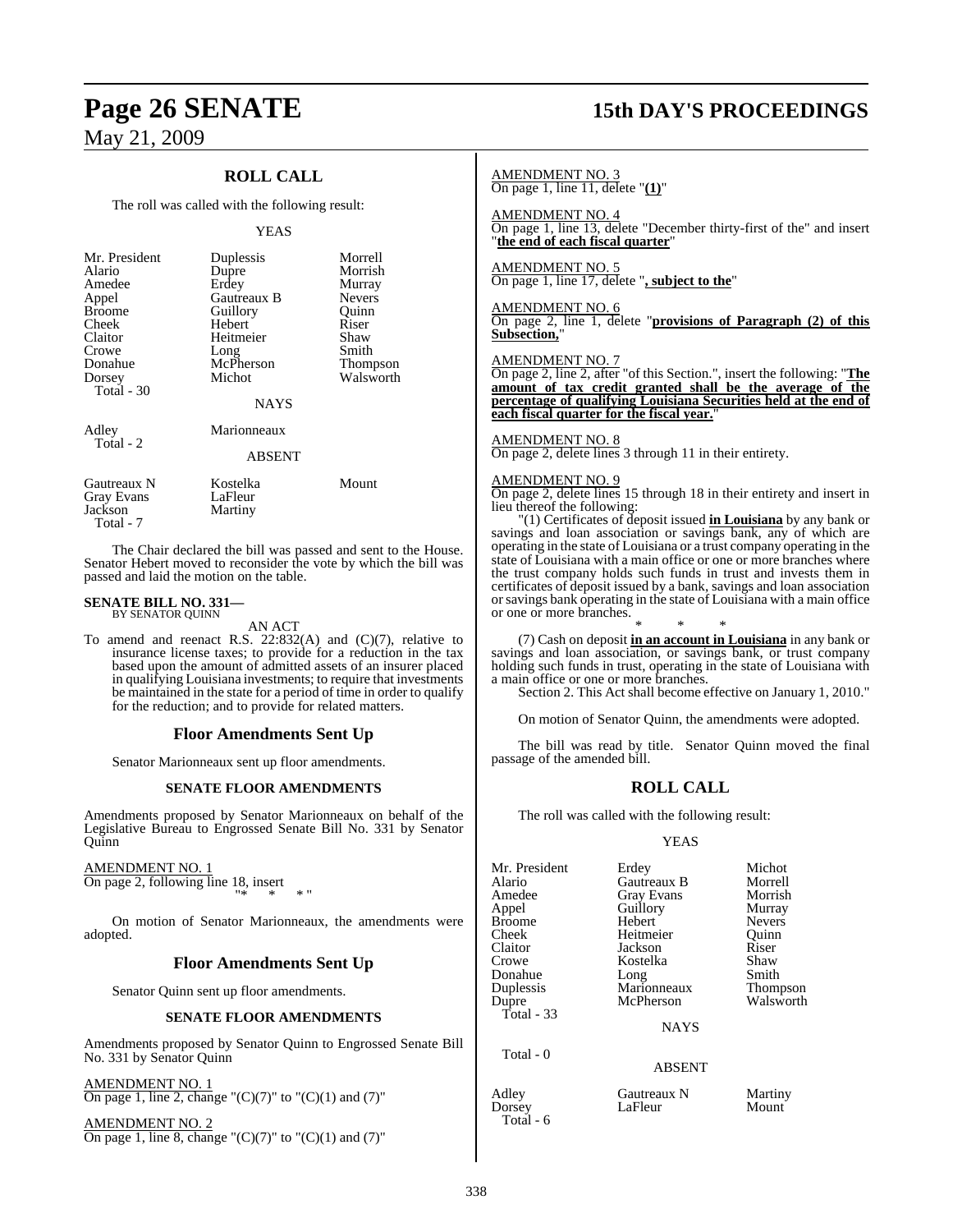## ROLL CALL

The roll was called with the following result:

YEAS

| | | |
|---|---|---|
| Mr. President | Duplessis | Morrell |
| Alario | Dupre | Morrish |
| Amedee | Erdey | Murray |
| Appel | Gautreaux B | Nevers |
| Broome | Guillory | Quinn |
| Cheek | Hebert | Riser |
| Claitor | Heitmeier | Shaw |
| Crowe | Long | Smith |
| Donahue | McPherson | Thompson |
| Dorsey | Michot | Walsworth |
| Total - 30 | | |

NAYS

| | |
|---|---|
| Adley | Marionneaux |
| Total - 2 | |

ABSENT

| | | |
|---|---|---|
| Gautreaux N | Kostelka | Mount |
| Gray Evans | LaFleur | |
| Jackson | Martiny | |
| Total - 7 | | |

The Chair declared the bill was passed and sent to the House. Senator Hebert moved to reconsider the vote by which the bill was passed and laid the motion on the table.

**SENATE BILL NO. 331—**
BY SENATOR QUINN

AN ACT

To amend and reenact R.S. 22:832(A) and (C)(7), relative to insurance license taxes; to provide for a reduction in the tax based upon the amount of admitted assets of an insurer placed in qualifying Louisiana investments; to require that investments be maintained in the state for a period of time in order to qualify for the reduction; and to provide for related matters.

### Floor Amendments Sent Up

Senator Marionneaux sent up floor amendments.

**SENATE FLOOR AMENDMENTS**

Amendments proposed by Senator Marionneaux on behalf of the Legislative Bureau to Engrossed Senate Bill No. 331 by Senator Quinn

AMENDMENT NO. 1
On page 2, following line 18, insert
"* * *"

On motion of Senator Marionneaux, the amendments were adopted.

### Floor Amendments Sent Up

Senator Quinn sent up floor amendments.

**SENATE FLOOR AMENDMENTS**

Amendments proposed by Senator Quinn to Engrossed Senate Bill No. 331 by Senator Quinn

AMENDMENT NO. 1
On page 1, line 2, change "(C)(7)" to "(C)(1) and (7)"

AMENDMENT NO. 2
On page 1, line 8, change "(C)(7)" to "(C)(1) and (7)"

AMENDMENT NO. 3
On page 1, line 11, delete "**(1)**"

AMENDMENT NO. 4
On page 1, line 13, delete "December thirty-first of the" and insert "**the end of each fiscal quarter**"

AMENDMENT NO. 5
On page 1, line 17, delete "**, subject to the**"

AMENDMENT NO. 6
On page 2, line 1, delete "**provisions of Paragraph (2) of this Subsection,**"

AMENDMENT NO. 7
On page 2, line 2, after "of this Section.", insert the following: "**The amount of tax credit granted shall be the average of the percentage of qualifying Louisiana Securities held at the end of each fiscal quarter for the fiscal year.**"

AMENDMENT NO. 8
On page 2, delete lines 3 through 11 in their entirety.

AMENDMENT NO. 9
On page 2, delete lines 15 through 18 in their entirety and insert in lieu thereof the following:

"(1) Certificates of deposit issued **in Louisiana** by any bank or savings and loan association or savings bank, any of which are operating in the state of Louisiana or a trust company operating in the state of Louisiana with a main office or one or more branches where the trust company holds such funds in trust and invests them in certificates of deposit issued by a bank, savings and loan association or savings bank operating in the state of Louisiana with a main office or one or more branches.

\* \* \*

(7) Cash on deposit **in an account in Louisiana** in any bank or savings and loan association, or savings bank, or trust company holding such funds in trust, operating in the state of Louisiana with a main office or one or more branches.

Section 2. This Act shall become effective on January 1, 2010."

On motion of Senator Quinn, the amendments were adopted.

The bill was read by title. Senator Quinn moved the final passage of the amended bill.

## ROLL CALL

The roll was called with the following result:

YEAS

| | | |
|---|---|---|
| Mr. President | Erdey | Michot |
| Alario | Gautreaux B | Morrell |
| Amedee | Gray Evans | Morrish |
| Appel | Guillory | Murray |
| Broome | Hebert | Nevers |
| Cheek | Heitmeier | Quinn |
| Claitor | Jackson | Riser |
| Crowe | Kostelka | Shaw |
| Donahue | Long | Smith |
| Duplessis | Marionneaux | Thompson |
| Dupre | McPherson | Walsworth |
| Total - 33 | | |

NAYS

Total - 0

ABSENT

| | | |
|---|---|---|
| Adley | Gautreaux N | Martiny |
| Dorsey | LaFleur | Mount |
| Total - 6 | | |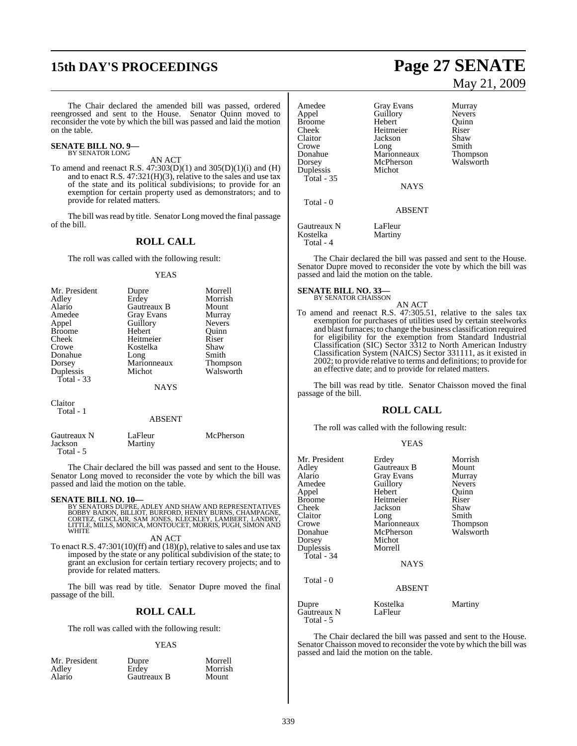The Chair declared the amended bill was passed, ordered reengrossed and sent to the House. Senator Quinn moved to reconsider the vote by which the bill was passed and laid the motion on the table.

**SENATE BILL NO. 9—**
BY SENATOR LONG

AN ACT

To amend and reenact R.S. 47:303(D)(1) and 305(D)(1)(i) and (H) and to enact R.S. 47:321(H)(3), relative to the sales and use tax of the state and its political subdivisions; to provide for an exemption for certain property used as demonstrators; and to provide for related matters.

The bill was read by title. Senator Long moved the final passage of the bill.

## ROLL CALL

The roll was called with the following result:

YEAS

| | | |
|---|---|---|
| Mr. President | Dupre | Morrell |
| Adley | Erdey | Morrish |
| Alario | Gautreaux B | Mount |
| Amedee | Gray Evans | Murray |
| Appel | Guillory | Nevers |
| Broome | Hebert | Quinn |
| Cheek | Heitmeier | Riser |
| Crowe | Kostelka | Shaw |
| Donahue | Long | Smith |
| Dorsey | Marionneaux | Thompson |
| Duplessis | Michot | Walsworth |
| Total - 33 | | |

NAYS

Claitor
Total - 1

ABSENT

| | | |
|---|---|---|
| Gautreaux N | LaFleur | McPherson |
| Jackson | Martiny | |
| Total - 5 | | |

The Chair declared the bill was passed and sent to the House. Senator Long moved to reconsider the vote by which the bill was passed and laid the motion on the table.

**SENATE BILL NO. 10—**
BY SENATORS DUPRE, ADLEY AND SHAW AND REPRESENTATIVES BOBBY BADON, BILLIOT, BURFORD, HENRY BURNS, CHAMPAGNE, CORTEZ, GISCLAIR, SAM JONES, KLECKLEY, LAMBERT, LANDRY, LITTLE, MILLS, MONICA, MONTOUCET, MORRIS, PUGH, SIMON AND WHITE

AN ACT

To enact R.S. 47:301(10)(ff) and (18)(p), relative to sales and use tax imposed by the state or any political subdivision of the state; to grant an exclusion for certain tertiary recovery projects; and to provide for related matters.

The bill was read by title. Senator Dupre moved the final passage of the bill.

## ROLL CALL

The roll was called with the following result:

YEAS

| | | |
|---|---|---|
| Mr. President | Dupre | Morrell |
| Adley | Erdey | Morrish |
| Alario | Gautreaux B | Mount |
| Amedee | Gray Evans | Murray |
| Appel | Guillory | Nevers |
| Broome | Hebert | Quinn |
| Cheek | Heitmeier | Riser |
| Claitor | Jackson | Shaw |
| Crowe | Long | Smith |
| Donahue | Marionneaux | Thompson |
| Dorsey | McPherson | Walsworth |
| Duplessis | Michot | |
| Total - 35 | | |

NAYS

Total - 0

ABSENT

| | |
|---|---|
| Gautreaux N | LaFleur |
| Kostelka | Martiny |
| Total - 4 | |

The Chair declared the bill was passed and sent to the House. Senator Dupre moved to reconsider the vote by which the bill was passed and laid the motion on the table.

**SENATE BILL NO. 33—**
BY SENATOR CHAISSON

AN ACT

To amend and reenact R.S. 47:305.51, relative to the sales tax exemption for purchases of utilities used by certain steelworks and blast furnaces; to change the business classification required for eligibility for the exemption from Standard Industrial Classification (SIC) Sector 3312 to North American Industry Classification System (NAICS) Sector 331111, as it existed in 2002; to provide relative to terms and definitions; to provide for an effective date; and to provide for related matters.

The bill was read by title. Senator Chaisson moved the final passage of the bill.

## ROLL CALL

The roll was called with the following result:

YEAS

| | | |
|---|---|---|
| Mr. President | Erdey | Morrish |
| Adley | Gautreaux B | Mount |
| Alario | Gray Evans | Murray |
| Amedee | Guillory | Nevers |
| Appel | Hebert | Quinn |
| Broome | Heitmeier | Riser |
| Cheek | Jackson | Shaw |
| Claitor | Long | Smith |
| Crowe | Marionneaux | Thompson |
| Donahue | McPherson | Walsworth |
| Dorsey | Michot | |
| Duplessis | Morrell | |
| Total - 34 | | |

NAYS

Total - 0

ABSENT

| | | |
|---|---|---|
| Dupre | Kostelka | Martiny |
| Gautreaux N | LaFleur | |
| Total - 5 | | |

The Chair declared the bill was passed and sent to the House. Senator Chaisson moved to reconsider the vote by which the bill was passed and laid the motion on the table.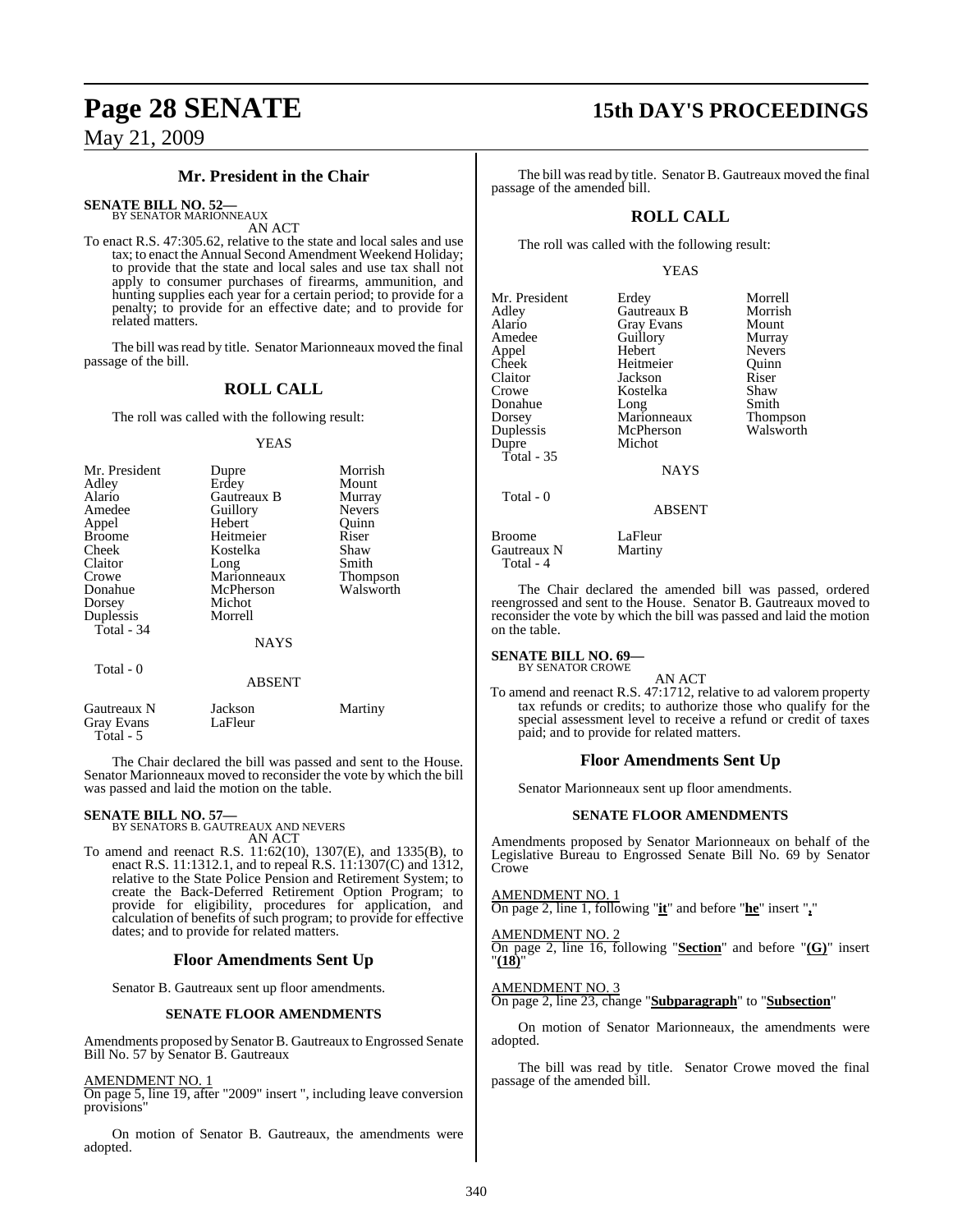### Mr. President in the Chair

**SENATE BILL NO. 52—**
BY SENATOR MARIONNEAUX

AN ACT

To enact R.S. 47:305.62, relative to the state and local sales and use tax; to enact the Annual Second Amendment Weekend Holiday; to provide that the state and local sales and use tax shall not apply to consumer purchases of firearms, ammunition, and hunting supplies each year for a certain period; to provide for a penalty; to provide for an effective date; and to provide for related matters.

The bill was read by title. Senator Marionneaux moved the final passage of the bill.

## ROLL CALL

The roll was called with the following result:

YEAS

| | | |
|---|---|---|
| Mr. President | Dupre | Morrish |
| Adley | Erdey | Mount |
| Alario | Gautreaux B | Murray |
| Amedee | Guillory | Nevers |
| Appel | Hebert | Quinn |
| Broome | Heitmeier | Riser |
| Cheek | Kostelka | Shaw |
| Claitor | Long | Smith |
| Crowe | Marionneaux | Thompson |
| Donahue | McPherson | Walsworth |
| Dorsey | Michot | |
| Duplessis | Morrell | |
| Total - 34 | | |

NAYS

Total - 0

ABSENT

| | | |
|---|---|---|
| Gautreaux N | Jackson | Martiny |
| Gray Evans | LaFleur | |
| Total - 5 | | |

The Chair declared the bill was passed and sent to the House. Senator Marionneaux moved to reconsider the vote by which the bill was passed and laid the motion on the table.

**SENATE BILL NO. 57—**
BY SENATORS B. GAUTREAUX AND NEVERS

AN ACT

To amend and reenact R.S. 11:62(10), 1307(E), and 1335(B), to enact R.S. 11:1312.1, and to repeal R.S. 11:1307(C) and 1312, relative to the State Police Pension and Retirement System; to create the Back-Deferred Retirement Option Program; to provide for eligibility, procedures for application, and calculation of benefits of such program; to provide for effective dates; and to provide for related matters.

### Floor Amendments Sent Up

Senator B. Gautreaux sent up floor amendments.

#### SENATE FLOOR AMENDMENTS

Amendments proposed by Senator B. Gautreaux to Engrossed Senate Bill No. 57 by Senator B. Gautreaux

AMENDMENT NO. 1
On page 5, line 19, after "2009" insert ", including leave conversion provisions"

On motion of Senator B. Gautreaux, the amendments were adopted.

The bill was read by title. Senator B. Gautreaux moved the final passage of the amended bill.

## ROLL CALL

The roll was called with the following result:

YEAS

| | | |
|---|---|---|
| Mr. President | Erdey | Morrell |
| Adley | Gautreaux B | Morrish |
| Alario | Gray Evans | Mount |
| Amedee | Guillory | Murray |
| Appel | Hebert | Nevers |
| Cheek | Heitmeier | Quinn |
| Claitor | Jackson | Riser |
| Crowe | Kostelka | Shaw |
| Donahue | Long | Smith |
| Dorsey | Marionneaux | Thompson |
| Duplessis | McPherson | Walsworth |
| Dupre | Michot | |
| Total - 35 | | |

NAYS

Total - 0

ABSENT

| | |
|---|---|
| Broome | LaFleur |
| Gautreaux N | Martiny |
| Total - 4 | |

The Chair declared the amended bill was passed, ordered reengrossed and sent to the House. Senator B. Gautreaux moved to reconsider the vote by which the bill was passed and laid the motion on the table.

**SENATE BILL NO. 69—**
BY SENATOR CROWE

AN ACT

To amend and reenact R.S. 47:1712, relative to ad valorem property tax refunds or credits; to authorize those who qualify for the special assessment level to receive a refund or credit of taxes paid; and to provide for related matters.

### Floor Amendments Sent Up

Senator Marionneaux sent up floor amendments.

#### SENATE FLOOR AMENDMENTS

Amendments proposed by Senator Marionneaux on behalf of the Legislative Bureau to Engrossed Senate Bill No. 69 by Senator Crowe

AMENDMENT NO. 1
On page 2, line 1, following "**it**" and before "**he**" insert "**,**"

AMENDMENT NO. 2
On page 2, line 16, following "**Section**" and before "**(G)**" insert "**(18)**"

AMENDMENT NO. 3
On page 2, line 23, change "**Subparagraph**" to "**Subsection**"

On motion of Senator Marionneaux, the amendments were adopted.

The bill was read by title. Senator Crowe moved the final passage of the amended bill.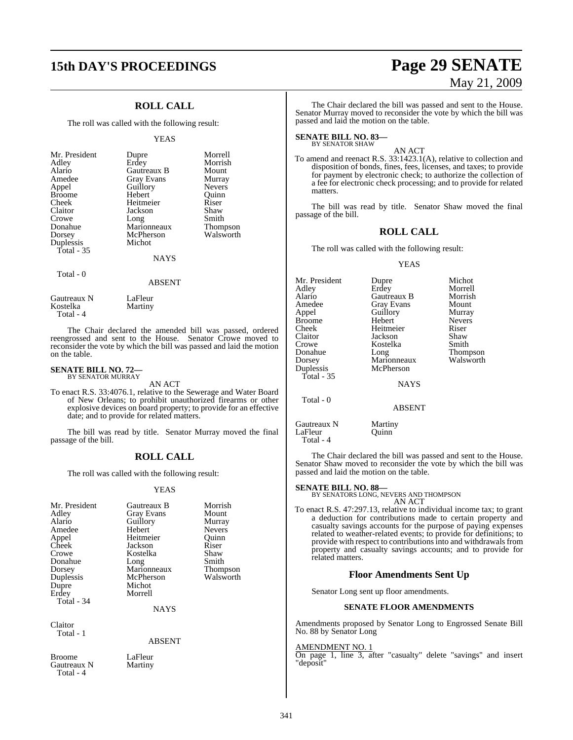## ROLL CALL

The roll was called with the following result:

YEAS

| | | |
|---|---|---|
| Mr. President | Dupre | Morrell |
| Adley | Erdey | Morrish |
| Alario | Gautreaux B | Mount |
| Amedee | Gray Evans | Murray |
| Appel | Guillory | Nevers |
| Broome | Hebert | Quinn |
| Cheek | Heitmeier | Riser |
| Claitor | Jackson | Shaw |
| Crowe | Long | Smith |
| Donahue | Marionneaux | Thompson |
| Dorsey | McPherson | Walsworth |
| Duplessis | Michot | |
| Total - 35 | | |

NAYS

Total - 0

ABSENT

| | |
|---|---|
| Gautreaux N | LaFleur |
| Kostelka | Martiny |
| Total - 4 | |

The Chair declared the amended bill was passed, ordered reengrossed and sent to the House. Senator Crowe moved to reconsider the vote by which the bill was passed and laid the motion on the table.

**SENATE BILL NO. 72—**
BY SENATOR MURRAY

AN ACT

To enact R.S. 33:4076.1, relative to the Sewerage and Water Board of New Orleans; to prohibit unauthorized firearms or other explosive devices on board property; to provide for an effective date; and to provide for related matters.

The bill was read by title. Senator Murray moved the final passage of the bill.

## ROLL CALL

The roll was called with the following result:

YEAS

| | | |
|---|---|---|
| Mr. President | Gautreaux B | Morrish |
| Adley | Gray Evans | Mount |
| Alario | Guillory | Murray |
| Amedee | Hebert | Nevers |
| Appel | Heitmeier | Quinn |
| Cheek | Jackson | Riser |
| Crowe | Kostelka | Shaw |
| Donahue | Long | Smith |
| Dorsey | Marionneaux | Thompson |
| Duplessis | McPherson | Walsworth |
| Dupre | Michot | |
| Erdey | Morrell | |
| Total - 34 | | |

NAYS

Claitor
Total - 1

ABSENT

| | |
|---|---|
| Broome | LaFleur |
| Gautreaux N | Martiny |
| Total - 4 | |

The Chair declared the bill was passed and sent to the House. Senator Murray moved to reconsider the vote by which the bill was passed and laid the motion on the table.

**SENATE BILL NO. 83—**
BY SENATOR SHAW

AN ACT

To amend and reenact R.S. 33:1423.1(A), relative to collection and disposition of bonds, fines, fees, licenses, and taxes; to provide for payment by electronic check; to authorize the collection of a fee for electronic check processing; and to provide for related matters.

The bill was read by title. Senator Shaw moved the final passage of the bill.

## ROLL CALL

The roll was called with the following result:

YEAS

| | | |
|---|---|---|
| Mr. President | Dupre | Michot |
| Adley | Erdey | Morrell |
| Alario | Gautreaux B | Morrish |
| Amedee | Gray Evans | Mount |
| Appel | Guillory | Murray |
| Broome | Hebert | Nevers |
| Cheek | Heitmeier | Riser |
| Claitor | Jackson | Shaw |
| Crowe | Kostelka | Smith |
| Donahue | Long | Thompson |
| Dorsey | Marionneaux | Walsworth |
| Duplessis | McPherson | |
| Total - 35 | | |

NAYS

Total - 0

ABSENT

| | |
|---|---|
| Gautreaux N | Martiny |
| LaFleur | Quinn |
| Total - 4 | |

The Chair declared the bill was passed and sent to the House. Senator Shaw moved to reconsider the vote by which the bill was passed and laid the motion on the table.

**SENATE BILL NO. 88—**
BY SENATORS LONG, NEVERS AND THOMPSON

AN ACT

To enact R.S. 47:297.13, relative to individual income tax; to grant a deduction for contributions made to certain property and casualty savings accounts for the purpose of paying expenses related to weather-related events; to provide for definitions; to provide with respect to contributions into and withdrawals from property and casualty savings accounts; and to provide for related matters.

## Floor Amendments Sent Up

Senator Long sent up floor amendments.

### SENATE FLOOR AMENDMENTS

Amendments proposed by Senator Long to Engrossed Senate Bill No. 88 by Senator Long

AMENDMENT NO. 1

On page 1, line 3, after "casualty" delete "savings" and insert "deposit"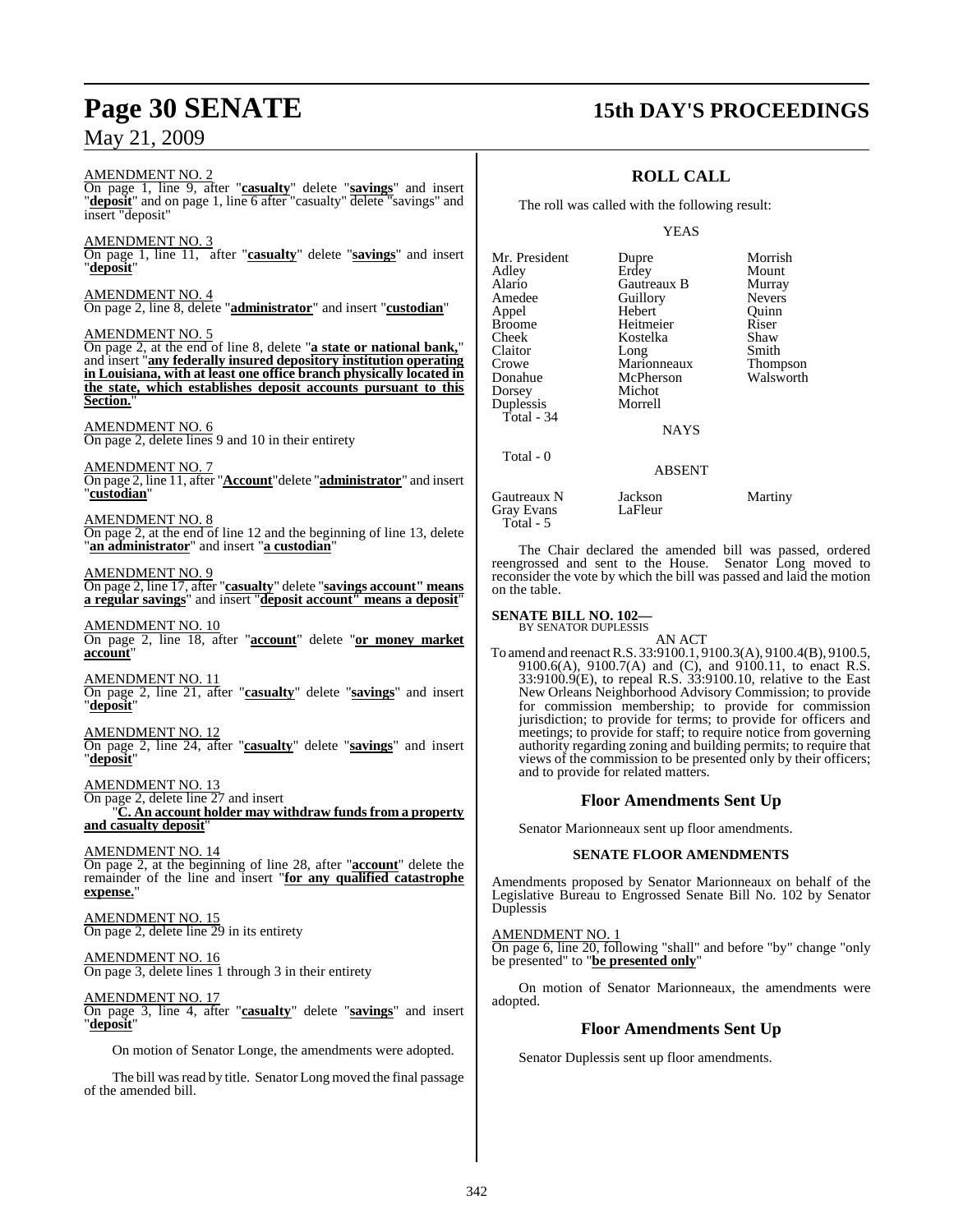AMENDMENT NO. 2
On page 1, line 9, after "**casualty**" delete "**savings**" and insert "**deposit**" and on page 1, line 6 after "casualty" delete "savings" and insert "deposit"

AMENDMENT NO. 3
On page 1, line 11, after "**casualty**" delete "**savings**" and insert "**deposit**"

AMENDMENT NO. 4
On page 2, line 8, delete "**administrator**" and insert "**custodian**"

AMENDMENT NO. 5
On page 2, at the end of line 8, delete "**a state or national bank,**" and insert "**any federally insured depository institution operating in Louisiana, with at least one office branch physically located in the state, which establishes deposit accounts pursuant to this Section.**"

AMENDMENT NO. 6
On page 2, delete lines 9 and 10 in their entirety

AMENDMENT NO. 7
On page 2, line 11, after "**Account**"delete "**administrator**" and insert "**custodian**"

AMENDMENT NO. 8
On page 2, at the end of line 12 and the beginning of line 13, delete "**an administrator**" and insert "**a custodian**"

AMENDMENT NO. 9
On page 2, line 17, after "**casualty**" delete "**savings account" means a regular savings**" and insert "**deposit account" means a deposit**"

AMENDMENT NO. 10
On page 2, line 18, after "**account**" delete "**or money market account**"

AMENDMENT NO. 11
On page 2, line 21, after "**casualty**" delete "**savings**" and insert "**deposit**"

AMENDMENT NO. 12
On page 2, line 24, after "**casualty**" delete "**savings**" and insert "**deposit**"

AMENDMENT NO. 13
On page 2, delete line 27 and insert
"**C. An account holder may withdraw funds from a property and casualty deposit**"

AMENDMENT NO. 14
On page 2, at the beginning of line 28, after "**account**" delete the remainder of the line and insert "**for any qualified catastrophe expense.**"

AMENDMENT NO. 15
On page 2, delete line 29 in its entirety

AMENDMENT NO. 16
On page 3, delete lines 1 through 3 in their entirety

AMENDMENT NO. 17
On page 3, line 4, after "**casualty**" delete "**savings**" and insert "**deposit**"

On motion of Senator Longe, the amendments were adopted.

The bill was read by title. Senator Long moved the final passage of the amended bill.

## ROLL CALL

The roll was called with the following result:

YEAS

| | | |
|---|---|---|
| Mr. President | Dupre | Morrish |
| Adley | Erdey | Mount |
| Alario | Gautreaux B | Murray |
| Amedee | Guillory | Nevers |
| Appel | Hebert | Quinn |
| Broome | Heitmeier | Riser |
| Cheek | Kostelka | Shaw |
| Claitor | Long | Smith |
| Crowe | Marionneaux | Thompson |
| Donahue | McPherson | Walsworth |
| Dorsey | Michot | |
| Duplessis | Morrell | |

Total - 34

NAYS

Total - 0

ABSENT

| | | |
|---|---|---|
| Gautreaux N | Jackson | Martiny |
| Gray Evans | LaFleur | |

Total - 5

The Chair declared the amended bill was passed, ordered reengrossed and sent to the House. Senator Long moved to reconsider the vote by which the bill was passed and laid the motion on the table.

**SENATE BILL NO. 102—**
BY SENATOR DUPLESSIS

AN ACT

To amend and reenact R.S. 33:9100.1, 9100.3(A), 9100.4(B), 9100.5, 9100.6(A), 9100.7(A) and (C), and 9100.11, to enact R.S. 33:9100.9(E), to repeal R.S. 33:9100.10, relative to the East New Orleans Neighborhood Advisory Commission; to provide for commission membership; to provide for commission jurisdiction; to provide for terms; to provide for officers and meetings; to provide for staff; to require notice from governing authority regarding zoning and building permits; to require that views of the commission to be presented only by their officers; and to provide for related matters.

### Floor Amendments Sent Up

Senator Marionneaux sent up floor amendments.

#### SENATE FLOOR AMENDMENTS

Amendments proposed by Senator Marionneaux on behalf of the Legislative Bureau to Engrossed Senate Bill No. 102 by Senator Duplessis

AMENDMENT NO. 1
On page 6, line 20, following "shall" and before "by" change "only be presented" to "**be presented only**"

On motion of Senator Marionneaux, the amendments were adopted.

### Floor Amendments Sent Up

Senator Duplessis sent up floor amendments.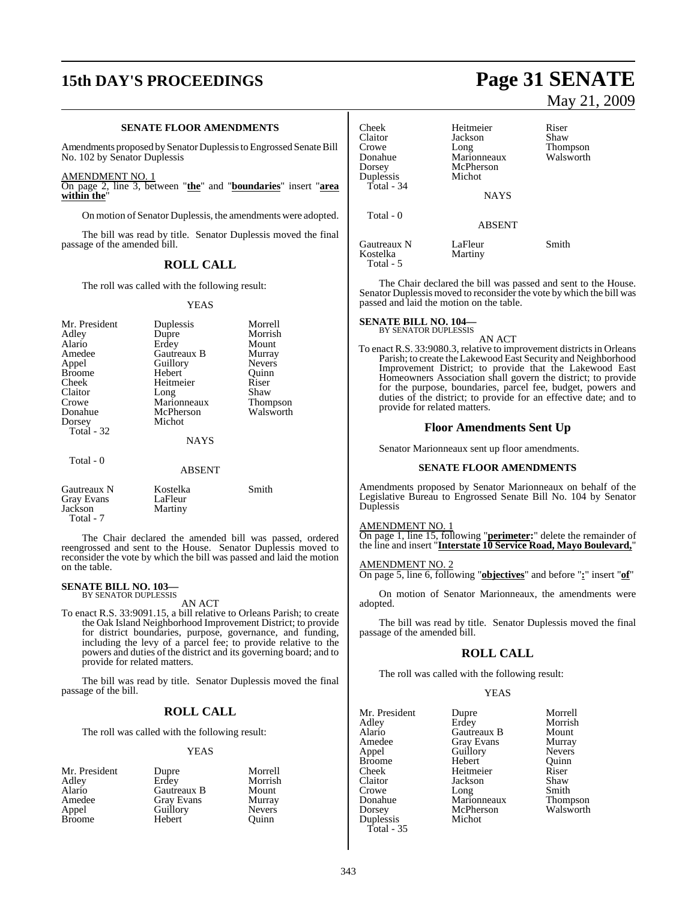**SENATE FLOOR AMENDMENTS**

Amendments proposed by Senator Duplessis to Engrossed Senate Bill No. 102 by Senator Duplessis

AMENDMENT NO. 1

On page 2, line 3, between "**the**" and "**boundaries**" insert "**area within the**"

On motion of Senator Duplessis, the amendments were adopted.

The bill was read by title. Senator Duplessis moved the final passage of the amended bill.

## ROLL CALL

The roll was called with the following result:

YEAS

| | | |
|---|---|---|
| Mr. President | Duplessis | Morrell |
| Adley | Dupre | Morrish |
| Alario | Erdey | Mount |
| Amedee | Gautreaux B | Murray |
| Appel | Guillory | Nevers |
| Broome | Hebert | Quinn |
| Cheek | Heitmeier | Riser |
| Claitor | Long | Shaw |
| Crowe | Marionneaux | Thompson |
| Donahue | McPherson | Walsworth |
| Dorsey | Michot | |
| Total - 32 | | |

NAYS

Total - 0

ABSENT

| | | |
|---|---|---|
| Gautreaux N | Kostelka | Smith |
| Gray Evans | LaFleur | |
| Jackson | Martiny | |
| Total - 7 | | |

The Chair declared the amended bill was passed, ordered reengrossed and sent to the House. Senator Duplessis moved to reconsider the vote by which the bill was passed and laid the motion on the table.

**SENATE BILL NO. 103—**
BY SENATOR DUPLESSIS

AN ACT

To enact R.S. 33:9091.15, a bill relative to Orleans Parish; to create the Oak Island Neighborhood Improvement District; to provide for district boundaries, purpose, governance, and funding, including the levy of a parcel fee; to provide relative to the powers and duties of the district and its governing board; and to provide for related matters.

The bill was read by title. Senator Duplessis moved the final passage of the bill.

## ROLL CALL

The roll was called with the following result:

YEAS

| | | |
|---|---|---|
| Mr. President | Dupre | Morrell |
| Adley | Erdey | Morrish |
| Alario | Gautreaux B | Mount |
| Amedee | Gray Evans | Murray |
| Appel | Guillory | Nevers |
| Broome | Hebert | Quinn |
| Cheek | Heitmeier | Riser |
| Claitor | Jackson | Shaw |
| Crowe | Long | Thompson |
| Donahue | Marionneaux | Walsworth |
| Dorsey | McPherson | |
| Duplessis | Michot | |
| Total - 34 | | |

NAYS

Total - 0

ABSENT

| | | |
|---|---|---|
| Gautreaux N | LaFleur | Smith |
| Kostelka | Martiny | |
| Total - 5 | | |

The Chair declared the bill was passed and sent to the House. Senator Duplessis moved to reconsider the vote by which the bill was passed and laid the motion on the table.

**SENATE BILL NO. 104—**
BY SENATOR DUPLESSIS

AN ACT

To enact R.S. 33:9080.3, relative to improvement districts in Orleans Parish; to create the Lakewood East Security and Neighborhood Improvement District; to provide that the Lakewood East Homeowners Association shall govern the district; to provide for the purpose, boundaries, parcel fee, budget, powers and duties of the district; to provide for an effective date; and to provide for related matters.

## Floor Amendments Sent Up

Senator Marionneaux sent up floor amendments.

**SENATE FLOOR AMENDMENTS**

Amendments proposed by Senator Marionneaux on behalf of the Legislative Bureau to Engrossed Senate Bill No. 104 by Senator Duplessis

AMENDMENT NO. 1

On page 1, line 15, following "**perimeter:**" delete the remainder of the line and insert "**Interstate 10 Service Road, Mayo Boulevard,**"

AMENDMENT NO. 2

On page 5, line 6, following "**objectives**" and before "**:**" insert "**of**"

On motion of Senator Marionneaux, the amendments were adopted.

The bill was read by title. Senator Duplessis moved the final passage of the amended bill.

## ROLL CALL

The roll was called with the following result:

YEAS

| | | |
|---|---|---|
| Mr. President | Dupre | Morrell |
| Adley | Erdey | Morrish |
| Alario | Gautreaux B | Mount |
| Amedee | Gray Evans | Murray |
| Appel | Guillory | Nevers |
| Broome | Hebert | Quinn |
| Cheek | Heitmeier | Riser |
| Claitor | Jackson | Shaw |
| Crowe | Long | Smith |
| Donahue | Marionneaux | Thompson |
| Dorsey | McPherson | Walsworth |
| Duplessis | Michot | |
| Total - 35 | | |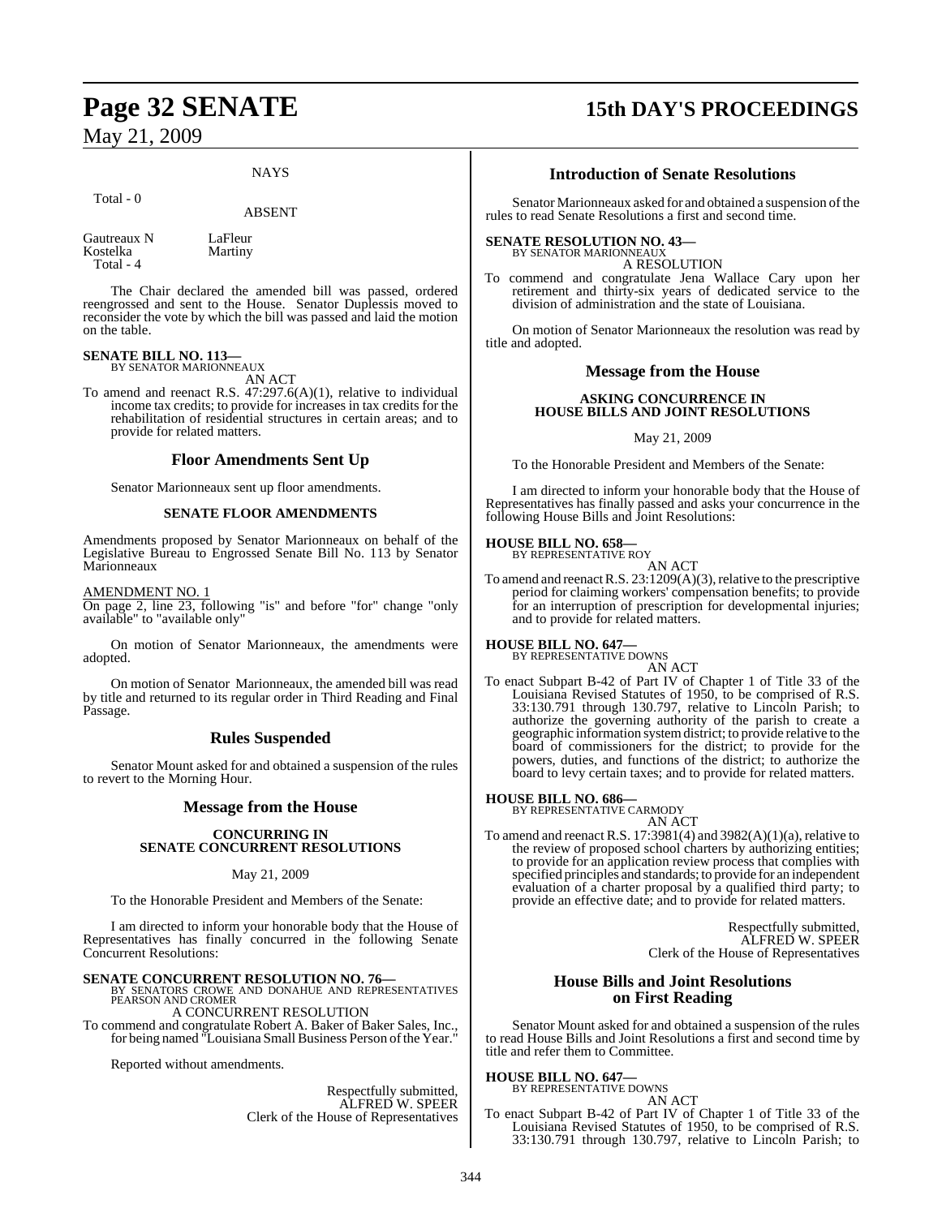NAYS

Total - 0

ABSENT

Gautreaux N LaFleur
Kostelka Martiny
Total - 4

The Chair declared the amended bill was passed, ordered reengrossed and sent to the House. Senator Duplessis moved to reconsider the vote by which the bill was passed and laid the motion on the table.

**SENATE BILL NO. 113—**
BY SENATOR MARIONNEAUX
AN ACT

To amend and reenact R.S. 47:297.6(A)(1), relative to individual income tax credits; to provide for increases in tax credits for the rehabilitation of residential structures in certain areas; and to provide for related matters.

## Floor Amendments Sent Up

Senator Marionneaux sent up floor amendments.

### SENATE FLOOR AMENDMENTS

Amendments proposed by Senator Marionneaux on behalf of the Legislative Bureau to Engrossed Senate Bill No. 113 by Senator Marionneaux

AMENDMENT NO. 1
On page 2, line 23, following "is" and before "for" change "only available" to "available only"

On motion of Senator Marionneaux, the amendments were adopted.

On motion of Senator Marionneaux, the amended bill was read by title and returned to its regular order in Third Reading and Final Passage.

## Rules Suspended

Senator Mount asked for and obtained a suspension of the rules to revert to the Morning Hour.

## Message from the House

### CONCURRING IN SENATE CONCURRENT RESOLUTIONS

May 21, 2009

To the Honorable President and Members of the Senate:

I am directed to inform your honorable body that the House of Representatives has finally concurred in the following Senate Concurrent Resolutions:

**SENATE CONCURRENT RESOLUTION NO. 76—**
BY SENATORS CROWE AND DONAHUE AND REPRESENTATIVES PEARSON AND CROMER
A CONCURRENT RESOLUTION

To commend and congratulate Robert A. Baker of Baker Sales, Inc., for being named "Louisiana Small Business Person of the Year."

Reported without amendments.

Respectfully submitted,
ALFRED W. SPEER
Clerk of the House of Representatives

## Introduction of Senate Resolutions

Senator Marionneaux asked for and obtained a suspension of the rules to read Senate Resolutions a first and second time.

**SENATE RESOLUTION NO. 43—**
BY SENATOR MARIONNEAUX
A RESOLUTION

To commend and congratulate Jena Wallace Cary upon her retirement and thirty-six years of dedicated service to the division of administration and the state of Louisiana.

On motion of Senator Marionneaux the resolution was read by title and adopted.

## Message from the House

### ASKING CONCURRENCE IN HOUSE BILLS AND JOINT RESOLUTIONS

May 21, 2009

To the Honorable President and Members of the Senate:

I am directed to inform your honorable body that the House of Representatives has finally passed and asks your concurrence in the following House Bills and Joint Resolutions:

**HOUSE BILL NO. 658—**
BY REPRESENTATIVE ROY
AN ACT

To amend and reenact R.S. 23:1209(A)(3), relative to the prescriptive period for claiming workers' compensation benefits; to provide for an interruption of prescription for developmental injuries; and to provide for related matters.

**HOUSE BILL NO. 647—**
BY REPRESENTATIVE DOWNS
AN ACT

To enact Subpart B-42 of Part IV of Chapter 1 of Title 33 of the Louisiana Revised Statutes of 1950, to be comprised of R.S. 33:130.791 through 130.797, relative to Lincoln Parish; to authorize the governing authority of the parish to create a geographic information system district; to provide relative to the board of commissioners for the district; to provide for the powers, duties, and functions of the district; to authorize the board to levy certain taxes; and to provide for related matters.

**HOUSE BILL NO. 686—**
BY REPRESENTATIVE CARMODY
AN ACT

To amend and reenact R.S. 17:3981(4) and 3982(A)(1)(a), relative to the review of proposed school charters by authorizing entities; to provide for an application review process that complies with specified principles and standards; to provide for an independent evaluation of a charter proposal by a qualified third party; to provide an effective date; and to provide for related matters.

Respectfully submitted,
ALFRED W. SPEER
Clerk of the House of Representatives

## House Bills and Joint Resolutions on First Reading

Senator Mount asked for and obtained a suspension of the rules to read House Bills and Joint Resolutions a first and second time by title and refer them to Committee.

**HOUSE BILL NO. 647—**
BY REPRESENTATIVE DOWNS
AN ACT

To enact Subpart B-42 of Part IV of Chapter 1 of Title 33 of the Louisiana Revised Statutes of 1950, to be comprised of R.S. 33:130.791 through 130.797, relative to Lincoln Parish; to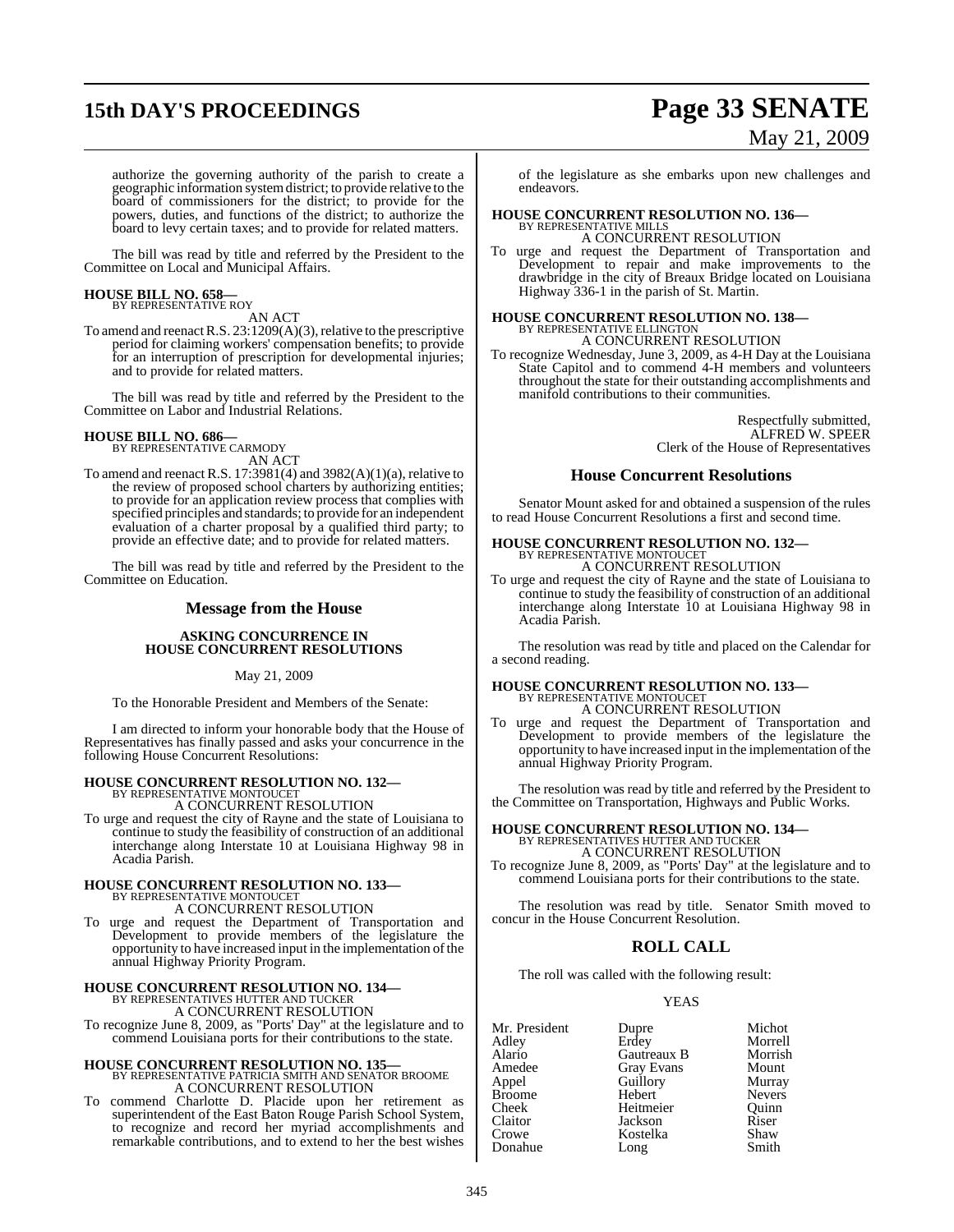authorize the governing authority of the parish to create a geographic information system district; to provide relative to the board of commissioners for the district; to provide for the powers, duties, and functions of the district; to authorize the board to levy certain taxes; and to provide for related matters.

The bill was read by title and referred by the President to the Committee on Local and Municipal Affairs.

**HOUSE BILL NO. 658—**
BY REPRESENTATIVE ROY
AN ACT

To amend and reenact R.S. 23:1209(A)(3), relative to the prescriptive period for claiming workers' compensation benefits; to provide for an interruption of prescription for developmental injuries; and to provide for related matters.

The bill was read by title and referred by the President to the Committee on Labor and Industrial Relations.

**HOUSE BILL NO. 686—**
BY REPRESENTATIVE CARMODY
AN ACT

To amend and reenact R.S. 17:3981(4) and 3982(A)(1)(a), relative to the review of proposed school charters by authorizing entities; to provide for an application review process that complies with specified principles and standards; to provide for an independent evaluation of a charter proposal by a qualified third party; to provide an effective date; and to provide for related matters.

The bill was read by title and referred by the President to the Committee on Education.

## Message from the House

### ASKING CONCURRENCE IN HOUSE CONCURRENT RESOLUTIONS

May 21, 2009

To the Honorable President and Members of the Senate:

I am directed to inform your honorable body that the House of Representatives has finally passed and asks your concurrence in the following House Concurrent Resolutions:

**HOUSE CONCURRENT RESOLUTION NO. 132—**
BY REPRESENTATIVE MONTOUCET
A CONCURRENT RESOLUTION

To urge and request the city of Rayne and the state of Louisiana to continue to study the feasibility of construction of an additional interchange along Interstate 10 at Louisiana Highway 98 in Acadia Parish.

**HOUSE CONCURRENT RESOLUTION NO. 133—**
BY REPRESENTATIVE MONTOUCET
A CONCURRENT RESOLUTION

To urge and request the Department of Transportation and Development to provide members of the legislature the opportunity to have increased input in the implementation of the annual Highway Priority Program.

**HOUSE CONCURRENT RESOLUTION NO. 134—**
BY REPRESENTATIVES HUTTER AND TUCKER
A CONCURRENT RESOLUTION

To recognize June 8, 2009, as "Ports' Day" at the legislature and to commend Louisiana ports for their contributions to the state.

**HOUSE CONCURRENT RESOLUTION NO. 135—**
BY REPRESENTATIVE PATRICIA SMITH AND SENATOR BROOME
A CONCURRENT RESOLUTION

To commend Charlotte D. Placide upon her retirement as superintendent of the East Baton Rouge Parish School System, to recognize and record her myriad accomplishments and remarkable contributions, and to extend to her the best wishes of the legislature as she embarks upon new challenges and endeavors.

**HOUSE CONCURRENT RESOLUTION NO. 136—**
BY REPRESENTATIVE MILLS
A CONCURRENT RESOLUTION

To urge and request the Department of Transportation and Development to repair and make improvements to the drawbridge in the city of Breaux Bridge located on Louisiana Highway 336-1 in the parish of St. Martin.

**HOUSE CONCURRENT RESOLUTION NO. 138—**
BY REPRESENTATIVE ELLINGTON
A CONCURRENT RESOLUTION

To recognize Wednesday, June 3, 2009, as 4-H Day at the Louisiana State Capitol and to commend 4-H members and volunteers throughout the state for their outstanding accomplishments and manifold contributions to their communities.

Respectfully submitted,
ALFRED W. SPEER
Clerk of the House of Representatives

## House Concurrent Resolutions

Senator Mount asked for and obtained a suspension of the rules to read House Concurrent Resolutions a first and second time.

**HOUSE CONCURRENT RESOLUTION NO. 132—**
BY REPRESENTATIVE MONTOUCET
A CONCURRENT RESOLUTION

To urge and request the city of Rayne and the state of Louisiana to continue to study the feasibility of construction of an additional interchange along Interstate 10 at Louisiana Highway 98 in Acadia Parish.

The resolution was read by title and placed on the Calendar for a second reading.

**HOUSE CONCURRENT RESOLUTION NO. 133—**
BY REPRESENTATIVE MONTOUCET
A CONCURRENT RESOLUTION

To urge and request the Department of Transportation and Development to provide members of the legislature the opportunity to have increased input in the implementation of the annual Highway Priority Program.

The resolution was read by title and referred by the President to the Committee on Transportation, Highways and Public Works.

**HOUSE CONCURRENT RESOLUTION NO. 134—**
BY REPRESENTATIVES HUTTER AND TUCKER
A CONCURRENT RESOLUTION

To recognize June 8, 2009, as "Ports' Day" at the legislature and to commend Louisiana ports for their contributions to the state.

The resolution was read by title. Senator Smith moved to concur in the House Concurrent Resolution.

## ROLL CALL

The roll was called with the following result:

YEAS

| | | |
|---|---|---|
| Mr. President | Dupre | Michot |
| Adley | Erdey | Morrell |
| Alario | Gautreaux B | Morrish |
| Amedee | Gray Evans | Mount |
| Appel | Guillory | Murray |
| Broome | Hebert | Nevers |
| Cheek | Heitmeier | Quinn |
| Claitor | Jackson | Riser |
| Crowe | Kostelka | Shaw |
| Donahue | Long | Smith |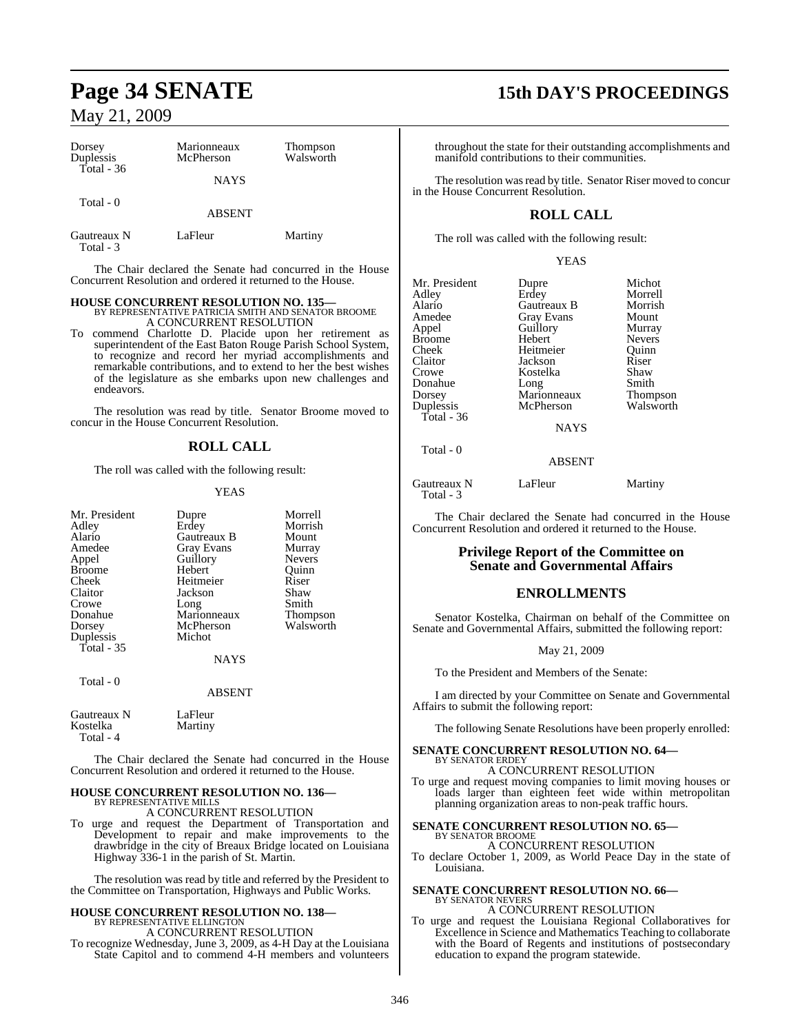| Dorsey | Marionneaux | Thompson |
|---|---|---|
| Duplessis | McPherson | Walsworth |
| Total - 36 | | |

NAYS

Total - 0

ABSENT

| Gautreaux N | LaFleur | Martiny |
|---|---|---|
| Total - 3 | | |

The Chair declared the Senate had concurred in the House Concurrent Resolution and ordered it returned to the House.

**HOUSE CONCURRENT RESOLUTION NO. 135—**
BY REPRESENTATIVE PATRICIA SMITH AND SENATOR BROOME
A CONCURRENT RESOLUTION

To commend Charlotte D. Placide upon her retirement as superintendent of the East Baton Rouge Parish School System, to recognize and record her myriad accomplishments and remarkable contributions, and to extend to her the best wishes of the legislature as she embarks upon new challenges and endeavors.

The resolution was read by title. Senator Broome moved to concur in the House Concurrent Resolution.

## ROLL CALL

The roll was called with the following result:

YEAS

| Mr. President | Dupre | Morrell |
|---|---|---|
| Adley | Erdey | Morrish |
| Alario | Gautreaux B | Mount |
| Amedee | Gray Evans | Murray |
| Appel | Guillory | Nevers |
| Broome | Hebert | Quinn |
| Cheek | Heitmeier | Riser |
| Claitor | Jackson | Shaw |
| Crowe | Long | Smith |
| Donahue | Marionneaux | Thompson |
| Dorsey | McPherson | Walsworth |
| Duplessis | Michot | |
| Total - 35 | | |

NAYS

Total - 0

ABSENT

| Gautreaux N | LaFleur |
|---|---|
| Kostelka | Martiny |
| Total - 4 | |

The Chair declared the Senate had concurred in the House Concurrent Resolution and ordered it returned to the House.

**HOUSE CONCURRENT RESOLUTION NO. 136—**
BY REPRESENTATIVE MILLS
A CONCURRENT RESOLUTION

To urge and request the Department of Transportation and Development to repair and make improvements to the drawbridge in the city of Breaux Bridge located on Louisiana Highway 336-1 in the parish of St. Martin.

The resolution was read by title and referred by the President to the Committee on Transportation, Highways and Public Works.

**HOUSE CONCURRENT RESOLUTION NO. 138—**
BY REPRESENTATIVE ELLINGTON
A CONCURRENT RESOLUTION

To recognize Wednesday, June 3, 2009, as 4-H Day at the Louisiana State Capitol and to commend 4-H members and volunteers throughout the state for their outstanding accomplishments and manifold contributions to their communities.

The resolution was read by title. Senator Riser moved to concur in the House Concurrent Resolution.

## ROLL CALL

The roll was called with the following result:

YEAS

| Mr. President | Dupre | Michot |
|---|---|---|
| Adley | Erdey | Morrell |
| Alario | Gautreaux B | Morrish |
| Amedee | Gray Evans | Mount |
| Appel | Guillory | Murray |
| Broome | Hebert | Nevers |
| Cheek | Heitmeier | Quinn |
| Claitor | Jackson | Riser |
| Crowe | Kostelka | Shaw |
| Donahue | Long | Smith |
| Dorsey | Marionneaux | Thompson |
| Duplessis | McPherson | Walsworth |
| Total - 36 | | |

NAYS

Total - 0

ABSENT

| Gautreaux N | LaFleur | Martiny |
|---|---|---|
| Total - 3 | | |

The Chair declared the Senate had concurred in the House Concurrent Resolution and ordered it returned to the House.

## Privilege Report of the Committee on Senate and Governmental Affairs

## ENROLLMENTS

Senator Kostelka, Chairman on behalf of the Committee on Senate and Governmental Affairs, submitted the following report:

May 21, 2009

To the President and Members of the Senate:

I am directed by your Committee on Senate and Governmental Affairs to submit the following report:

The following Senate Resolutions have been properly enrolled:

**SENATE CONCURRENT RESOLUTION NO. 64—**
BY SENATOR ERDEY
A CONCURRENT RESOLUTION

To urge and request moving companies to limit moving houses or loads larger than eighteen feet wide within metropolitan planning organization areas to non-peak traffic hours.

**SENATE CONCURRENT RESOLUTION NO. 65—**
BY SENATOR BROOME
A CONCURRENT RESOLUTION

To declare October 1, 2009, as World Peace Day in the state of Louisiana.

**SENATE CONCURRENT RESOLUTION NO. 66—**
BY SENATOR NEVERS
A CONCURRENT RESOLUTION

To urge and request the Louisiana Regional Collaboratives for Excellence in Science and Mathematics Teaching to collaborate with the Board of Regents and institutions of postsecondary education to expand the program statewide.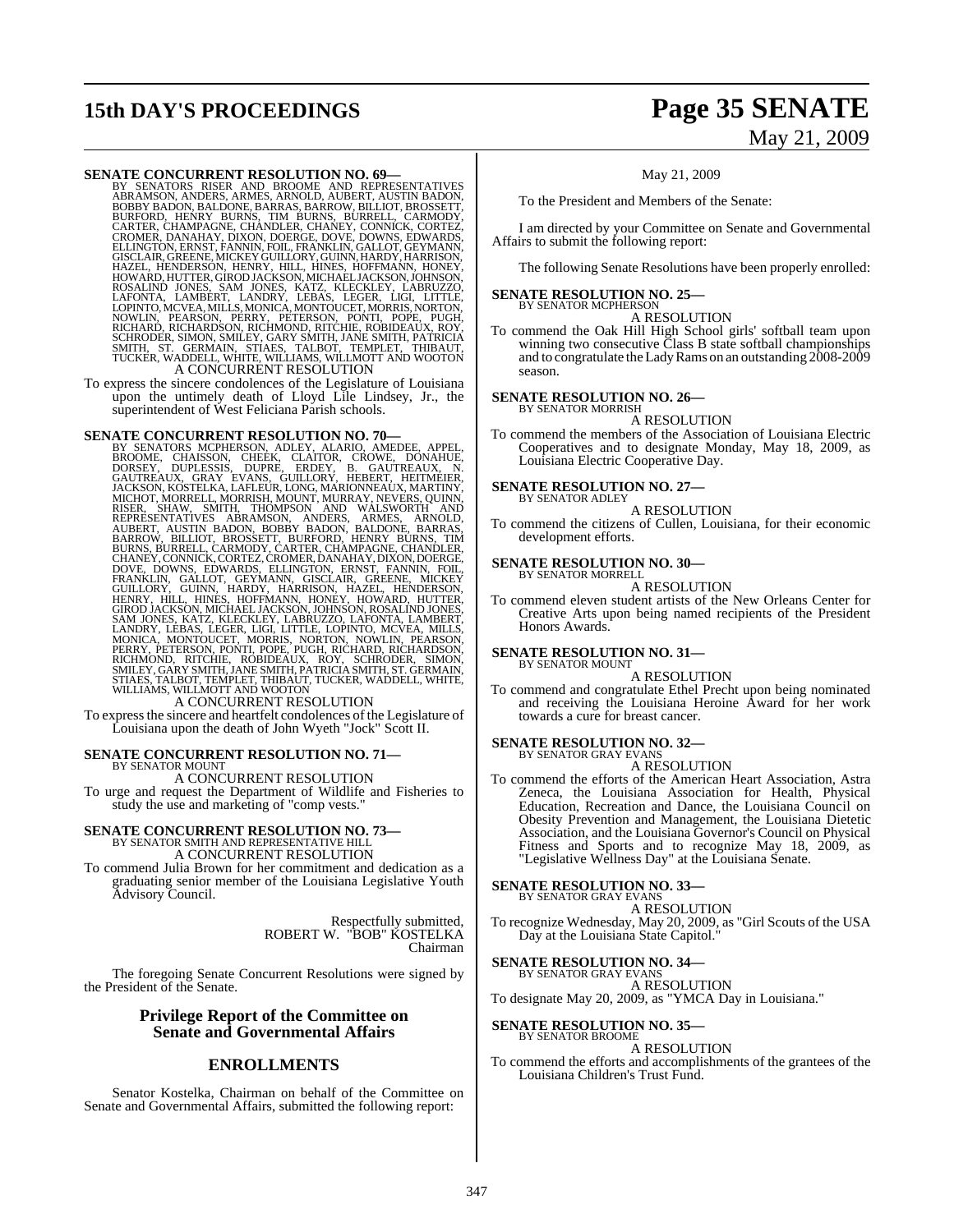**SENATE CONCURRENT RESOLUTION NO. 69—**
BY SENATORS RISER AND BROOME AND REPRESENTATIVES ABRAMSON, ANDERS, ARMES, ARNOLD, AUBERT, AUSTIN BADON, BOBBY BADON, BALDONE, BARRAS, BARROW, BILLIOT, BROSSETT, BURFORD, HENRY BURNS, TIM BURNS, BURRELL, CARMODY, CARTER, CHAMPAGNE, CHANDLER, CHANEY, CONNICK, CORTEZ, CROMER, DANAHAY, DIXON, DOERGE, DOVE, DOWNS, EDWARDS, ELLINGTON, ERNST, FANNIN, FOIL, FRANKLIN, GALLOT, GEYMANN, GISCLAIR, GREENE, MICKEY GUILLORY, GUINN, HARDY, HARRISON, HAZEL, HENDERSON, HENRY, HILL, HINES, HOFFMANN, HONEY, HOWARD, HUTTER, GIROD JACKSON, MICHAEL JACKSON, JOHNSON, ROSALIND JONES, SAM JONES, KATZ, KLECKLEY, LABRUZZO, LAFONTA, LAMBERT, LANDRY, LEBAS, LEGER, LIGI, LITTLE, LOPINTO, MCVEA, MILLS, MONICA, MONTOUCET, MORRIS, NORTON, NOWLIN, PEARSON, PERRY, PETERSON, PONTI, POPE, PUGH, RICHARD, RICHARDSON, RICHMOND, RITCHIE, ROBIDEAUX, ROY, SCHRODER, SIMON, SMILEY, GARY SMITH, JANE SMITH, PATRICIA SMITH, ST. GERMAIN, STIAES, TALBOT, TEMPLET, THIBAUT, TUCKER, WADDELL, WHITE, WILLIAMS, WILLMOTT AND WOOTON

A CONCURRENT RESOLUTION

To express the sincere condolences of the Legislature of Louisiana upon the untimely death of Lloyd Lile Lindsey, Jr., the superintendent of West Feliciana Parish schools.

**SENATE CONCURRENT RESOLUTION NO. 70—**
BY SENATORS MCPHERSON, ADLEY, ALARIO, AMEDEE, APPEL, BROOME, CHAISSON, CHEEK, CLAITOR, CROWE, DONAHUE, DORSEY, DUPLESSIS, DUPRE, ERDEY, B. GAUTREAUX, N. GAUTREAUX, GRAY EVANS, GUILLORY, HEBERT, HEITMEIER, JACKSON, KOSTELKA, LAFLEUR, LONG, MARIONNEAUX, MARTINY, MICHOT, MORRELL, MORRISH, MOUNT, MURRAY, NEVERS, QUINN, RISER, SHAW, SMITH, THOMPSON AND WALSWORTH AND REPRESENTATIVES ABRAMSON, ANDERS, ARMES, ARNOLD, AUBERT, AUSTIN BADON, BOBBY BADON, BALDONE, BARRAS, BARROW, BILLIOT, BROSSETT, BURFORD, HENRY BURNS, TIM BURNS, BURRELL, CARMODY, CARTER, CHAMPAGNE, CHANDLER, CHANEY, CONNICK, CORTEZ, CROMER, DANAHAY, DIXON, DOERGE, DOVE, DOWNS, EDWARDS, ELLINGTON, ERNST, FANNIN, FOIL, FRANKLIN, GALLOT, GEYMANN, GISCLAIR, GREENE, MICKEY GUILLORY, GUINN, HARDY, HARRISON, HAZEL, HENDERSON, HENRY, HILL, HINES, HOFFMANN, HONEY, HOWARD, HUTTER, GIROD JACKSON, MICHAEL JACKSON, JOHNSON, ROSALIND JONES, SAM JONES, KATZ, KLECKLEY, LABRUZZO, LAFONTA, LAMBERT, LANDRY, LEBAS, LEGER, LIGI, LITTLE, LOPINTO, MCVEA, MILLS, MONICA, MONTOUCET, MORRIS, NORTON, NOWLIN, PEARSON, PERRY, PETERSON, PONTI, POPE, PUGH, RICHARD, RICHARDSON, RICHMOND, RITCHIE, ROBIDEAUX, ROY, SCHRODER, SIMON, SMILEY, GARY SMITH, JANE SMITH, PATRICIA SMITH, ST. GERMAIN, STIAES, TALBOT, TEMPLET, THIBAUT, TUCKER, WADDELL, WHITE, WILLIAMS, WILLMOTT AND WOOTON

A CONCURRENT RESOLUTION

To express the sincere and heartfelt condolences of the Legislature of Louisiana upon the death of John Wyeth "Jock" Scott II.

**SENATE CONCURRENT RESOLUTION NO. 71—**
BY SENATOR MOUNT

A CONCURRENT RESOLUTION

To urge and request the Department of Wildlife and Fisheries to study the use and marketing of "comp vests."

**SENATE CONCURRENT RESOLUTION NO. 73—**
BY SENATOR SMITH AND REPRESENTATIVE HILL

A CONCURRENT RESOLUTION

To commend Julia Brown for her commitment and dedication as a graduating senior member of the Louisiana Legislative Youth Advisory Council.

Respectfully submitted,
ROBERT W. "BOB" KOSTELKA
Chairman

The foregoing Senate Concurrent Resolutions were signed by the President of the Senate.

## Privilege Report of the Committee on Senate and Governmental Affairs

## ENROLLMENTS

Senator Kostelka, Chairman on behalf of the Committee on Senate and Governmental Affairs, submitted the following report:

May 21, 2009

To the President and Members of the Senate:

I am directed by your Committee on Senate and Governmental Affairs to submit the following report:

The following Senate Resolutions have been properly enrolled:

**SENATE RESOLUTION NO. 25—**
BY SENATOR MCPHERSON

A RESOLUTION

To commend the Oak Hill High School girls' softball team upon winning two consecutive Class B state softball championships and to congratulate the Lady Rams on an outstanding 2008-2009 season.

**SENATE RESOLUTION NO. 26—**
BY SENATOR MORRISH

A RESOLUTION

To commend the members of the Association of Louisiana Electric Cooperatives and to designate Monday, May 18, 2009, as Louisiana Electric Cooperative Day.

**SENATE RESOLUTION NO. 27—**
BY SENATOR ADLEY

A RESOLUTION

To commend the citizens of Cullen, Louisiana, for their economic development efforts.

**SENATE RESOLUTION NO. 30—**
BY SENATOR MORRELL

A RESOLUTION

To commend eleven student artists of the New Orleans Center for Creative Arts upon being named recipients of the President Honors Awards.

**SENATE RESOLUTION NO. 31—**
BY SENATOR MOUNT

A RESOLUTION

To commend and congratulate Ethel Precht upon being nominated and receiving the Louisiana Heroine Award for her work towards a cure for breast cancer.

**SENATE RESOLUTION NO. 32—**
BY SENATOR GRAY EVANS

A RESOLUTION

To commend the efforts of the American Heart Association, Astra Zeneca, the Louisiana Association for Health, Physical Education, Recreation and Dance, the Louisiana Council on Obesity Prevention and Management, the Louisiana Dietetic Association, and the Louisiana Governor's Council on Physical Fitness and Sports and to recognize May 18, 2009, as "Legislative Wellness Day" at the Louisiana Senate.

**SENATE RESOLUTION NO. 33—**
BY SENATOR GRAY EVANS

A RESOLUTION

To recognize Wednesday, May 20, 2009, as "Girl Scouts of the USA Day at the Louisiana State Capitol."

**SENATE RESOLUTION NO. 34—**
BY SENATOR GRAY EVANS

A RESOLUTION

To designate May 20, 2009, as "YMCA Day in Louisiana."

**SENATE RESOLUTION NO. 35—**
BY SENATOR BROOME

A RESOLUTION

To commend the efforts and accomplishments of the grantees of the Louisiana Children's Trust Fund.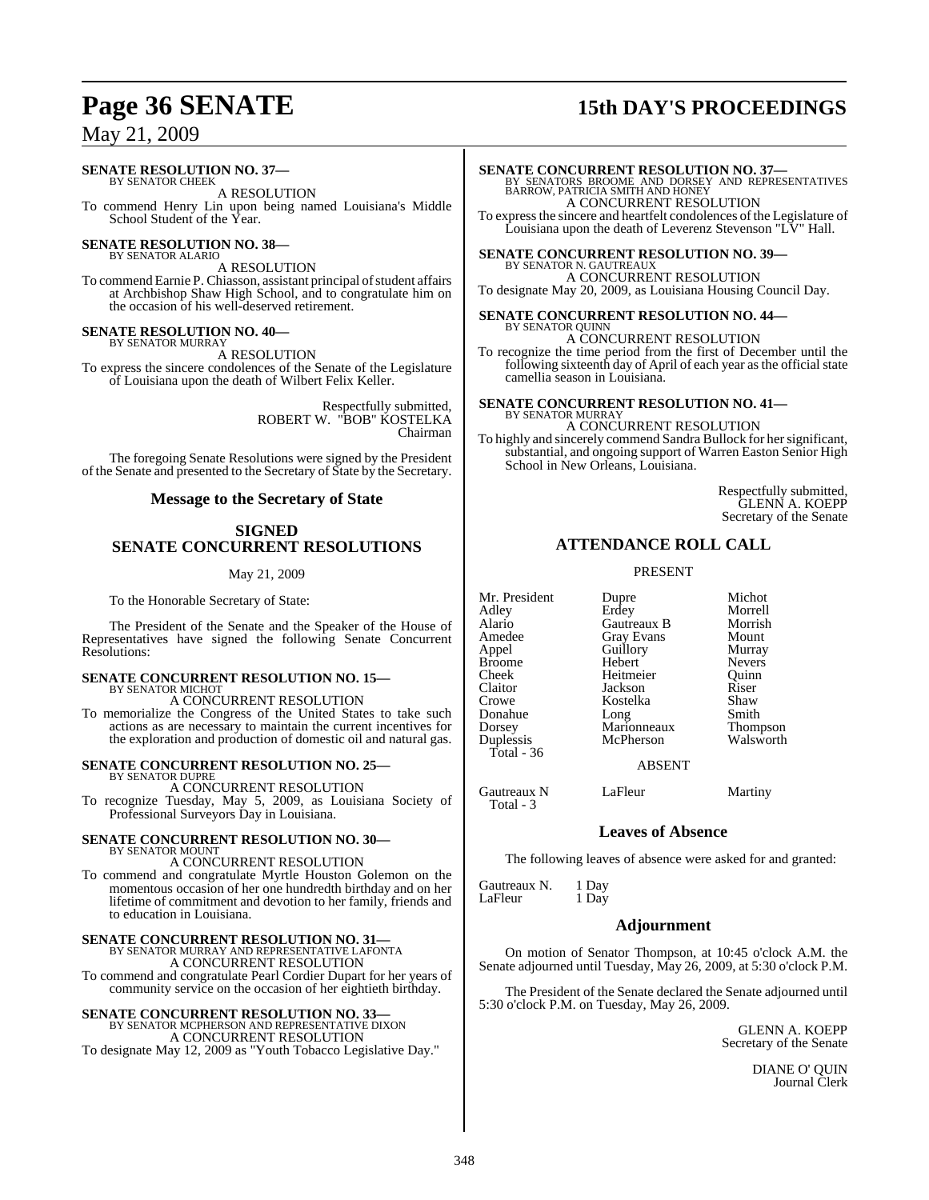**SENATE RESOLUTION NO. 37—**
BY SENATOR CHEEK

A RESOLUTION

To commend Henry Lin upon being named Louisiana's Middle School Student of the Year.

**SENATE RESOLUTION NO. 38—**
BY SENATOR ALARIO

A RESOLUTION

To commend Earnie P. Chiasson, assistant principal of student affairs at Archbishop Shaw High School, and to congratulate him on the occasion of his well-deserved retirement.

**SENATE RESOLUTION NO. 40—**
BY SENATOR MURRAY

A RESOLUTION

To express the sincere condolences of the Senate of the Legislature of Louisiana upon the death of Wilbert Felix Keller.

Respectfully submitted,
ROBERT W. "BOB" KOSTELKA
Chairman

The foregoing Senate Resolutions were signed by the President of the Senate and presented to the Secretary of State by the Secretary.

## Message to the Secretary of State

## SIGNED SENATE CONCURRENT RESOLUTIONS

May 21, 2009

To the Honorable Secretary of State:

The President of the Senate and the Speaker of the House of Representatives have signed the following Senate Concurrent Resolutions:

**SENATE CONCURRENT RESOLUTION NO. 15—**
BY SENATOR MICHOT

A CONCURRENT RESOLUTION

To memorialize the Congress of the United States to take such actions as are necessary to maintain the current incentives for the exploration and production of domestic oil and natural gas.

**SENATE CONCURRENT RESOLUTION NO. 25—**
BY SENATOR DUPRE

A CONCURRENT RESOLUTION

To recognize Tuesday, May 5, 2009, as Louisiana Society of Professional Surveyors Day in Louisiana.

**SENATE CONCURRENT RESOLUTION NO. 30—**
BY SENATOR MOUNT

A CONCURRENT RESOLUTION

To commend and congratulate Myrtle Houston Golemon on the momentous occasion of her one hundredth birthday and on her lifetime of commitment and devotion to her family, friends and to education in Louisiana.

**SENATE CONCURRENT RESOLUTION NO. 31—**
BY SENATOR MURRAY AND REPRESENTATIVE LAFONTA

A CONCURRENT RESOLUTION

To commend and congratulate Pearl Cordier Dupart for her years of community service on the occasion of her eightieth birthday.

**SENATE CONCURRENT RESOLUTION NO. 33—**
BY SENATOR MCPHERSON AND REPRESENTATIVE DIXON

A CONCURRENT RESOLUTION

To designate May 12, 2009 as "Youth Tobacco Legislative Day."

**SENATE CONCURRENT RESOLUTION NO. 37—**
BY SENATORS BROOME AND DORSEY AND REPRESENTATIVES BARROW, PATRICIA SMITH AND HONEY

A CONCURRENT RESOLUTION

To express the sincere and heartfelt condolences of the Legislature of Louisiana upon the death of Leverenz Stevenson "LV" Hall.

**SENATE CONCURRENT RESOLUTION NO. 39—**
BY SENATOR N. GAUTREAUX

A CONCURRENT RESOLUTION

To designate May 20, 2009, as Louisiana Housing Council Day.

**SENATE CONCURRENT RESOLUTION NO. 44—**
BY SENATOR QUINN

A CONCURRENT RESOLUTION

To recognize the time period from the first of December until the following sixteenth day of April of each year as the official state camellia season in Louisiana.

**SENATE CONCURRENT RESOLUTION NO. 41—**
BY SENATOR MURRAY

A CONCURRENT RESOLUTION

To highly and sincerely commend Sandra Bullock for her significant, substantial, and ongoing support of Warren Easton Senior High School in New Orleans, Louisiana.

Respectfully submitted,
GLENN A. KOEPP
Secretary of the Senate

## ATTENDANCE ROLL CALL

PRESENT

| | | |
|---|---|---|
| Mr. President | Dupre | Michot |
| Adley | Erdey | Morrell |
| Alario | Gautreaux B | Morrish |
| Amedee | Gray Evans | Mount |
| Appel | Guillory | Murray |
| Broome | Hebert | Nevers |
| Cheek | Heitmeier | Quinn |
| Claitor | Jackson | Riser |
| Crowe | Kostelka | Shaw |
| Donahue | Long | Smith |
| Dorsey | Marionneaux | Thompson |
| Duplessis | McPherson | Walsworth |
| Total - 36 | | |

ABSENT

| | | |
|---|---|---|
| Gautreaux N | LaFleur | Martiny |
| Total - 3 | | |

## Leaves of Absence

The following leaves of absence were asked for and granted:

Gautreaux N. 1 Day
LaFleur 1 Day

## Adjournment

On motion of Senator Thompson, at 10:45 o'clock A.M. the Senate adjourned until Tuesday, May 26, 2009, at 5:30 o'clock P.M.

The President of the Senate declared the Senate adjourned until 5:30 o'clock P.M. on Tuesday, May 26, 2009.

GLENN A. KOEPP
Secretary of the Senate

DIANE O' QUIN
Journal Clerk